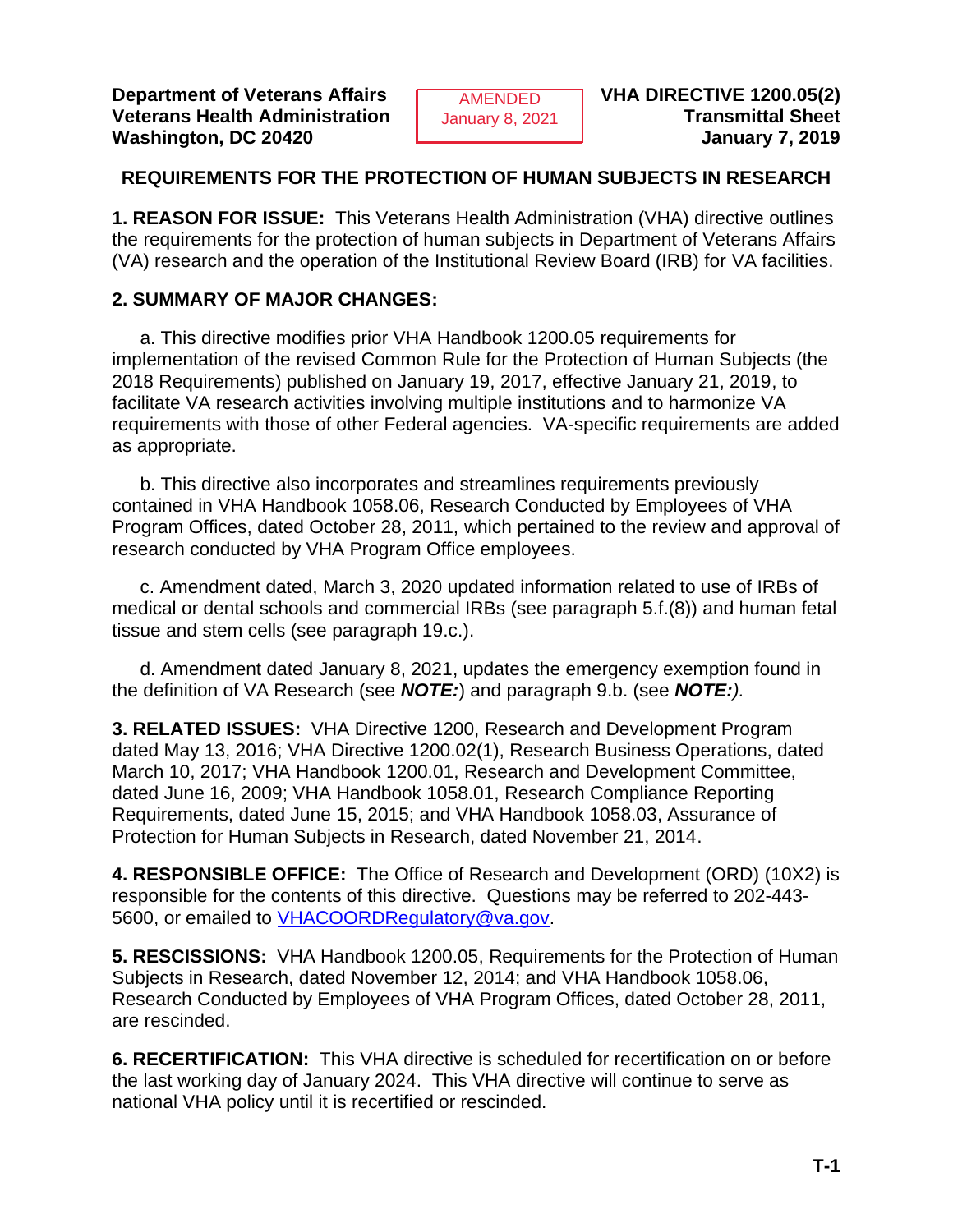**Department of Veterans Affairs**
**Veterans Health Administration**
**Washington, DC 20420**

AMENDED
January 8, 2021

**VHA DIRECTIVE 1200.05(2)**
**Transmittal Sheet**
**January 7, 2019**

## REQUIREMENTS FOR THE PROTECTION OF HUMAN SUBJECTS IN RESEARCH

**1. REASON FOR ISSUE:** This Veterans Health Administration (VHA) directive outlines the requirements for the protection of human subjects in Department of Veterans Affairs (VA) research and the operation of the Institutional Review Board (IRB) for VA facilities.

**2. SUMMARY OF MAJOR CHANGES:**

a. This directive modifies prior VHA Handbook 1200.05 requirements for implementation of the revised Common Rule for the Protection of Human Subjects (the 2018 Requirements) published on January 19, 2017, effective January 21, 2019, to facilitate VA research activities involving multiple institutions and to harmonize VA requirements with those of other Federal agencies. VA-specific requirements are added as appropriate.

b. This directive also incorporates and streamlines requirements previously contained in VHA Handbook 1058.06, Research Conducted by Employees of VHA Program Offices, dated October 28, 2011, which pertained to the review and approval of research conducted by VHA Program Office employees.

c. Amendment dated, March 3, 2020 updated information related to use of IRBs of medical or dental schools and commercial IRBs (see paragraph 5.f.(8)) and human fetal tissue and stem cells (see paragraph 19.c.).

d. Amendment dated January 8, 2021, updates the emergency exemption found in the definition of VA Research (see ***NOTE:***) and paragraph 9.b. (see ***NOTE:).***

**3. RELATED ISSUES:** VHA Directive 1200, Research and Development Program dated May 13, 2016; VHA Directive 1200.02(1), Research Business Operations, dated March 10, 2017; VHA Handbook 1200.01, Research and Development Committee, dated June 16, 2009; VHA Handbook 1058.01, Research Compliance Reporting Requirements, dated June 15, 2015; and VHA Handbook 1058.03, Assurance of Protection for Human Subjects in Research, dated November 21, 2014.

**4. RESPONSIBLE OFFICE:** The Office of Research and Development (ORD) (10X2) is responsible for the contents of this directive. Questions may be referred to 202-443-5600, or emailed to VHACOORDRegulatory@va.gov.

**5. RESCISSIONS:** VHA Handbook 1200.05, Requirements for the Protection of Human Subjects in Research, dated November 12, 2014; and VHA Handbook 1058.06, Research Conducted by Employees of VHA Program Offices, dated October 28, 2011, are rescinded.

**6. RECERTIFICATION:** This VHA directive is scheduled for recertification on or before the last working day of January 2024. This VHA directive will continue to serve as national VHA policy until it is recertified or rescinded.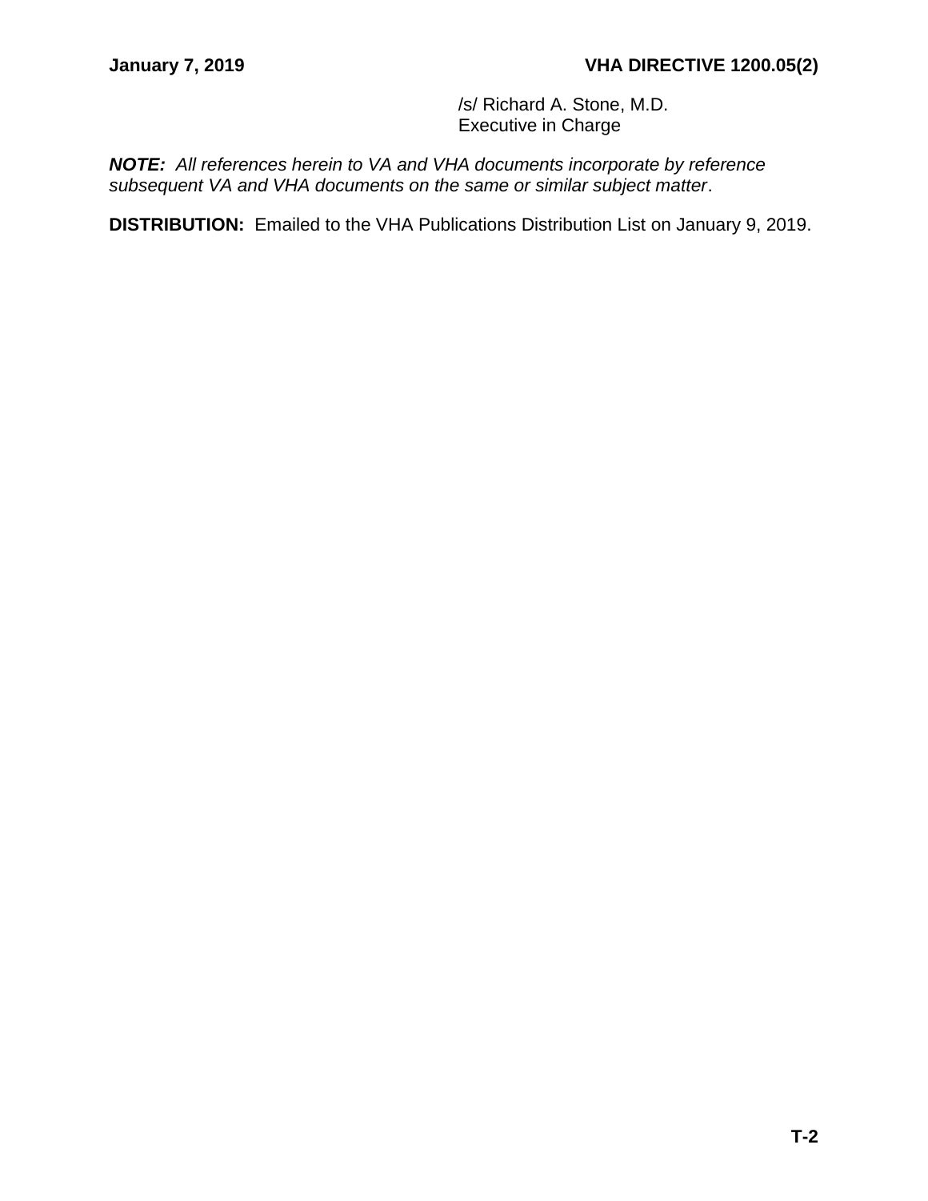/s/ Richard A. Stone, M.D.
Executive in Charge

***NOTE:*** *All references herein to VA and VHA documents incorporate by reference subsequent VA and VHA documents on the same or similar subject matter*.

**DISTRIBUTION:** Emailed to the VHA Publications Distribution List on January 9, 2019.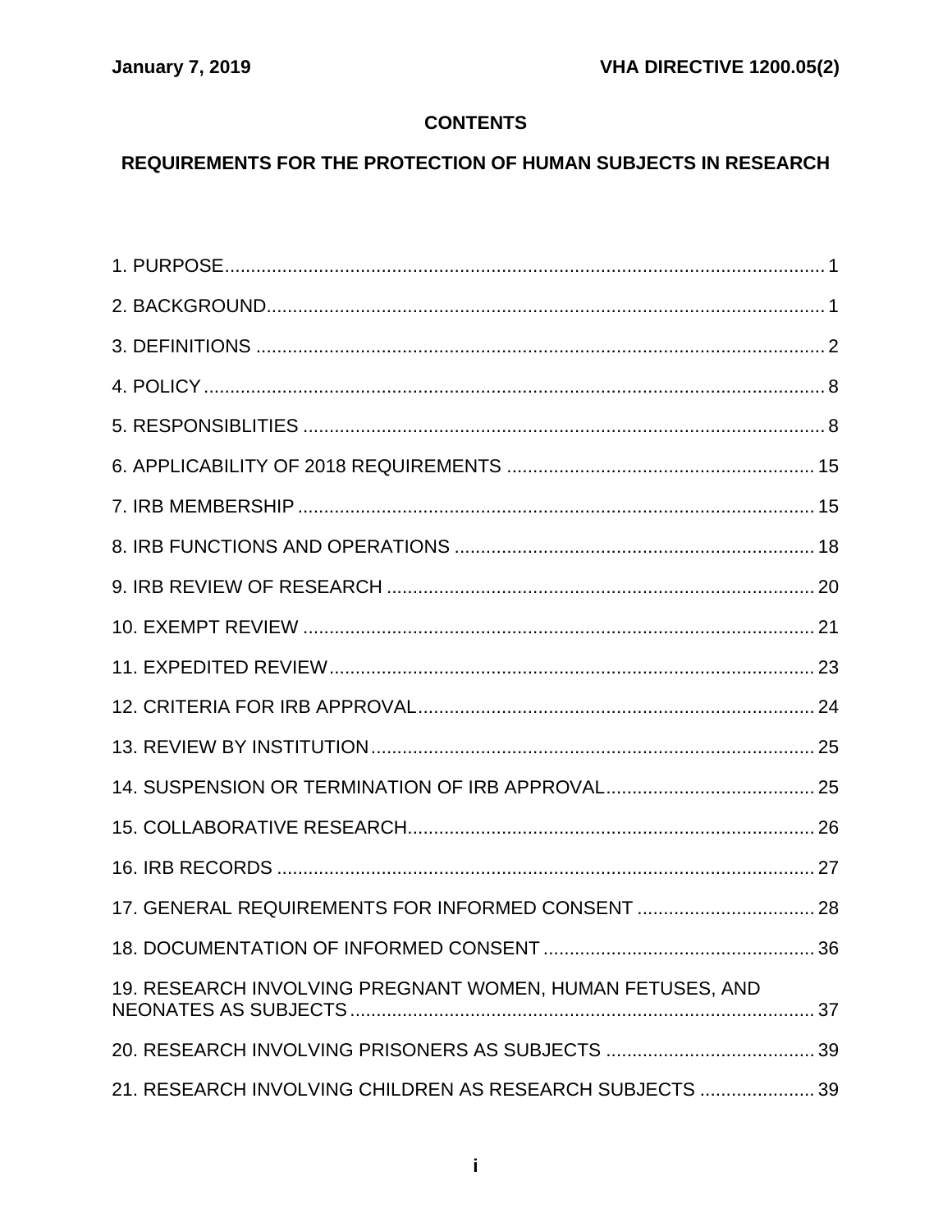**CONTENTS**

**REQUIREMENTS FOR THE PROTECTION OF HUMAN SUBJECTS IN RESEARCH**

1. PURPOSE .......... 1

2. BACKGROUND .......... 1

3. DEFINITIONS .......... 2

4. POLICY .......... 8

5. RESPONSIBLITIES .......... 8

6. APPLICABILITY OF 2018 REQUIREMENTS .......... 15

7. IRB MEMBERSHIP .......... 15

8. IRB FUNCTIONS AND OPERATIONS .......... 18

9. IRB REVIEW OF RESEARCH .......... 20

10. EXEMPT REVIEW .......... 21

11. EXPEDITED REVIEW .......... 23

12. CRITERIA FOR IRB APPROVAL .......... 24

13. REVIEW BY INSTITUTION .......... 25

14. SUSPENSION OR TERMINATION OF IRB APPROVAL .......... 25

15. COLLABORATIVE RESEARCH .......... 26

16. IRB RECORDS .......... 27

17. GENERAL REQUIREMENTS FOR INFORMED CONSENT .......... 28

18. DOCUMENTATION OF INFORMED CONSENT .......... 36

19. RESEARCH INVOLVING PREGNANT WOMEN, HUMAN FETUSES, AND NEONATES AS SUBJECTS .......... 37

20. RESEARCH INVOLVING PRISONERS AS SUBJECTS .......... 39

21. RESEARCH INVOLVING CHILDREN AS RESEARCH SUBJECTS .......... 39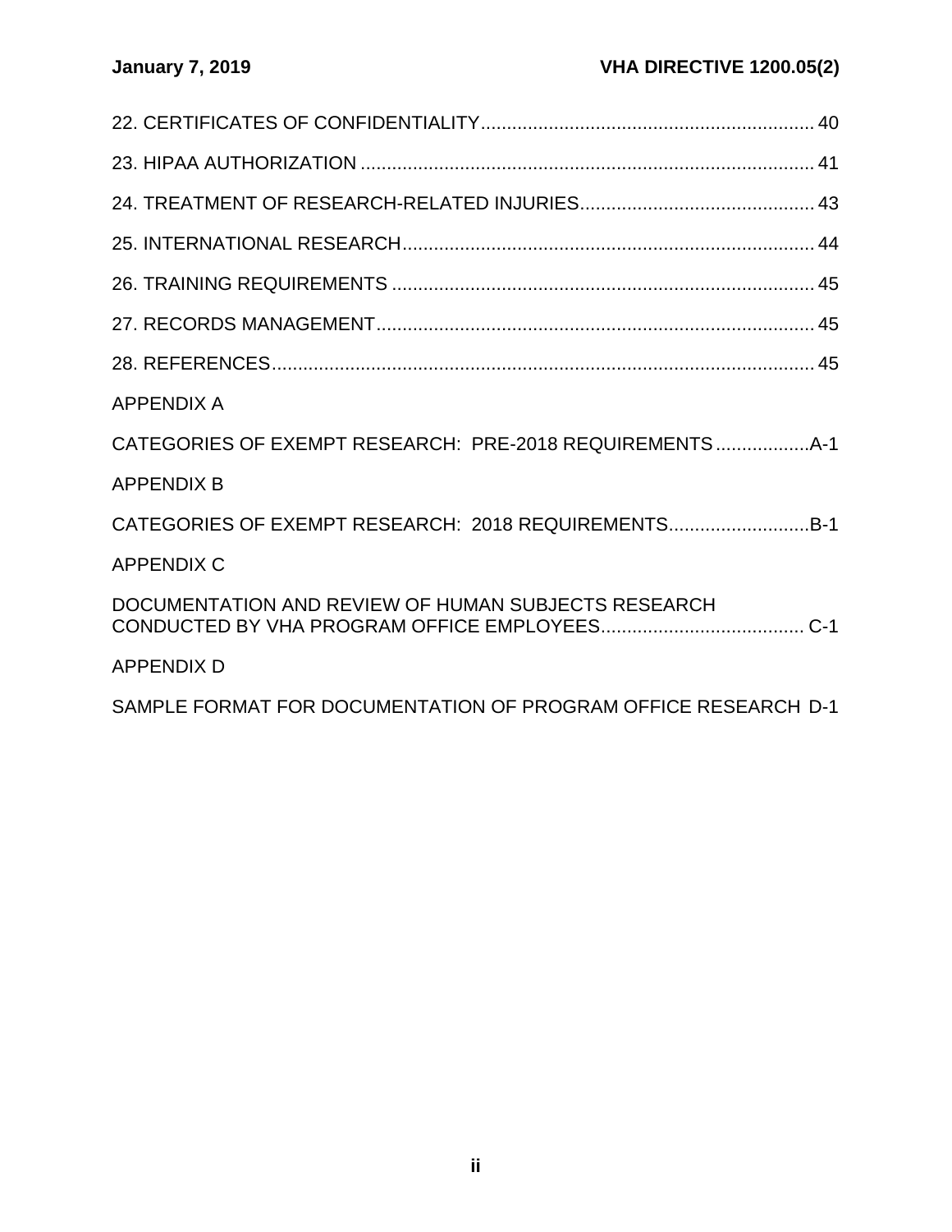22. CERTIFICATES OF CONFIDENTIALITY ................................................................ 40

23. HIPAA AUTHORIZATION ....................................................................................... 41

24. TREATMENT OF RESEARCH-RELATED INJURIES ............................................ 43

25. INTERNATIONAL RESEARCH .............................................................................. 44

26. TRAINING REQUIREMENTS ................................................................................ 45

27. RECORDS MANAGEMENT .................................................................................... 45

28. REFERENCES ........................................................................................................ 45

APPENDIX A

CATEGORIES OF EXEMPT RESEARCH: PRE-2018 REQUIREMENTS .................. A-1

APPENDIX B

CATEGORIES OF EXEMPT RESEARCH: 2018 REQUIREMENTS ........................... B-1

APPENDIX C

DOCUMENTATION AND REVIEW OF HUMAN SUBJECTS RESEARCH CONDUCTED BY VHA PROGRAM OFFICE EMPLOYEES ....................................... C-1

APPENDIX D

SAMPLE FORMAT FOR DOCUMENTATION OF PROGRAM OFFICE RESEARCH D-1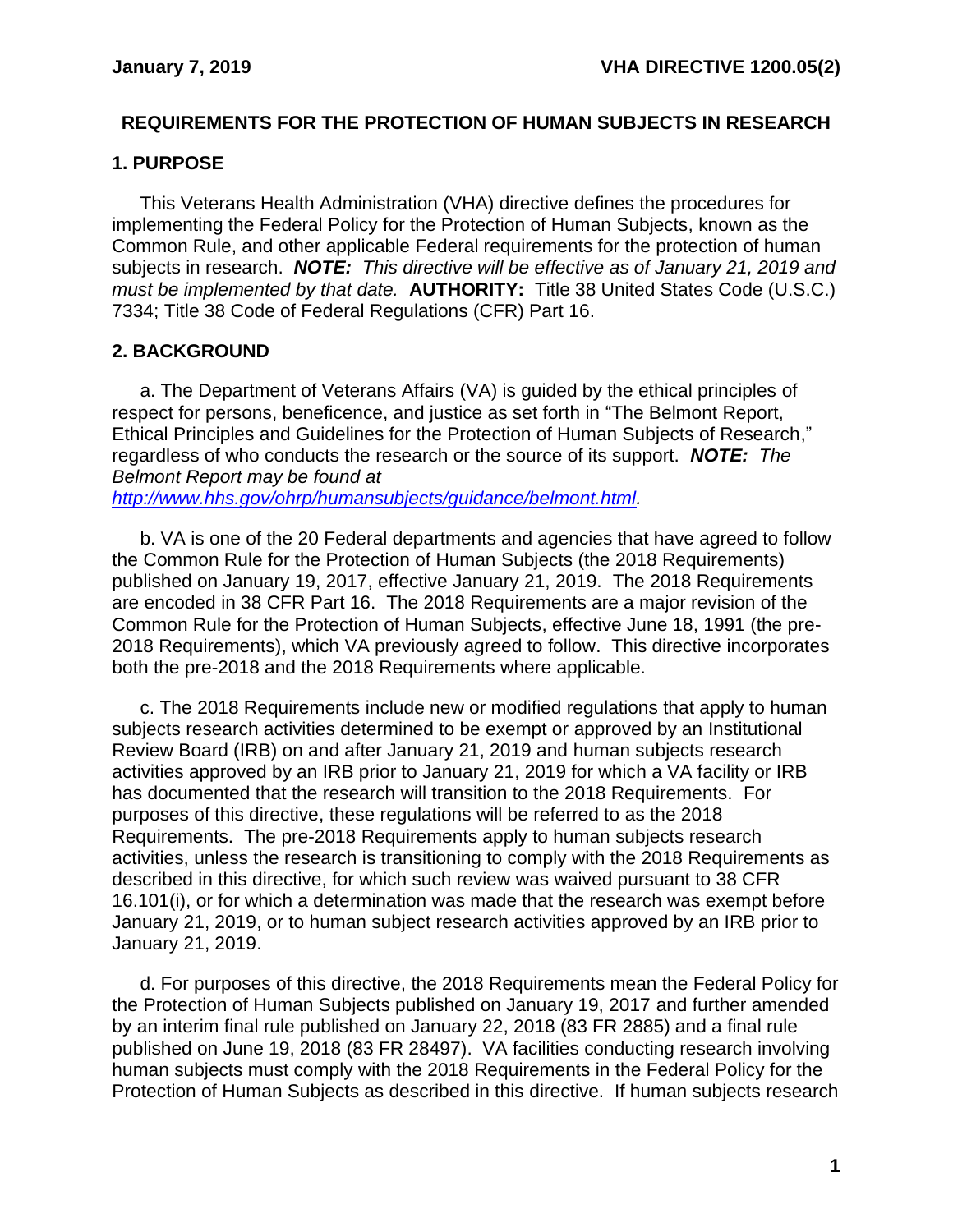## REQUIREMENTS FOR THE PROTECTION OF HUMAN SUBJECTS IN RESEARCH

### 1. PURPOSE

This Veterans Health Administration (VHA) directive defines the procedures for implementing the Federal Policy for the Protection of Human Subjects, known as the Common Rule, and other applicable Federal requirements for the protection of human subjects in research. ***NOTE:*** *This directive will be effective as of January 21, 2019 and must be implemented by that date.* **AUTHORITY:** Title 38 United States Code (U.S.C.) 7334; Title 38 Code of Federal Regulations (CFR) Part 16.

### 2. BACKGROUND

a. The Department of Veterans Affairs (VA) is guided by the ethical principles of respect for persons, beneficence, and justice as set forth in "The Belmont Report, Ethical Principles and Guidelines for the Protection of Human Subjects of Research," regardless of who conducts the research or the source of its support. ***NOTE:*** *The Belmont Report may be found at [http://www.hhs.gov/ohrp/humansubjects/guidance/belmont.html](http://www.hhs.gov/ohrp/humansubjects/guidance/belmont.html).*

b. VA is one of the 20 Federal departments and agencies that have agreed to follow the Common Rule for the Protection of Human Subjects (the 2018 Requirements) published on January 19, 2017, effective January 21, 2019. The 2018 Requirements are encoded in 38 CFR Part 16. The 2018 Requirements are a major revision of the Common Rule for the Protection of Human Subjects, effective June 18, 1991 (the pre-2018 Requirements), which VA previously agreed to follow. This directive incorporates both the pre-2018 and the 2018 Requirements where applicable.

c. The 2018 Requirements include new or modified regulations that apply to human subjects research activities determined to be exempt or approved by an Institutional Review Board (IRB) on and after January 21, 2019 and human subjects research activities approved by an IRB prior to January 21, 2019 for which a VA facility or IRB has documented that the research will transition to the 2018 Requirements. For purposes of this directive, these regulations will be referred to as the 2018 Requirements. The pre-2018 Requirements apply to human subjects research activities, unless the research is transitioning to comply with the 2018 Requirements as described in this directive, for which such review was waived pursuant to 38 CFR 16.101(i), or for which a determination was made that the research was exempt before January 21, 2019, or to human subject research activities approved by an IRB prior to January 21, 2019.

d. For purposes of this directive, the 2018 Requirements mean the Federal Policy for the Protection of Human Subjects published on January 19, 2017 and further amended by an interim final rule published on January 22, 2018 (83 FR 2885) and a final rule published on June 19, 2018 (83 FR 28497). VA facilities conducting research involving human subjects must comply with the 2018 Requirements in the Federal Policy for the Protection of Human Subjects as described in this directive. If human subjects research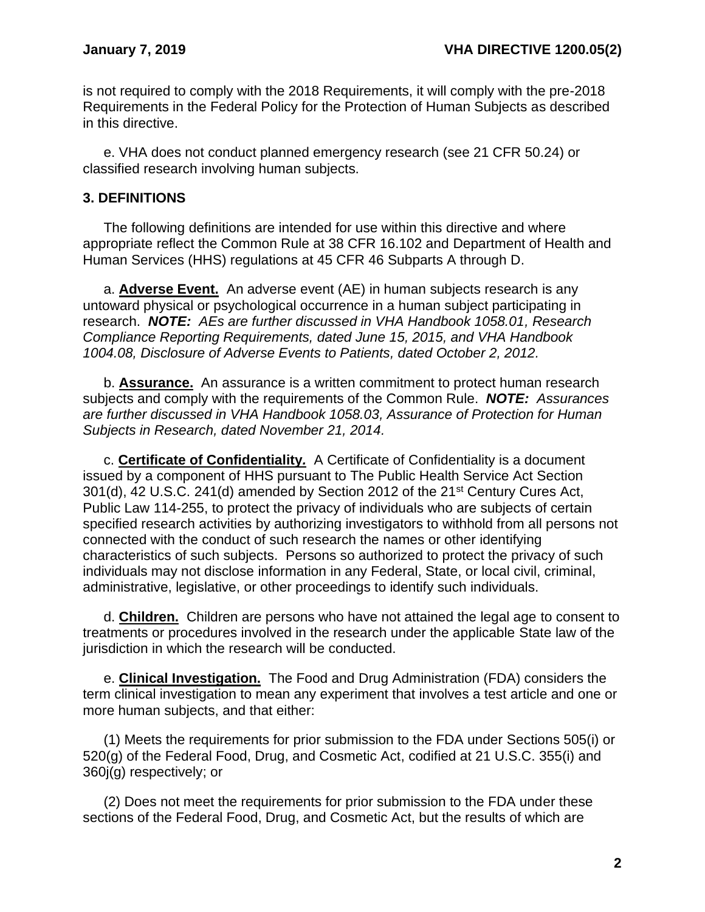is not required to comply with the 2018 Requirements, it will comply with the pre-2018 Requirements in the Federal Policy for the Protection of Human Subjects as described in this directive.

e. VHA does not conduct planned emergency research (see 21 CFR 50.24) or classified research involving human subjects.

## 3. DEFINITIONS

The following definitions are intended for use within this directive and where appropriate reflect the Common Rule at 38 CFR 16.102 and Department of Health and Human Services (HHS) regulations at 45 CFR 46 Subparts A through D.

a. **Adverse Event.** An adverse event (AE) in human subjects research is any untoward physical or psychological occurrence in a human subject participating in research. ***NOTE:*** *AEs are further discussed in VHA Handbook 1058.01, Research Compliance Reporting Requirements, dated June 15, 2015, and VHA Handbook 1004.08, Disclosure of Adverse Events to Patients, dated October 2, 2012.*

b. **Assurance.** An assurance is a written commitment to protect human research subjects and comply with the requirements of the Common Rule. ***NOTE:*** *Assurances are further discussed in VHA Handbook 1058.03, Assurance of Protection for Human Subjects in Research, dated November 21, 2014.*

c. **Certificate of Confidentiality.** A Certificate of Confidentiality is a document issued by a component of HHS pursuant to The Public Health Service Act Section 301(d), 42 U.S.C. 241(d) amended by Section 2012 of the 21st Century Cures Act, Public Law 114-255, to protect the privacy of individuals who are subjects of certain specified research activities by authorizing investigators to withhold from all persons not connected with the conduct of such research the names or other identifying characteristics of such subjects. Persons so authorized to protect the privacy of such individuals may not disclose information in any Federal, State, or local civil, criminal, administrative, legislative, or other proceedings to identify such individuals.

d. **Children.** Children are persons who have not attained the legal age to consent to treatments or procedures involved in the research under the applicable State law of the jurisdiction in which the research will be conducted.

e. **Clinical Investigation.** The Food and Drug Administration (FDA) considers the term clinical investigation to mean any experiment that involves a test article and one or more human subjects, and that either:

(1) Meets the requirements for prior submission to the FDA under Sections 505(i) or 520(g) of the Federal Food, Drug, and Cosmetic Act, codified at 21 U.S.C. 355(i) and 360j(g) respectively; or

(2) Does not meet the requirements for prior submission to the FDA under these sections of the Federal Food, Drug, and Cosmetic Act, but the results of which are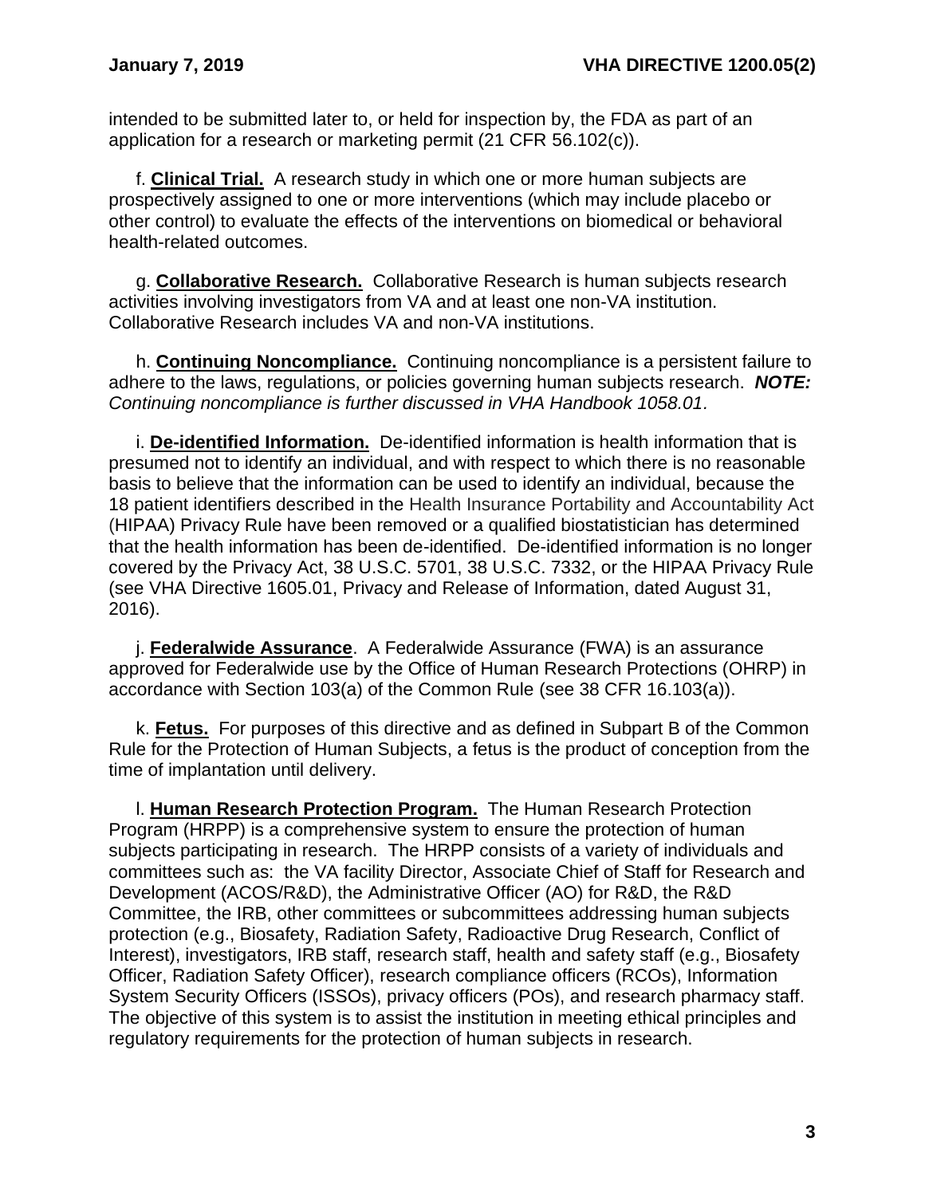intended to be submitted later to, or held for inspection by, the FDA as part of an application for a research or marketing permit (21 CFR 56.102(c)).

f. **Clinical Trial.** A research study in which one or more human subjects are prospectively assigned to one or more interventions (which may include placebo or other control) to evaluate the effects of the interventions on biomedical or behavioral health-related outcomes.

g. **Collaborative Research.** Collaborative Research is human subjects research activities involving investigators from VA and at least one non-VA institution. Collaborative Research includes VA and non-VA institutions.

h. **Continuing Noncompliance.** Continuing noncompliance is a persistent failure to adhere to the laws, regulations, or policies governing human subjects research. ***NOTE:*** *Continuing noncompliance is further discussed in VHA Handbook 1058.01.*

i. **De-identified Information.** De-identified information is health information that is presumed not to identify an individual, and with respect to which there is no reasonable basis to believe that the information can be used to identify an individual, because the 18 patient identifiers described in the Health Insurance Portability and Accountability Act (HIPAA) Privacy Rule have been removed or a qualified biostatistician has determined that the health information has been de-identified. De-identified information is no longer covered by the Privacy Act, 38 U.S.C. 5701, 38 U.S.C. 7332, or the HIPAA Privacy Rule (see VHA Directive 1605.01, Privacy and Release of Information, dated August 31, 2016).

j. **Federalwide Assurance**. A Federalwide Assurance (FWA) is an assurance approved for Federalwide use by the Office of Human Research Protections (OHRP) in accordance with Section 103(a) of the Common Rule (see 38 CFR 16.103(a)).

k. **Fetus.** For purposes of this directive and as defined in Subpart B of the Common Rule for the Protection of Human Subjects, a fetus is the product of conception from the time of implantation until delivery.

l. **Human Research Protection Program.** The Human Research Protection Program (HRPP) is a comprehensive system to ensure the protection of human subjects participating in research. The HRPP consists of a variety of individuals and committees such as: the VA facility Director, Associate Chief of Staff for Research and Development (ACOS/R&D), the Administrative Officer (AO) for R&D, the R&D Committee, the IRB, other committees or subcommittees addressing human subjects protection (e.g., Biosafety, Radiation Safety, Radioactive Drug Research, Conflict of Interest), investigators, IRB staff, research staff, health and safety staff (e.g., Biosafety Officer, Radiation Safety Officer), research compliance officers (RCOs), Information System Security Officers (ISSOs), privacy officers (POs), and research pharmacy staff. The objective of this system is to assist the institution in meeting ethical principles and regulatory requirements for the protection of human subjects in research.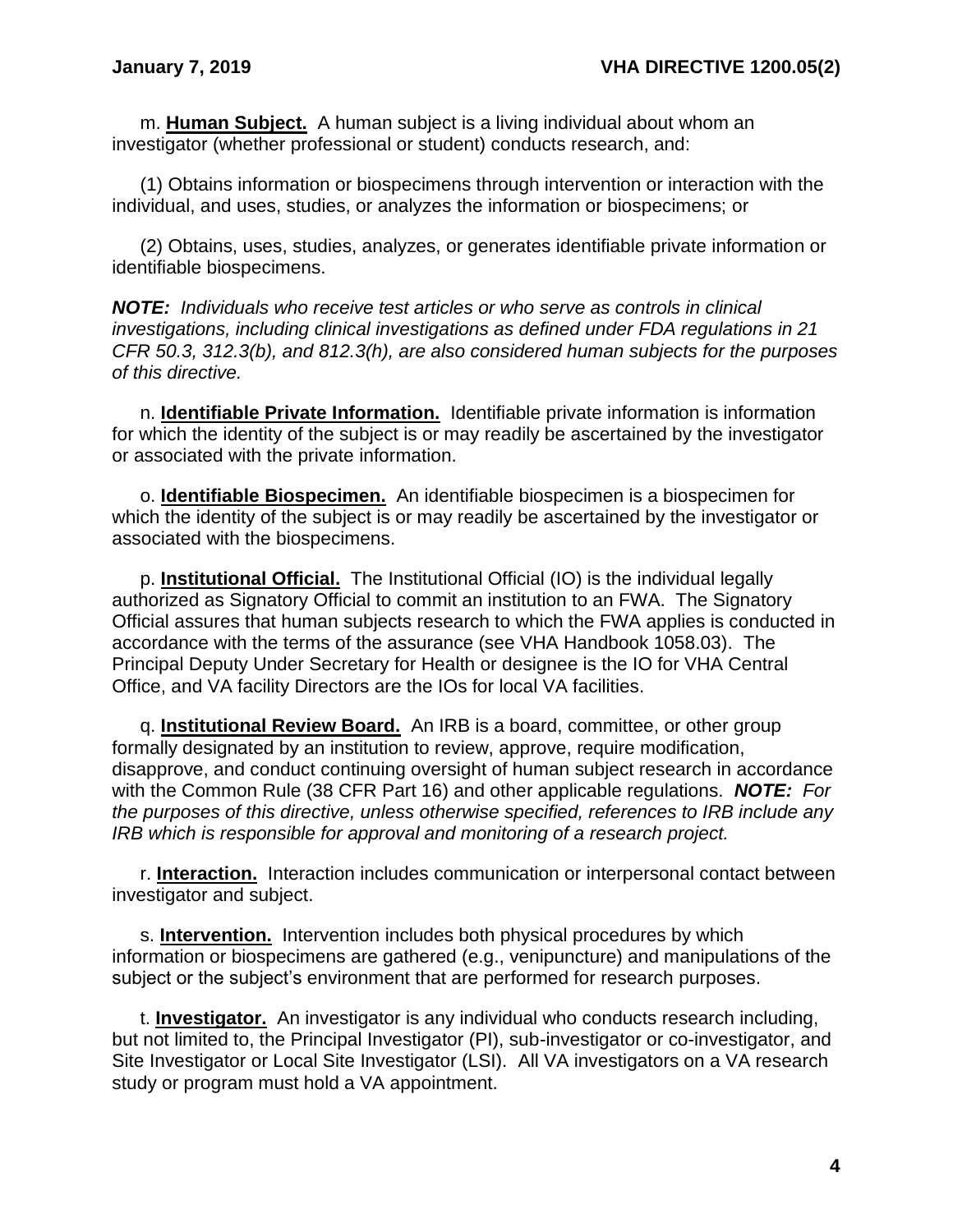m. **<u>Human Subject.</u>** A human subject is a living individual about whom an investigator (whether professional or student) conducts research, and:

(1) Obtains information or biospecimens through intervention or interaction with the individual, and uses, studies, or analyzes the information or biospecimens; or

(2) Obtains, uses, studies, analyzes, or generates identifiable private information or identifiable biospecimens.

***NOTE:*** *Individuals who receive test articles or who serve as controls in clinical investigations, including clinical investigations as defined under FDA regulations in 21 CFR 50.3, 312.3(b), and 812.3(h), are also considered human subjects for the purposes of this directive.*

n. **<u>Identifiable Private Information.</u>** Identifiable private information is information for which the identity of the subject is or may readily be ascertained by the investigator or associated with the private information.

o. **<u>Identifiable Biospecimen.</u>** An identifiable biospecimen is a biospecimen for which the identity of the subject is or may readily be ascertained by the investigator or associated with the biospecimens.

p. **<u>Institutional Official.</u>** The Institutional Official (IO) is the individual legally authorized as Signatory Official to commit an institution to an FWA. The Signatory Official assures that human subjects research to which the FWA applies is conducted in accordance with the terms of the assurance (see VHA Handbook 1058.03). The Principal Deputy Under Secretary for Health or designee is the IO for VHA Central Office, and VA facility Directors are the IOs for local VA facilities.

q. **<u>Institutional Review Board.</u>** An IRB is a board, committee, or other group formally designated by an institution to review, approve, require modification, disapprove, and conduct continuing oversight of human subject research in accordance with the Common Rule (38 CFR Part 16) and other applicable regulations. ***NOTE:*** *For the purposes of this directive, unless otherwise specified, references to IRB include any IRB which is responsible for approval and monitoring of a research project.*

r. **<u>Interaction.</u>** Interaction includes communication or interpersonal contact between investigator and subject.

s. **<u>Intervention.</u>** Intervention includes both physical procedures by which information or biospecimens are gathered (e.g., venipuncture) and manipulations of the subject or the subject's environment that are performed for research purposes.

t. **<u>Investigator.</u>** An investigator is any individual who conducts research including, but not limited to, the Principal Investigator (PI), sub-investigator or co-investigator, and Site Investigator or Local Site Investigator (LSI). All VA investigators on a VA research study or program must hold a VA appointment.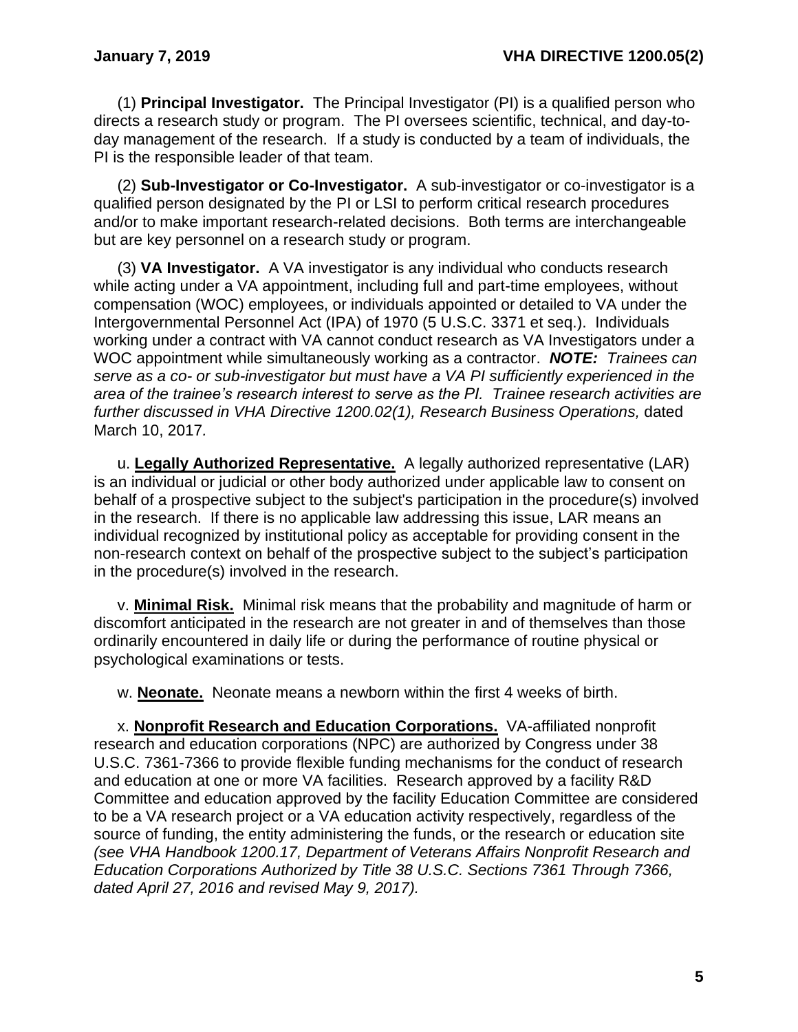(1) **Principal Investigator.** The Principal Investigator (PI) is a qualified person who directs a research study or program. The PI oversees scientific, technical, and day-to-day management of the research. If a study is conducted by a team of individuals, the PI is the responsible leader of that team.

(2) **Sub-Investigator or Co-Investigator.** A sub-investigator or co-investigator is a qualified person designated by the PI or LSI to perform critical research procedures and/or to make important research-related decisions. Both terms are interchangeable but are key personnel on a research study or program.

(3) **VA Investigator.** A VA investigator is any individual who conducts research while acting under a VA appointment, including full and part-time employees, without compensation (WOC) employees, or individuals appointed or detailed to VA under the Intergovernmental Personnel Act (IPA) of 1970 (5 U.S.C. 3371 et seq.). Individuals working under a contract with VA cannot conduct research as VA Investigators under a WOC appointment while simultaneously working as a contractor. ***NOTE:*** *Trainees can serve as a co- or sub-investigator but must have a VA PI sufficiently experienced in the area of the trainee's research interest to serve as the PI. Trainee research activities are further discussed in VHA Directive 1200.02(1), Research Business Operations,* dated March 10, 2017*.*

u. **Legally Authorized Representative.** A legally authorized representative (LAR) is an individual or judicial or other body authorized under applicable law to consent on behalf of a prospective subject to the subject's participation in the procedure(s) involved in the research. If there is no applicable law addressing this issue, LAR means an individual recognized by institutional policy as acceptable for providing consent in the non-research context on behalf of the prospective subject to the subject's participation in the procedure(s) involved in the research.

v. **Minimal Risk.** Minimal risk means that the probability and magnitude of harm or discomfort anticipated in the research are not greater in and of themselves than those ordinarily encountered in daily life or during the performance of routine physical or psychological examinations or tests.

w. **Neonate.** Neonate means a newborn within the first 4 weeks of birth.

x. **Nonprofit Research and Education Corporations.** VA-affiliated nonprofit research and education corporations (NPC) are authorized by Congress under 38 U.S.C. 7361-7366 to provide flexible funding mechanisms for the conduct of research and education at one or more VA facilities. Research approved by a facility R&D Committee and education approved by the facility Education Committee are considered to be a VA research project or a VA education activity respectively, regardless of the source of funding, the entity administering the funds, or the research or education site *(see VHA Handbook 1200.17, Department of Veterans Affairs Nonprofit Research and Education Corporations Authorized by Title 38 U.S.C. Sections 7361 Through 7366, dated April 27, 2016 and revised May 9, 2017).*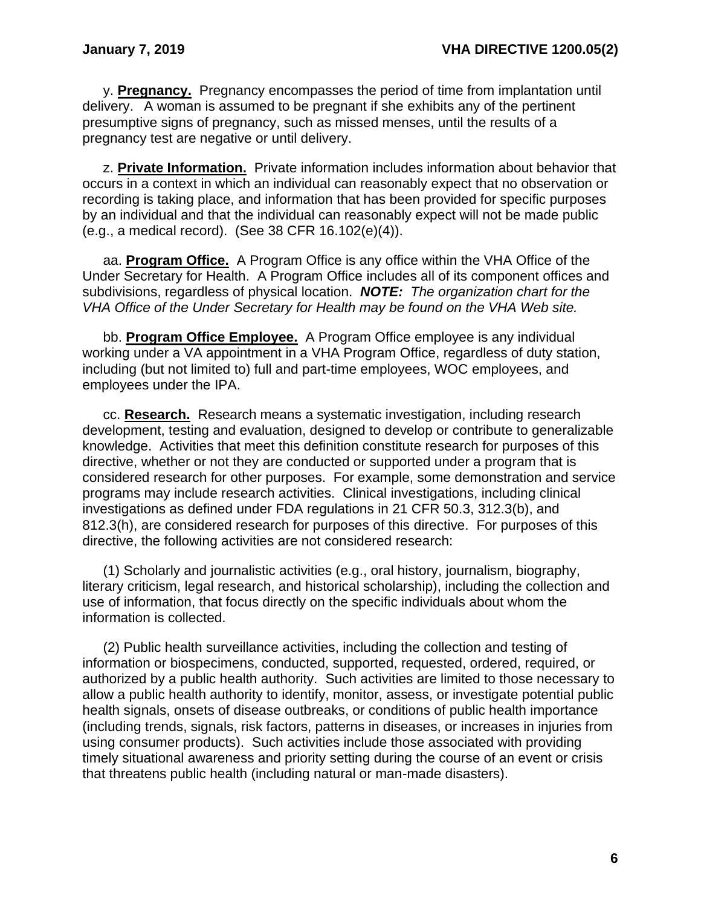y. **Pregnancy.** Pregnancy encompasses the period of time from implantation until delivery. A woman is assumed to be pregnant if she exhibits any of the pertinent presumptive signs of pregnancy, such as missed menses, until the results of a pregnancy test are negative or until delivery.

z. **Private Information.** Private information includes information about behavior that occurs in a context in which an individual can reasonably expect that no observation or recording is taking place, and information that has been provided for specific purposes by an individual and that the individual can reasonably expect will not be made public (e.g., a medical record). (See 38 CFR 16.102(e)(4)).

aa. **Program Office.** A Program Office is any office within the VHA Office of the Under Secretary for Health. A Program Office includes all of its component offices and subdivisions, regardless of physical location. ***NOTE:*** *The organization chart for the VHA Office of the Under Secretary for Health may be found on the VHA Web site.*

bb. **Program Office Employee.** A Program Office employee is any individual working under a VA appointment in a VHA Program Office, regardless of duty station, including (but not limited to) full and part-time employees, WOC employees, and employees under the IPA.

cc. **Research.** Research means a systematic investigation, including research development, testing and evaluation, designed to develop or contribute to generalizable knowledge. Activities that meet this definition constitute research for purposes of this directive, whether or not they are conducted or supported under a program that is considered research for other purposes. For example, some demonstration and service programs may include research activities. Clinical investigations, including clinical investigations as defined under FDA regulations in 21 CFR 50.3, 312.3(b), and 812.3(h), are considered research for purposes of this directive. For purposes of this directive, the following activities are not considered research:

(1) Scholarly and journalistic activities (e.g., oral history, journalism, biography, literary criticism, legal research, and historical scholarship), including the collection and use of information, that focus directly on the specific individuals about whom the information is collected.

(2) Public health surveillance activities, including the collection and testing of information or biospecimens, conducted, supported, requested, ordered, required, or authorized by a public health authority. Such activities are limited to those necessary to allow a public health authority to identify, monitor, assess, or investigate potential public health signals, onsets of disease outbreaks, or conditions of public health importance (including trends, signals, risk factors, patterns in diseases, or increases in injuries from using consumer products). Such activities include those associated with providing timely situational awareness and priority setting during the course of an event or crisis that threatens public health (including natural or man-made disasters).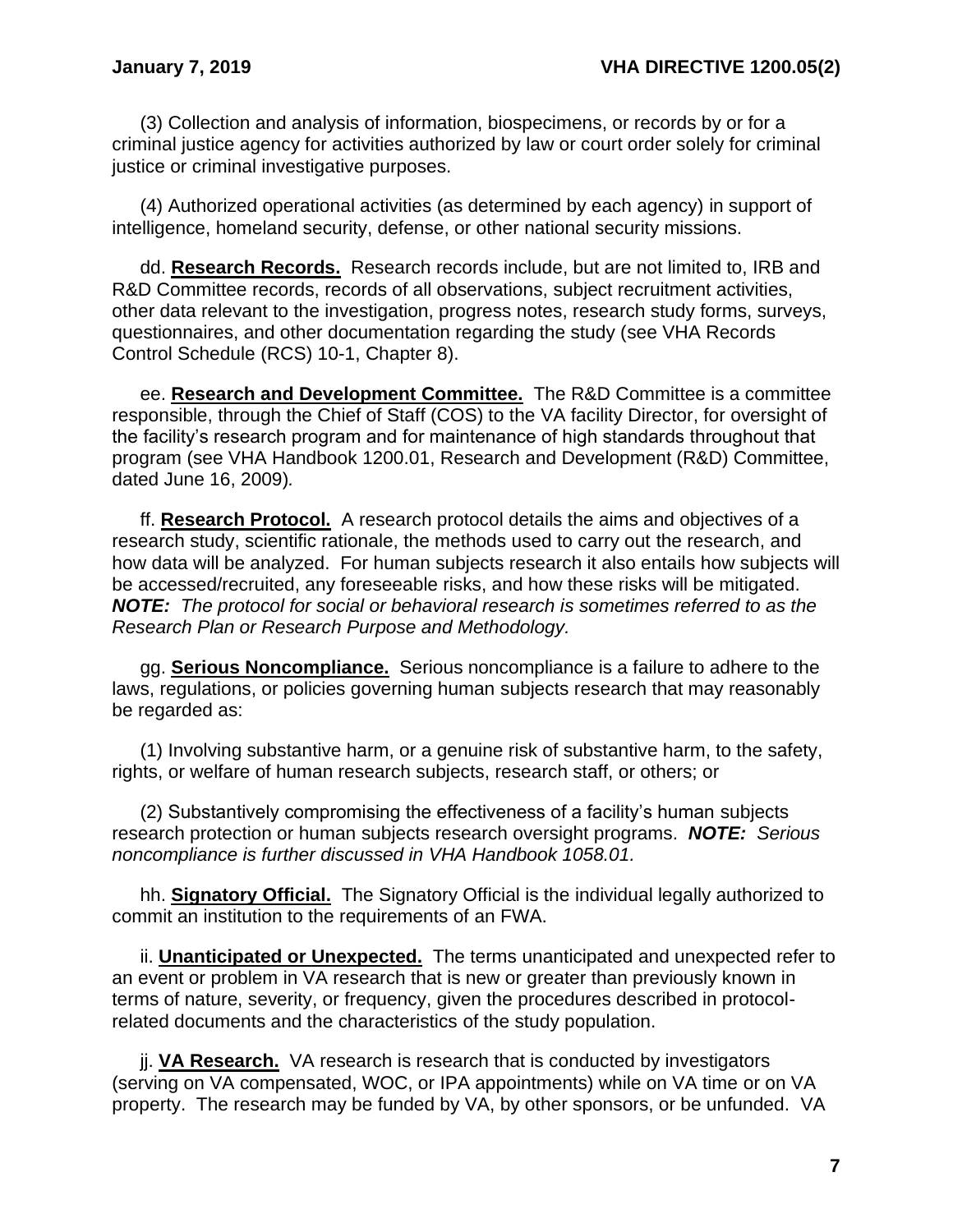(3) Collection and analysis of information, biospecimens, or records by or for a criminal justice agency for activities authorized by law or court order solely for criminal justice or criminal investigative purposes.

(4) Authorized operational activities (as determined by each agency) in support of intelligence, homeland security, defense, or other national security missions.

dd. **Research Records.** Research records include, but are not limited to, IRB and R&D Committee records, records of all observations, subject recruitment activities, other data relevant to the investigation, progress notes, research study forms, surveys, questionnaires, and other documentation regarding the study (see VHA Records Control Schedule (RCS) 10-1, Chapter 8).

ee. **Research and Development Committee.** The R&D Committee is a committee responsible, through the Chief of Staff (COS) to the VA facility Director, for oversight of the facility's research program and for maintenance of high standards throughout that program (see VHA Handbook 1200.01, Research and Development (R&D) Committee, dated June 16, 2009).

ff. **Research Protocol.** A research protocol details the aims and objectives of a research study, scientific rationale, the methods used to carry out the research, and how data will be analyzed. For human subjects research it also entails how subjects will be accessed/recruited, any foreseeable risks, and how these risks will be mitigated. ***NOTE:*** *The protocol for social or behavioral research is sometimes referred to as the Research Plan or Research Purpose and Methodology.*

gg. **Serious Noncompliance.** Serious noncompliance is a failure to adhere to the laws, regulations, or policies governing human subjects research that may reasonably be regarded as:

(1) Involving substantive harm, or a genuine risk of substantive harm, to the safety, rights, or welfare of human research subjects, research staff, or others; or

(2) Substantively compromising the effectiveness of a facility's human subjects research protection or human subjects research oversight programs. ***NOTE:*** *Serious noncompliance is further discussed in VHA Handbook 1058.01.*

hh. **Signatory Official.** The Signatory Official is the individual legally authorized to commit an institution to the requirements of an FWA.

ii. **Unanticipated or Unexpected.** The terms unanticipated and unexpected refer to an event or problem in VA research that is new or greater than previously known in terms of nature, severity, or frequency, given the procedures described in protocol-related documents and the characteristics of the study population.

jj. **VA Research.** VA research is research that is conducted by investigators (serving on VA compensated, WOC, or IPA appointments) while on VA time or on VA property. The research may be funded by VA, by other sponsors, or be unfunded. VA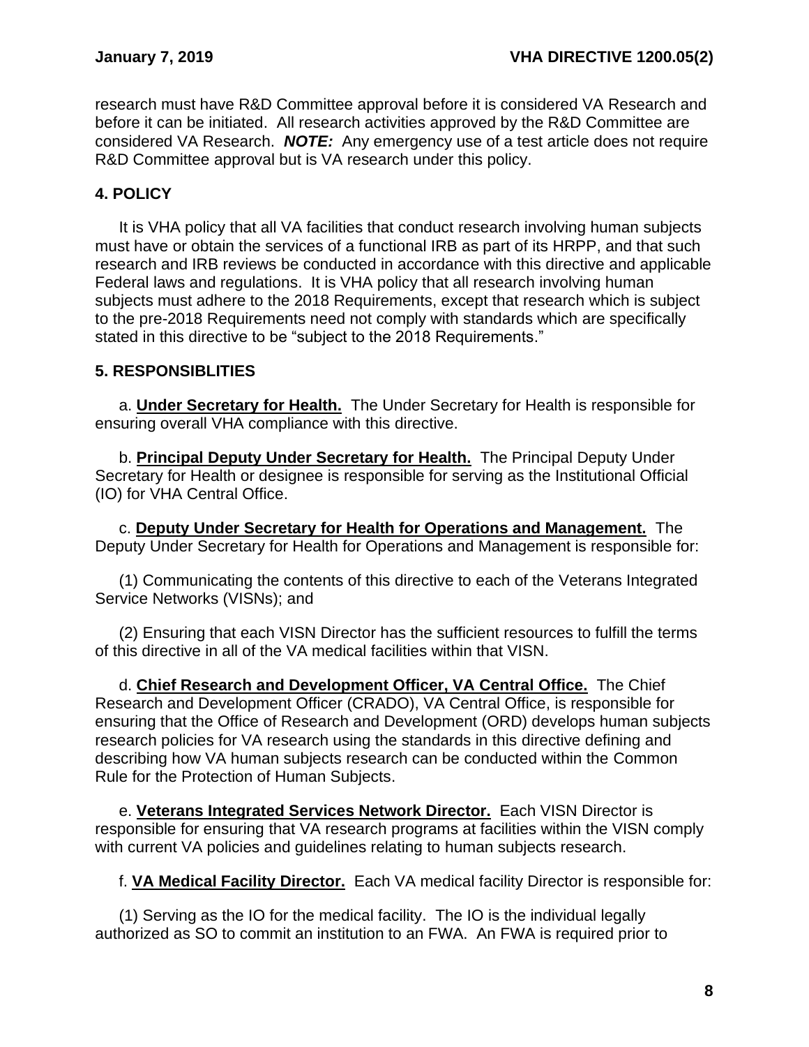research must have R&D Committee approval before it is considered VA Research and before it can be initiated. All research activities approved by the R&D Committee are considered VA Research. ***NOTE:*** Any emergency use of a test article does not require R&D Committee approval but is VA research under this policy.

## 4. POLICY

It is VHA policy that all VA facilities that conduct research involving human subjects must have or obtain the services of a functional IRB as part of its HRPP, and that such research and IRB reviews be conducted in accordance with this directive and applicable Federal laws and regulations. It is VHA policy that all research involving human subjects must adhere to the 2018 Requirements, except that research which is subject to the pre-2018 Requirements need not comply with standards which are specifically stated in this directive to be "subject to the 2018 Requirements."

## 5. RESPONSIBLITIES

a. **Under Secretary for Health.** The Under Secretary for Health is responsible for ensuring overall VHA compliance with this directive.

b. **Principal Deputy Under Secretary for Health.** The Principal Deputy Under Secretary for Health or designee is responsible for serving as the Institutional Official (IO) for VHA Central Office.

c. **Deputy Under Secretary for Health for Operations and Management.** The Deputy Under Secretary for Health for Operations and Management is responsible for:

(1) Communicating the contents of this directive to each of the Veterans Integrated Service Networks (VISNs); and

(2) Ensuring that each VISN Director has the sufficient resources to fulfill the terms of this directive in all of the VA medical facilities within that VISN.

d. **Chief Research and Development Officer, VA Central Office.** The Chief Research and Development Officer (CRADO), VA Central Office, is responsible for ensuring that the Office of Research and Development (ORD) develops human subjects research policies for VA research using the standards in this directive defining and describing how VA human subjects research can be conducted within the Common Rule for the Protection of Human Subjects.

e. **Veterans Integrated Services Network Director.** Each VISN Director is responsible for ensuring that VA research programs at facilities within the VISN comply with current VA policies and guidelines relating to human subjects research.

f. **VA Medical Facility Director.** Each VA medical facility Director is responsible for:

(1) Serving as the IO for the medical facility. The IO is the individual legally authorized as SO to commit an institution to an FWA. An FWA is required prior to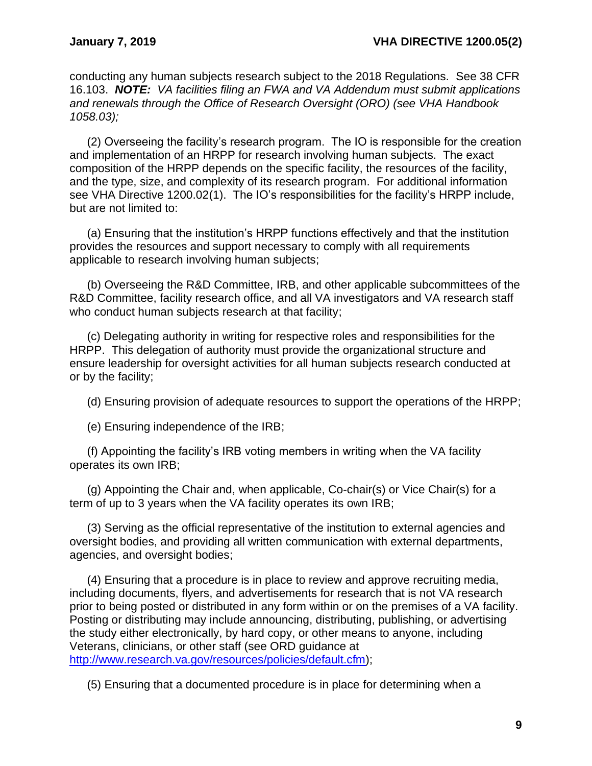conducting any human subjects research subject to the 2018 Regulations. See 38 CFR 16.103. ***NOTE:*** *VA facilities filing an FWA and VA Addendum must submit applications and renewals through the Office of Research Oversight (ORO) (see VHA Handbook 1058.03);*

(2) Overseeing the facility's research program. The IO is responsible for the creation and implementation of an HRPP for research involving human subjects. The exact composition of the HRPP depends on the specific facility, the resources of the facility, and the type, size, and complexity of its research program. For additional information see VHA Directive 1200.02(1). The IO's responsibilities for the facility's HRPP include, but are not limited to:

(a) Ensuring that the institution's HRPP functions effectively and that the institution provides the resources and support necessary to comply with all requirements applicable to research involving human subjects;

(b) Overseeing the R&D Committee, IRB, and other applicable subcommittees of the R&D Committee, facility research office, and all VA investigators and VA research staff who conduct human subjects research at that facility;

(c) Delegating authority in writing for respective roles and responsibilities for the HRPP. This delegation of authority must provide the organizational structure and ensure leadership for oversight activities for all human subjects research conducted at or by the facility;

(d) Ensuring provision of adequate resources to support the operations of the HRPP;

(e) Ensuring independence of the IRB;

(f) Appointing the facility's IRB voting members in writing when the VA facility operates its own IRB;

(g) Appointing the Chair and, when applicable, Co-chair(s) or Vice Chair(s) for a term of up to 3 years when the VA facility operates its own IRB;

(3) Serving as the official representative of the institution to external agencies and oversight bodies, and providing all written communication with external departments, agencies, and oversight bodies;

(4) Ensuring that a procedure is in place to review and approve recruiting media, including documents, flyers, and advertisements for research that is not VA research prior to being posted or distributed in any form within or on the premises of a VA facility. Posting or distributing may include announcing, distributing, publishing, or advertising the study either electronically, by hard copy, or other means to anyone, including Veterans, clinicians, or other staff (see ORD guidance at http://www.research.va.gov/resources/policies/default.cfm);

(5) Ensuring that a documented procedure is in place for determining when a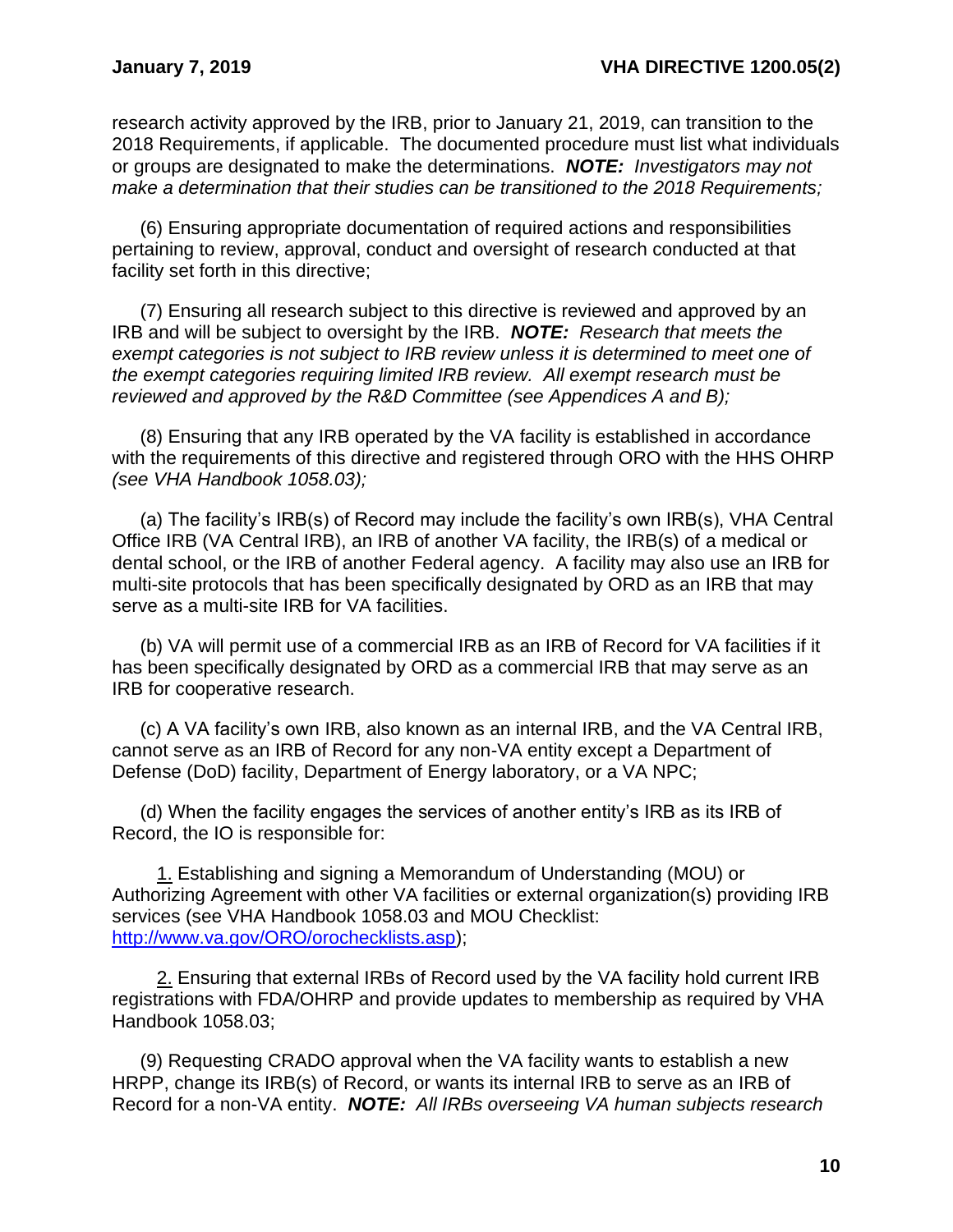research activity approved by the IRB, prior to January 21, 2019, can transition to the 2018 Requirements, if applicable. The documented procedure must list what individuals or groups are designated to make the determinations. ***NOTE:*** *Investigators may not make a determination that their studies can be transitioned to the 2018 Requirements;*

(6) Ensuring appropriate documentation of required actions and responsibilities pertaining to review, approval, conduct and oversight of research conducted at that facility set forth in this directive;

(7) Ensuring all research subject to this directive is reviewed and approved by an IRB and will be subject to oversight by the IRB. ***NOTE:*** *Research that meets the exempt categories is not subject to IRB review unless it is determined to meet one of the exempt categories requiring limited IRB review. All exempt research must be reviewed and approved by the R&D Committee (see Appendices A and B);*

(8) Ensuring that any IRB operated by the VA facility is established in accordance with the requirements of this directive and registered through ORO with the HHS OHRP *(see VHA Handbook 1058.03);*

(a) The facility's IRB(s) of Record may include the facility's own IRB(s), VHA Central Office IRB (VA Central IRB), an IRB of another VA facility, the IRB(s) of a medical or dental school, or the IRB of another Federal agency. A facility may also use an IRB for multi-site protocols that has been specifically designated by ORD as an IRB that may serve as a multi-site IRB for VA facilities.

(b) VA will permit use of a commercial IRB as an IRB of Record for VA facilities if it has been specifically designated by ORD as a commercial IRB that may serve as an IRB for cooperative research.

(c) A VA facility's own IRB, also known as an internal IRB, and the VA Central IRB, cannot serve as an IRB of Record for any non-VA entity except a Department of Defense (DoD) facility, Department of Energy laboratory, or a VA NPC;

(d) When the facility engages the services of another entity's IRB as its IRB of Record, the IO is responsible for:

1. Establishing and signing a Memorandum of Understanding (MOU) or Authorizing Agreement with other VA facilities or external organization(s) providing IRB services (see VHA Handbook 1058.03 and MOU Checklist: http://www.va.gov/ORO/orochecklists.asp);

2. Ensuring that external IRBs of Record used by the VA facility hold current IRB registrations with FDA/OHRP and provide updates to membership as required by VHA Handbook 1058.03;

(9) Requesting CRADO approval when the VA facility wants to establish a new HRPP, change its IRB(s) of Record, or wants its internal IRB to serve as an IRB of Record for a non-VA entity. ***NOTE:*** *All IRBs overseeing VA human subjects research*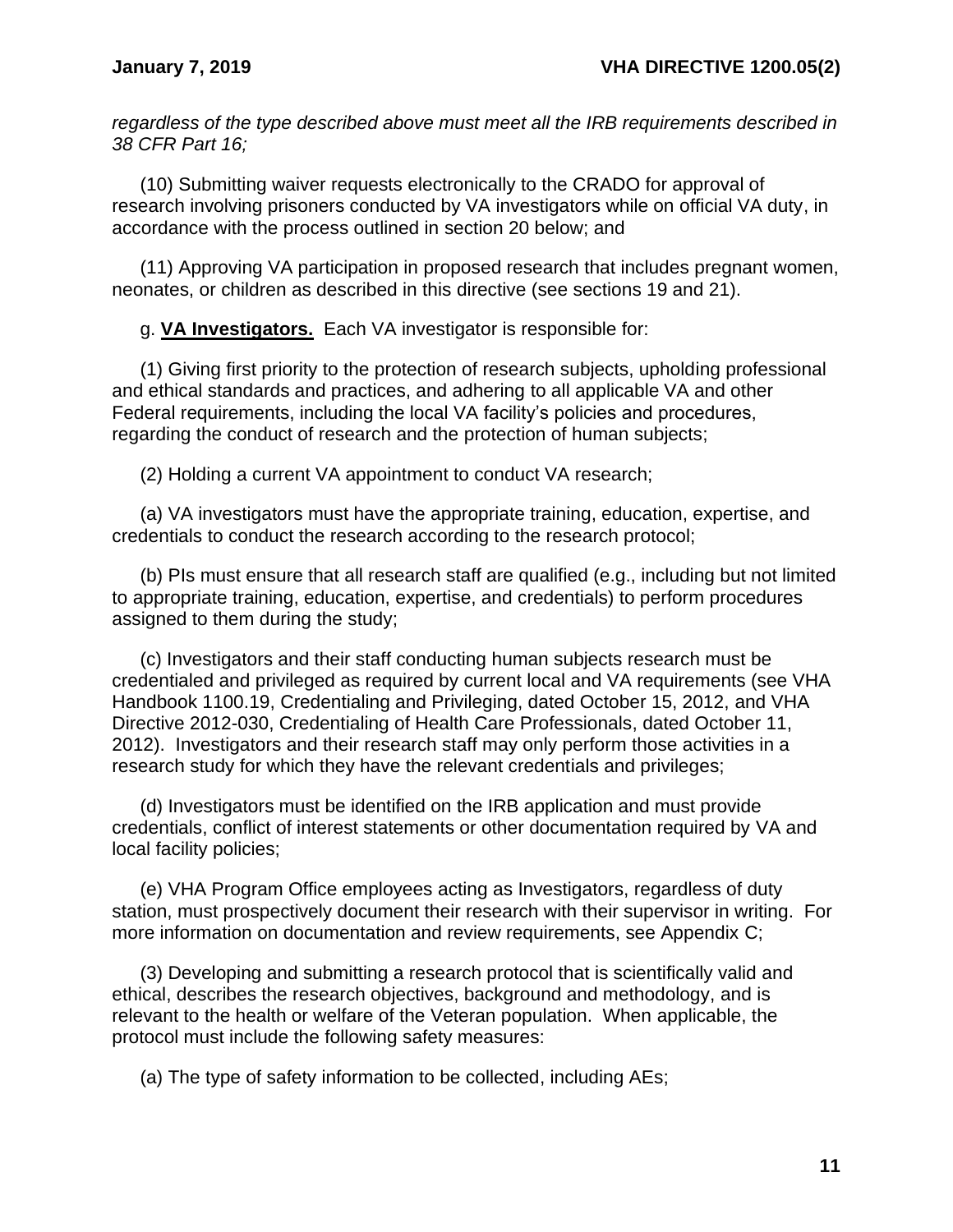*regardless of the type described above must meet all the IRB requirements described in 38 CFR Part 16;*

(10) Submitting waiver requests electronically to the CRADO for approval of research involving prisoners conducted by VA investigators while on official VA duty, in accordance with the process outlined in section 20 below; and

(11) Approving VA participation in proposed research that includes pregnant women, neonates, or children as described in this directive (see sections 19 and 21).

g. **VA Investigators.** Each VA investigator is responsible for:

(1) Giving first priority to the protection of research subjects, upholding professional and ethical standards and practices, and adhering to all applicable VA and other Federal requirements, including the local VA facility's policies and procedures, regarding the conduct of research and the protection of human subjects;

(2) Holding a current VA appointment to conduct VA research;

(a) VA investigators must have the appropriate training, education, expertise, and credentials to conduct the research according to the research protocol;

(b) PIs must ensure that all research staff are qualified (e.g., including but not limited to appropriate training, education, expertise, and credentials) to perform procedures assigned to them during the study;

(c) Investigators and their staff conducting human subjects research must be credentialed and privileged as required by current local and VA requirements (see VHA Handbook 1100.19, Credentialing and Privileging, dated October 15, 2012, and VHA Directive 2012-030, Credentialing of Health Care Professionals, dated October 11, 2012). Investigators and their research staff may only perform those activities in a research study for which they have the relevant credentials and privileges;

(d) Investigators must be identified on the IRB application and must provide credentials, conflict of interest statements or other documentation required by VA and local facility policies;

(e) VHA Program Office employees acting as Investigators, regardless of duty station, must prospectively document their research with their supervisor in writing. For more information on documentation and review requirements, see Appendix C;

(3) Developing and submitting a research protocol that is scientifically valid and ethical, describes the research objectives, background and methodology, and is relevant to the health or welfare of the Veteran population. When applicable, the protocol must include the following safety measures:

(a) The type of safety information to be collected, including AEs;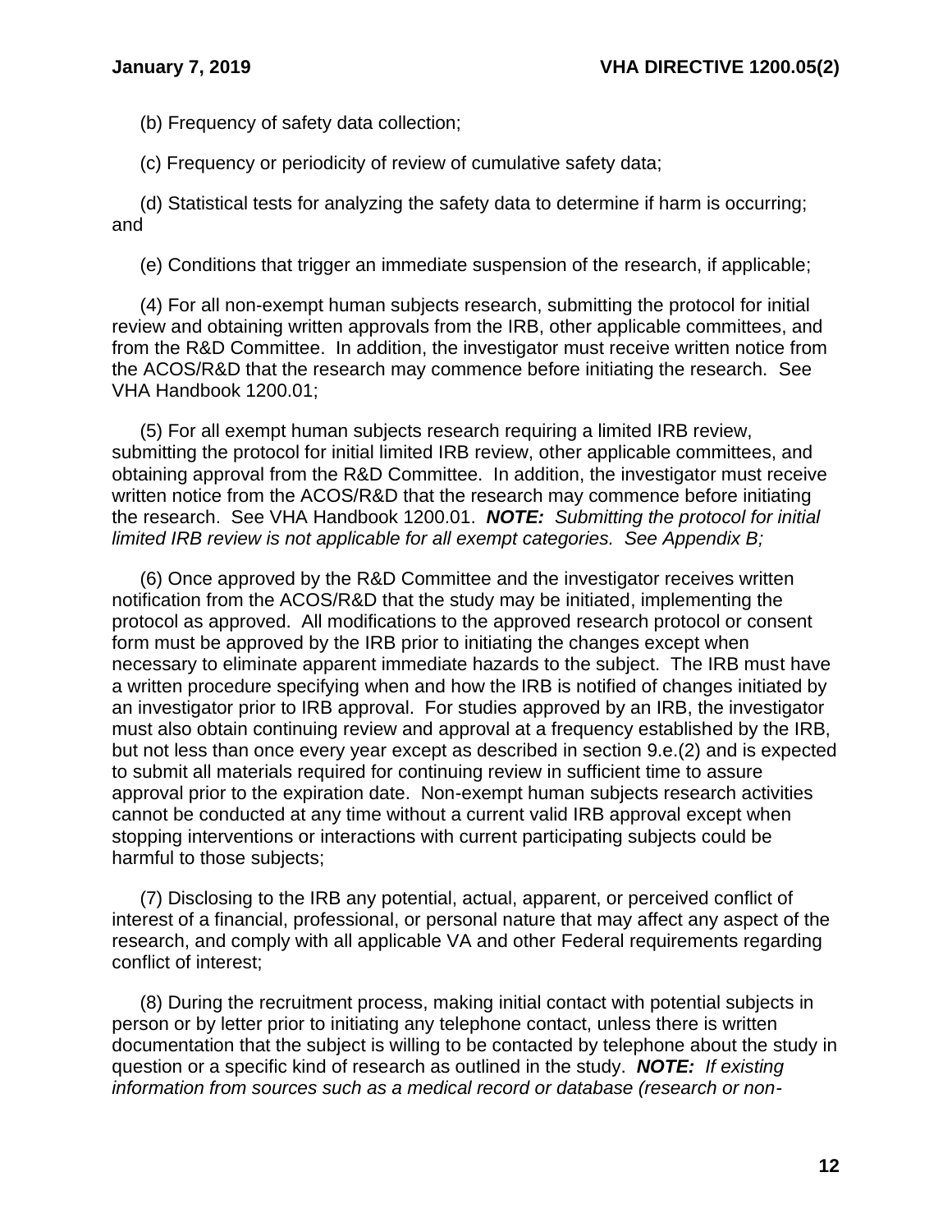(b) Frequency of safety data collection;

(c) Frequency or periodicity of review of cumulative safety data;

(d) Statistical tests for analyzing the safety data to determine if harm is occurring; and

(e) Conditions that trigger an immediate suspension of the research, if applicable;

(4) For all non-exempt human subjects research, submitting the protocol for initial review and obtaining written approvals from the IRB, other applicable committees, and from the R&D Committee. In addition, the investigator must receive written notice from the ACOS/R&D that the research may commence before initiating the research. See VHA Handbook 1200.01;

(5) For all exempt human subjects research requiring a limited IRB review, submitting the protocol for initial limited IRB review, other applicable committees, and obtaining approval from the R&D Committee. In addition, the investigator must receive written notice from the ACOS/R&D that the research may commence before initiating the research. See VHA Handbook 1200.01. ***NOTE:*** *Submitting the protocol for initial limited IRB review is not applicable for all exempt categories. See Appendix B;*

(6) Once approved by the R&D Committee and the investigator receives written notification from the ACOS/R&D that the study may be initiated, implementing the protocol as approved. All modifications to the approved research protocol or consent form must be approved by the IRB prior to initiating the changes except when necessary to eliminate apparent immediate hazards to the subject. The IRB must have a written procedure specifying when and how the IRB is notified of changes initiated by an investigator prior to IRB approval. For studies approved by an IRB, the investigator must also obtain continuing review and approval at a frequency established by the IRB, but not less than once every year except as described in section 9.e.(2) and is expected to submit all materials required for continuing review in sufficient time to assure approval prior to the expiration date. Non-exempt human subjects research activities cannot be conducted at any time without a current valid IRB approval except when stopping interventions or interactions with current participating subjects could be harmful to those subjects;

(7) Disclosing to the IRB any potential, actual, apparent, or perceived conflict of interest of a financial, professional, or personal nature that may affect any aspect of the research, and comply with all applicable VA and other Federal requirements regarding conflict of interest;

(8) During the recruitment process, making initial contact with potential subjects in person or by letter prior to initiating any telephone contact, unless there is written documentation that the subject is willing to be contacted by telephone about the study in question or a specific kind of research as outlined in the study. ***NOTE:*** *If existing information from sources such as a medical record or database (research or non-*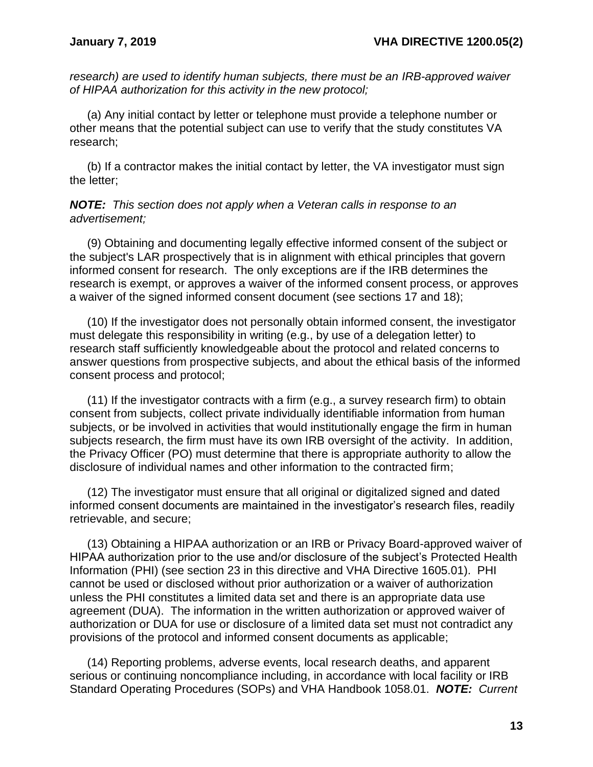*research) are used to identify human subjects, there must be an IRB-approved waiver of HIPAA authorization for this activity in the new protocol;*

(a) Any initial contact by letter or telephone must provide a telephone number or other means that the potential subject can use to verify that the study constitutes VA research;

(b) If a contractor makes the initial contact by letter, the VA investigator must sign the letter;

***NOTE:*** *This section does not apply when a Veteran calls in response to an advertisement;*

(9) Obtaining and documenting legally effective informed consent of the subject or the subject's LAR prospectively that is in alignment with ethical principles that govern informed consent for research. The only exceptions are if the IRB determines the research is exempt, or approves a waiver of the informed consent process, or approves a waiver of the signed informed consent document (see sections 17 and 18);

(10) If the investigator does not personally obtain informed consent, the investigator must delegate this responsibility in writing (e.g., by use of a delegation letter) to research staff sufficiently knowledgeable about the protocol and related concerns to answer questions from prospective subjects, and about the ethical basis of the informed consent process and protocol;

(11) If the investigator contracts with a firm (e.g., a survey research firm) to obtain consent from subjects, collect private individually identifiable information from human subjects, or be involved in activities that would institutionally engage the firm in human subjects research, the firm must have its own IRB oversight of the activity. In addition, the Privacy Officer (PO) must determine that there is appropriate authority to allow the disclosure of individual names and other information to the contracted firm;

(12) The investigator must ensure that all original or digitalized signed and dated informed consent documents are maintained in the investigator's research files, readily retrievable, and secure;

(13) Obtaining a HIPAA authorization or an IRB or Privacy Board-approved waiver of HIPAA authorization prior to the use and/or disclosure of the subject's Protected Health Information (PHI) (see section 23 in this directive and VHA Directive 1605.01). PHI cannot be used or disclosed without prior authorization or a waiver of authorization unless the PHI constitutes a limited data set and there is an appropriate data use agreement (DUA). The information in the written authorization or approved waiver of authorization or DUA for use or disclosure of a limited data set must not contradict any provisions of the protocol and informed consent documents as applicable;

(14) Reporting problems, adverse events, local research deaths, and apparent serious or continuing noncompliance including, in accordance with local facility or IRB Standard Operating Procedures (SOPs) and VHA Handbook 1058.01. ***NOTE:*** *Current*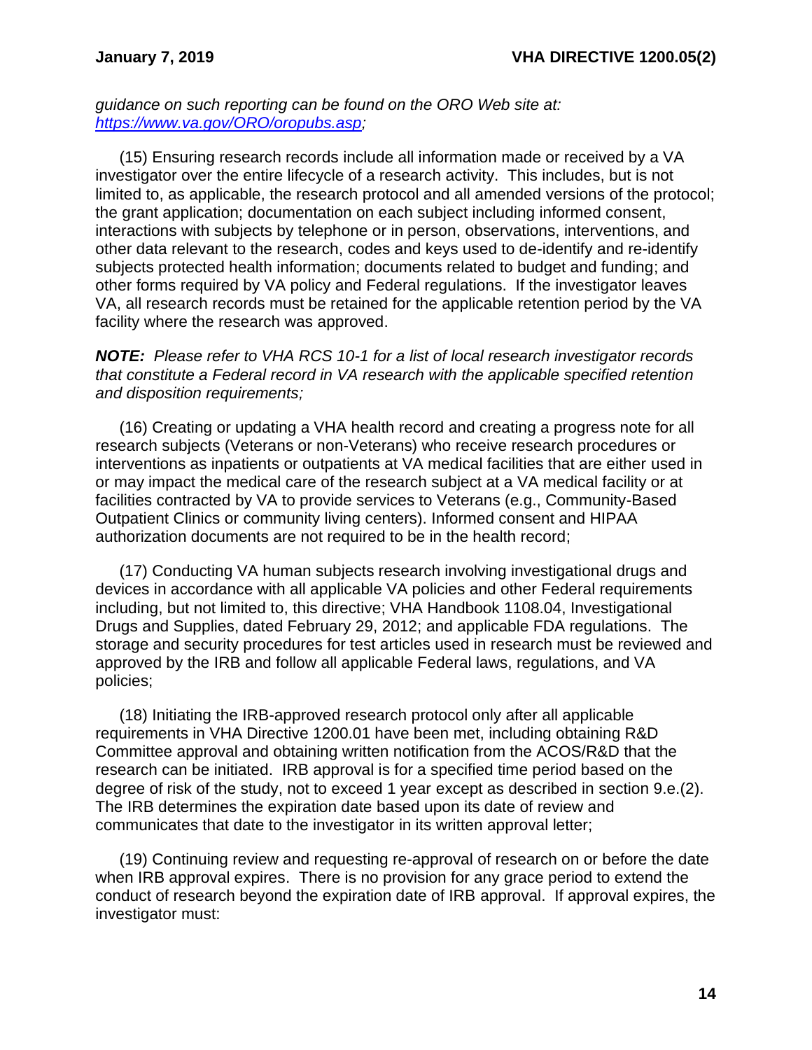*guidance on such reporting can be found on the ORO Web site at: https://www.va.gov/ORO/oropubs.asp;*

(15) Ensuring research records include all information made or received by a VA investigator over the entire lifecycle of a research activity. This includes, but is not limited to, as applicable, the research protocol and all amended versions of the protocol; the grant application; documentation on each subject including informed consent, interactions with subjects by telephone or in person, observations, interventions, and other data relevant to the research, codes and keys used to de-identify and re-identify subjects protected health information; documents related to budget and funding; and other forms required by VA policy and Federal regulations. If the investigator leaves VA, all research records must be retained for the applicable retention period by the VA facility where the research was approved.

***NOTE:*** *Please refer to VHA RCS 10-1 for a list of local research investigator records that constitute a Federal record in VA research with the applicable specified retention and disposition requirements;*

(16) Creating or updating a VHA health record and creating a progress note for all research subjects (Veterans or non-Veterans) who receive research procedures or interventions as inpatients or outpatients at VA medical facilities that are either used in or may impact the medical care of the research subject at a VA medical facility or at facilities contracted by VA to provide services to Veterans (e.g., Community-Based Outpatient Clinics or community living centers). Informed consent and HIPAA authorization documents are not required to be in the health record;

(17) Conducting VA human subjects research involving investigational drugs and devices in accordance with all applicable VA policies and other Federal requirements including, but not limited to, this directive; VHA Handbook 1108.04, Investigational Drugs and Supplies, dated February 29, 2012; and applicable FDA regulations. The storage and security procedures for test articles used in research must be reviewed and approved by the IRB and follow all applicable Federal laws, regulations, and VA policies;

(18) Initiating the IRB-approved research protocol only after all applicable requirements in VHA Directive 1200.01 have been met, including obtaining R&D Committee approval and obtaining written notification from the ACOS/R&D that the research can be initiated. IRB approval is for a specified time period based on the degree of risk of the study, not to exceed 1 year except as described in section 9.e.(2). The IRB determines the expiration date based upon its date of review and communicates that date to the investigator in its written approval letter;

(19) Continuing review and requesting re-approval of research on or before the date when IRB approval expires. There is no provision for any grace period to extend the conduct of research beyond the expiration date of IRB approval. If approval expires, the investigator must: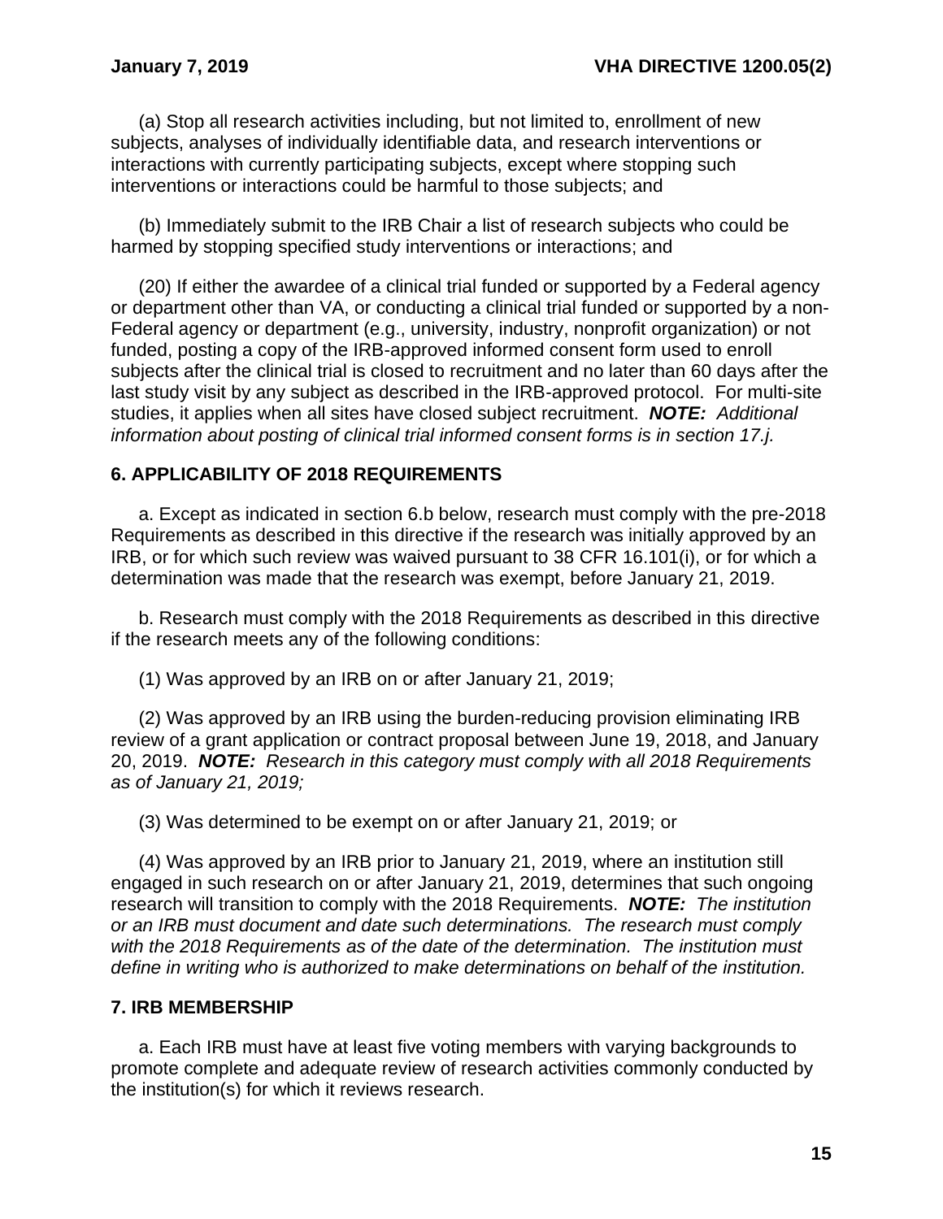(a) Stop all research activities including, but not limited to, enrollment of new subjects, analyses of individually identifiable data, and research interventions or interactions with currently participating subjects, except where stopping such interventions or interactions could be harmful to those subjects; and

(b) Immediately submit to the IRB Chair a list of research subjects who could be harmed by stopping specified study interventions or interactions; and

(20) If either the awardee of a clinical trial funded or supported by a Federal agency or department other than VA, or conducting a clinical trial funded or supported by a non-Federal agency or department (e.g., university, industry, nonprofit organization) or not funded, posting a copy of the IRB-approved informed consent form used to enroll subjects after the clinical trial is closed to recruitment and no later than 60 days after the last study visit by any subject as described in the IRB-approved protocol. For multi-site studies, it applies when all sites have closed subject recruitment. ***NOTE:*** *Additional information about posting of clinical trial informed consent forms is in section 17.j.*

## 6. APPLICABILITY OF 2018 REQUIREMENTS

a. Except as indicated in section 6.b below, research must comply with the pre-2018 Requirements as described in this directive if the research was initially approved by an IRB, or for which such review was waived pursuant to 38 CFR 16.101(i), or for which a determination was made that the research was exempt, before January 21, 2019.

b. Research must comply with the 2018 Requirements as described in this directive if the research meets any of the following conditions:

(1) Was approved by an IRB on or after January 21, 2019;

(2) Was approved by an IRB using the burden-reducing provision eliminating IRB review of a grant application or contract proposal between June 19, 2018, and January 20, 2019. ***NOTE:*** *Research in this category must comply with all 2018 Requirements as of January 21, 2019;*

(3) Was determined to be exempt on or after January 21, 2019; or

(4) Was approved by an IRB prior to January 21, 2019, where an institution still engaged in such research on or after January 21, 2019, determines that such ongoing research will transition to comply with the 2018 Requirements. ***NOTE:*** *The institution or an IRB must document and date such determinations. The research must comply with the 2018 Requirements as of the date of the determination. The institution must define in writing who is authorized to make determinations on behalf of the institution.*

## 7. IRB MEMBERSHIP

a. Each IRB must have at least five voting members with varying backgrounds to promote complete and adequate review of research activities commonly conducted by the institution(s) for which it reviews research.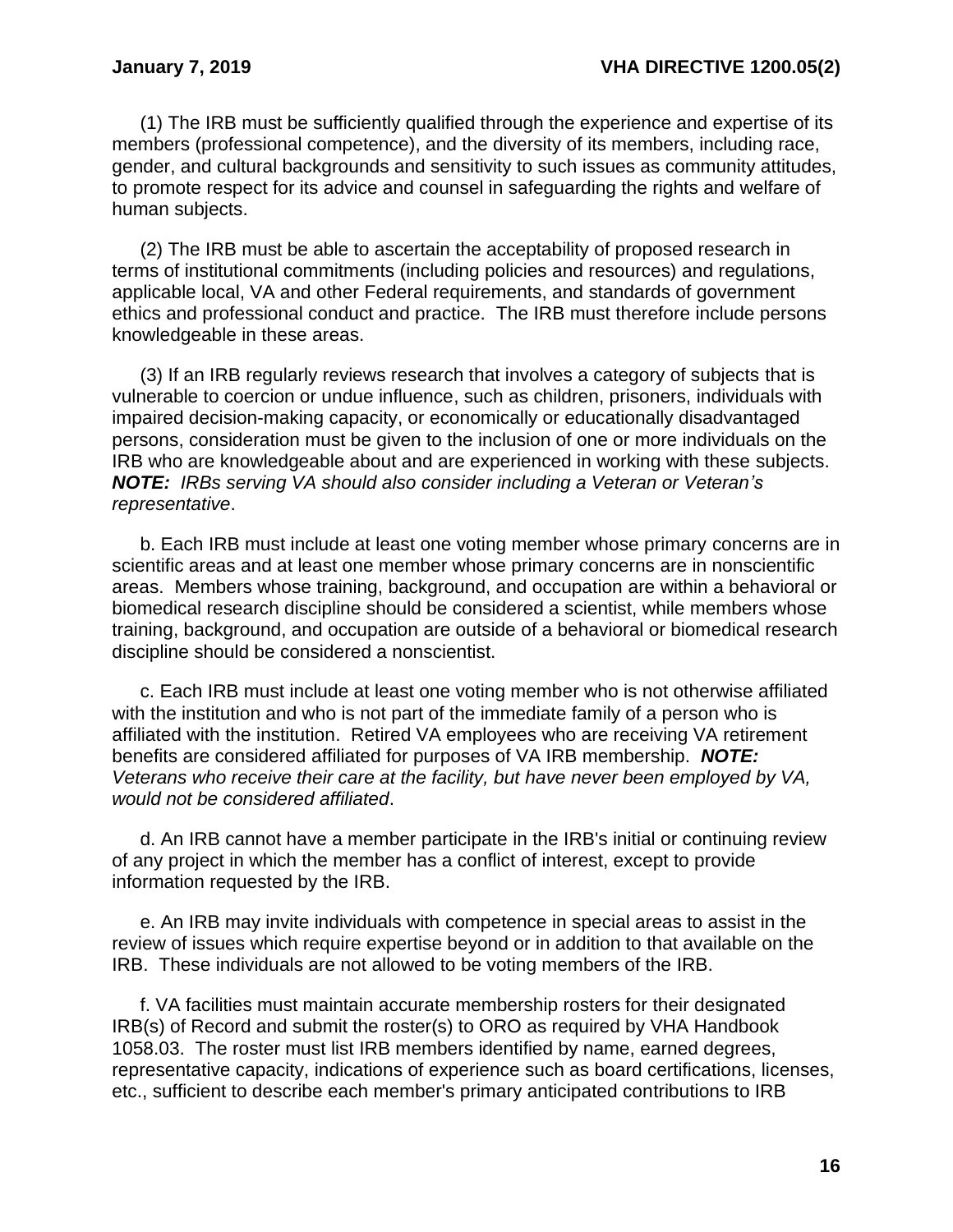(1) The IRB must be sufficiently qualified through the experience and expertise of its members (professional competence), and the diversity of its members, including race, gender, and cultural backgrounds and sensitivity to such issues as community attitudes, to promote respect for its advice and counsel in safeguarding the rights and welfare of human subjects.

(2) The IRB must be able to ascertain the acceptability of proposed research in terms of institutional commitments (including policies and resources) and regulations, applicable local, VA and other Federal requirements, and standards of government ethics and professional conduct and practice. The IRB must therefore include persons knowledgeable in these areas.

(3) If an IRB regularly reviews research that involves a category of subjects that is vulnerable to coercion or undue influence, such as children, prisoners, individuals with impaired decision-making capacity, or economically or educationally disadvantaged persons, consideration must be given to the inclusion of one or more individuals on the IRB who are knowledgeable about and are experienced in working with these subjects. ***NOTE:*** *IRBs serving VA should also consider including a Veteran or Veteran's representative*.

b. Each IRB must include at least one voting member whose primary concerns are in scientific areas and at least one member whose primary concerns are in nonscientific areas. Members whose training, background, and occupation are within a behavioral or biomedical research discipline should be considered a scientist, while members whose training, background, and occupation are outside of a behavioral or biomedical research discipline should be considered a nonscientist.

c. Each IRB must include at least one voting member who is not otherwise affiliated with the institution and who is not part of the immediate family of a person who is affiliated with the institution. Retired VA employees who are receiving VA retirement benefits are considered affiliated for purposes of VA IRB membership. ***NOTE:*** *Veterans who receive their care at the facility, but have never been employed by VA, would not be considered affiliated*.

d. An IRB cannot have a member participate in the IRB's initial or continuing review of any project in which the member has a conflict of interest, except to provide information requested by the IRB.

e. An IRB may invite individuals with competence in special areas to assist in the review of issues which require expertise beyond or in addition to that available on the IRB. These individuals are not allowed to be voting members of the IRB.

f. VA facilities must maintain accurate membership rosters for their designated IRB(s) of Record and submit the roster(s) to ORO as required by VHA Handbook 1058.03. The roster must list IRB members identified by name, earned degrees, representative capacity, indications of experience such as board certifications, licenses, etc., sufficient to describe each member's primary anticipated contributions to IRB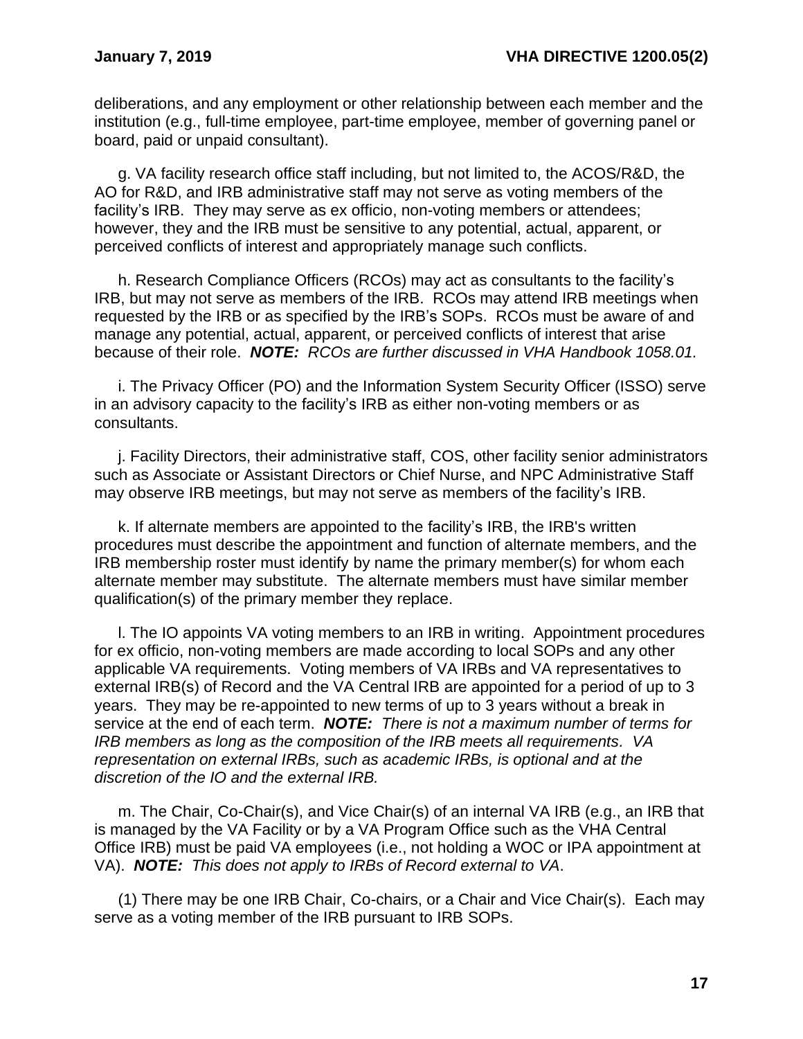deliberations, and any employment or other relationship between each member and the institution (e.g., full-time employee, part-time employee, member of governing panel or board, paid or unpaid consultant).

g. VA facility research office staff including, but not limited to, the ACOS/R&D, the AO for R&D, and IRB administrative staff may not serve as voting members of the facility's IRB. They may serve as ex officio, non-voting members or attendees; however, they and the IRB must be sensitive to any potential, actual, apparent, or perceived conflicts of interest and appropriately manage such conflicts.

h. Research Compliance Officers (RCOs) may act as consultants to the facility's IRB, but may not serve as members of the IRB. RCOs may attend IRB meetings when requested by the IRB or as specified by the IRB's SOPs. RCOs must be aware of and manage any potential, actual, apparent, or perceived conflicts of interest that arise because of their role. ***NOTE:*** *RCOs are further discussed in VHA Handbook 1058.01.*

i. The Privacy Officer (PO) and the Information System Security Officer (ISSO) serve in an advisory capacity to the facility's IRB as either non-voting members or as consultants.

j. Facility Directors, their administrative staff, COS, other facility senior administrators such as Associate or Assistant Directors or Chief Nurse, and NPC Administrative Staff may observe IRB meetings, but may not serve as members of the facility's IRB.

k. If alternate members are appointed to the facility's IRB, the IRB's written procedures must describe the appointment and function of alternate members, and the IRB membership roster must identify by name the primary member(s) for whom each alternate member may substitute. The alternate members must have similar member qualification(s) of the primary member they replace.

l. The IO appoints VA voting members to an IRB in writing. Appointment procedures for ex officio, non-voting members are made according to local SOPs and any other applicable VA requirements. Voting members of VA IRBs and VA representatives to external IRB(s) of Record and the VA Central IRB are appointed for a period of up to 3 years. They may be re-appointed to new terms of up to 3 years without a break in service at the end of each term. ***NOTE:*** *There is not a maximum number of terms for IRB members as long as the composition of the IRB meets all requirements. VA representation on external IRBs, such as academic IRBs, is optional and at the discretion of the IO and the external IRB.*

m. The Chair, Co-Chair(s), and Vice Chair(s) of an internal VA IRB (e.g., an IRB that is managed by the VA Facility or by a VA Program Office such as the VHA Central Office IRB) must be paid VA employees (i.e., not holding a WOC or IPA appointment at VA). ***NOTE:*** *This does not apply to IRBs of Record external to VA*.

(1) There may be one IRB Chair, Co-chairs, or a Chair and Vice Chair(s). Each may serve as a voting member of the IRB pursuant to IRB SOPs.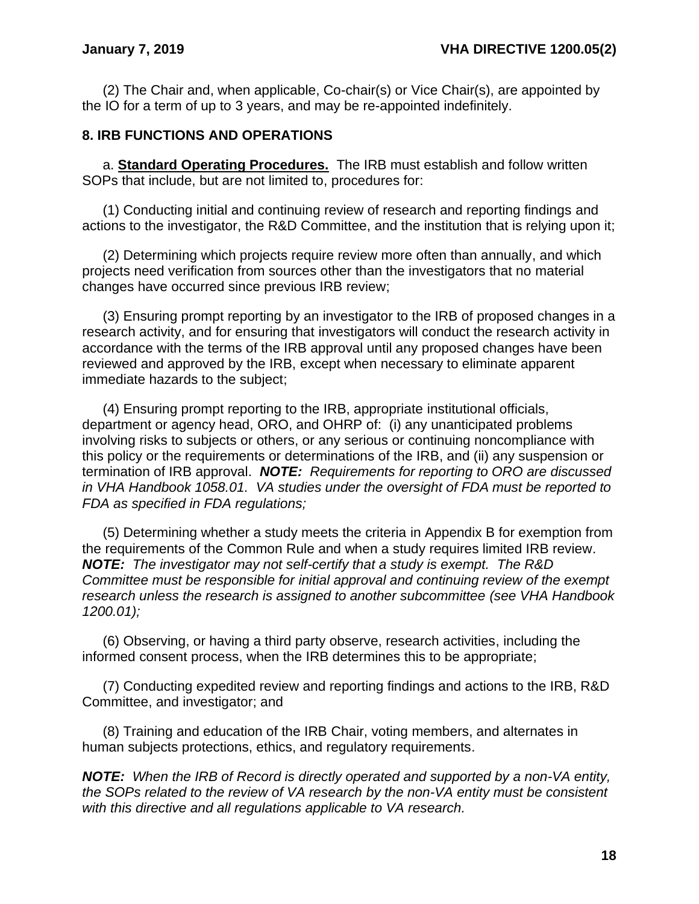(2) The Chair and, when applicable, Co-chair(s) or Vice Chair(s), are appointed by the IO for a term of up to 3 years, and may be re-appointed indefinitely.

## 8. IRB FUNCTIONS AND OPERATIONS

a. **Standard Operating Procedures.** The IRB must establish and follow written SOPs that include, but are not limited to, procedures for:

(1) Conducting initial and continuing review of research and reporting findings and actions to the investigator, the R&D Committee, and the institution that is relying upon it;

(2) Determining which projects require review more often than annually, and which projects need verification from sources other than the investigators that no material changes have occurred since previous IRB review;

(3) Ensuring prompt reporting by an investigator to the IRB of proposed changes in a research activity, and for ensuring that investigators will conduct the research activity in accordance with the terms of the IRB approval until any proposed changes have been reviewed and approved by the IRB, except when necessary to eliminate apparent immediate hazards to the subject;

(4) Ensuring prompt reporting to the IRB, appropriate institutional officials, department or agency head, ORO, and OHRP of: (i) any unanticipated problems involving risks to subjects or others, or any serious or continuing noncompliance with this policy or the requirements or determinations of the IRB, and (ii) any suspension or termination of IRB approval. ***NOTE:*** *Requirements for reporting to ORO are discussed in VHA Handbook 1058.01. VA studies under the oversight of FDA must be reported to FDA as specified in FDA regulations;*

(5) Determining whether a study meets the criteria in Appendix B for exemption from the requirements of the Common Rule and when a study requires limited IRB review. ***NOTE:*** *The investigator may not self-certify that a study is exempt. The R&D Committee must be responsible for initial approval and continuing review of the exempt research unless the research is assigned to another subcommittee (see VHA Handbook 1200.01);*

(6) Observing, or having a third party observe, research activities, including the informed consent process, when the IRB determines this to be appropriate;

(7) Conducting expedited review and reporting findings and actions to the IRB, R&D Committee, and investigator; and

(8) Training and education of the IRB Chair, voting members, and alternates in human subjects protections, ethics, and regulatory requirements.

***NOTE:*** *When the IRB of Record is directly operated and supported by a non-VA entity, the SOPs related to the review of VA research by the non-VA entity must be consistent with this directive and all regulations applicable to VA research.*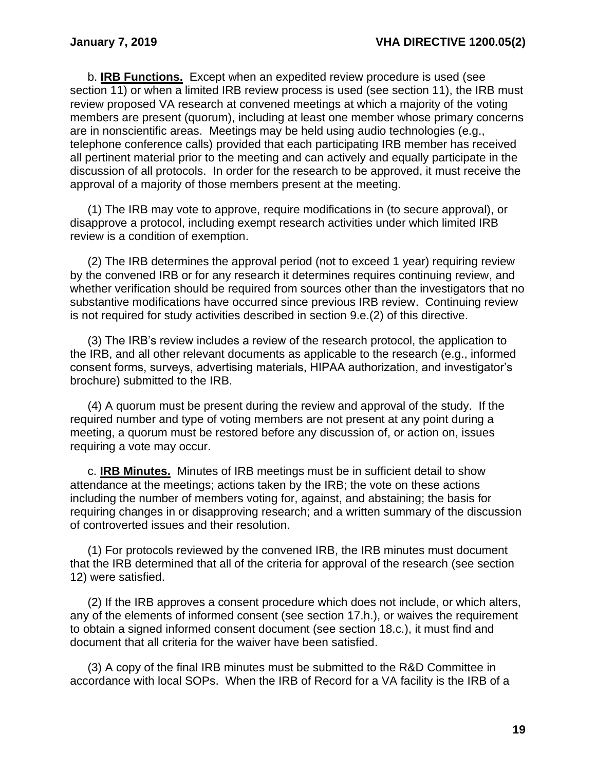b. **IRB Functions.** Except when an expedited review procedure is used (see section 11) or when a limited IRB review process is used (see section 11), the IRB must review proposed VA research at convened meetings at which a majority of the voting members are present (quorum), including at least one member whose primary concerns are in nonscientific areas. Meetings may be held using audio technologies (e.g., telephone conference calls) provided that each participating IRB member has received all pertinent material prior to the meeting and can actively and equally participate in the discussion of all protocols. In order for the research to be approved, it must receive the approval of a majority of those members present at the meeting.

(1) The IRB may vote to approve, require modifications in (to secure approval), or disapprove a protocol, including exempt research activities under which limited IRB review is a condition of exemption.

(2) The IRB determines the approval period (not to exceed 1 year) requiring review by the convened IRB or for any research it determines requires continuing review, and whether verification should be required from sources other than the investigators that no substantive modifications have occurred since previous IRB review. Continuing review is not required for study activities described in section 9.e.(2) of this directive.

(3) The IRB's review includes a review of the research protocol, the application to the IRB, and all other relevant documents as applicable to the research (e.g., informed consent forms, surveys, advertising materials, HIPAA authorization, and investigator's brochure) submitted to the IRB.

(4) A quorum must be present during the review and approval of the study. If the required number and type of voting members are not present at any point during a meeting, a quorum must be restored before any discussion of, or action on, issues requiring a vote may occur.

c. **IRB Minutes.** Minutes of IRB meetings must be in sufficient detail to show attendance at the meetings; actions taken by the IRB; the vote on these actions including the number of members voting for, against, and abstaining; the basis for requiring changes in or disapproving research; and a written summary of the discussion of controverted issues and their resolution.

(1) For protocols reviewed by the convened IRB, the IRB minutes must document that the IRB determined that all of the criteria for approval of the research (see section 12) were satisfied.

(2) If the IRB approves a consent procedure which does not include, or which alters, any of the elements of informed consent (see section 17.h.), or waives the requirement to obtain a signed informed consent document (see section 18.c.), it must find and document that all criteria for the waiver have been satisfied.

(3) A copy of the final IRB minutes must be submitted to the R&D Committee in accordance with local SOPs. When the IRB of Record for a VA facility is the IRB of a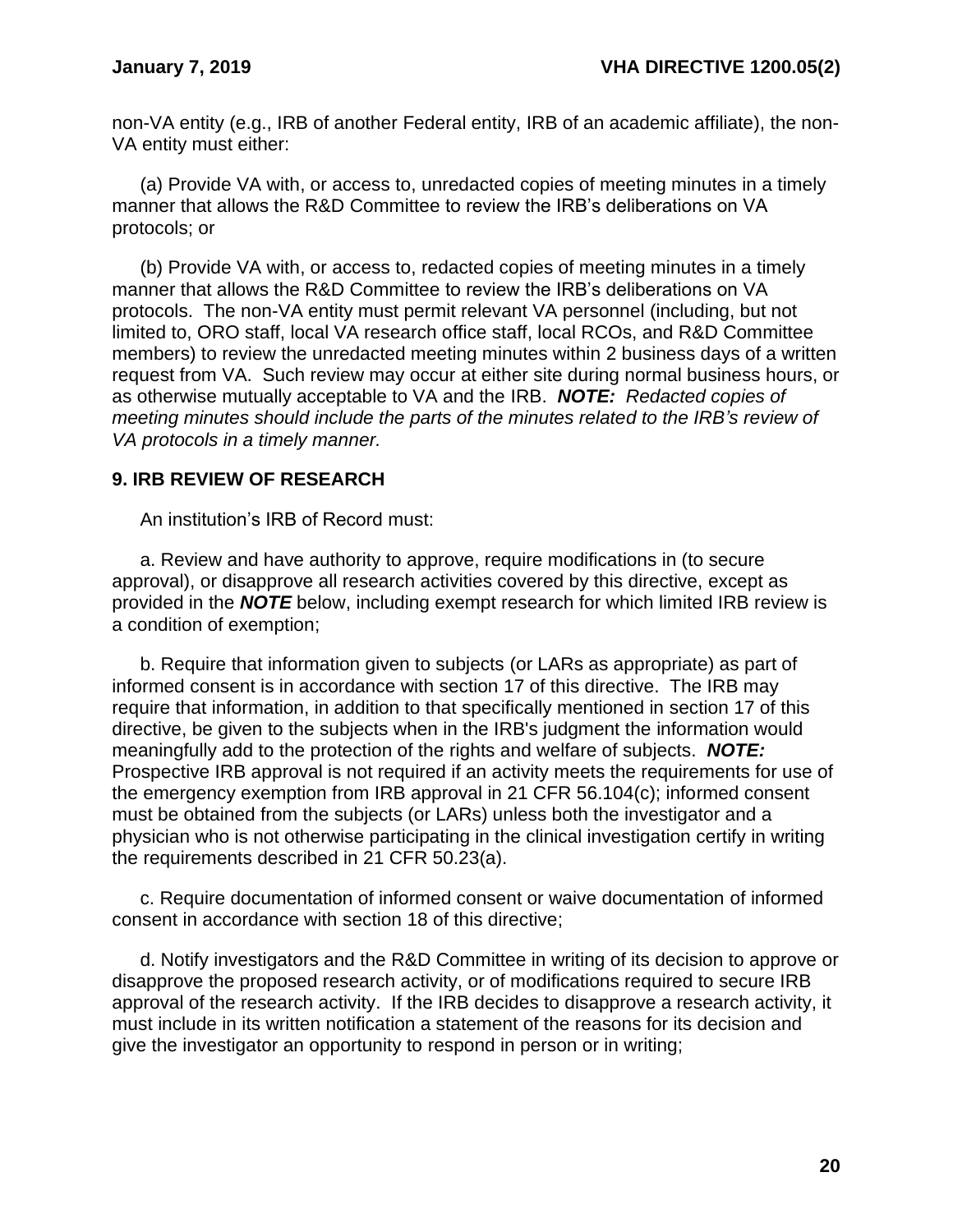non-VA entity (e.g., IRB of another Federal entity, IRB of an academic affiliate), the non-VA entity must either:

(a) Provide VA with, or access to, unredacted copies of meeting minutes in a timely manner that allows the R&D Committee to review the IRB's deliberations on VA protocols; or

(b) Provide VA with, or access to, redacted copies of meeting minutes in a timely manner that allows the R&D Committee to review the IRB's deliberations on VA protocols. The non-VA entity must permit relevant VA personnel (including, but not limited to, ORO staff, local VA research office staff, local RCOs, and R&D Committee members) to review the unredacted meeting minutes within 2 business days of a written request from VA. Such review may occur at either site during normal business hours, or as otherwise mutually acceptable to VA and the IRB. ***NOTE:*** *Redacted copies of meeting minutes should include the parts of the minutes related to the IRB's review of VA protocols in a timely manner.*

## 9. IRB REVIEW OF RESEARCH

An institution's IRB of Record must:

a. Review and have authority to approve, require modifications in (to secure approval), or disapprove all research activities covered by this directive, except as provided in the ***NOTE*** below, including exempt research for which limited IRB review is a condition of exemption;

b. Require that information given to subjects (or LARs as appropriate) as part of informed consent is in accordance with section 17 of this directive. The IRB may require that information, in addition to that specifically mentioned in section 17 of this directive, be given to the subjects when in the IRB's judgment the information would meaningfully add to the protection of the rights and welfare of subjects. ***NOTE:*** Prospective IRB approval is not required if an activity meets the requirements for use of the emergency exemption from IRB approval in 21 CFR 56.104(c); informed consent must be obtained from the subjects (or LARs) unless both the investigator and a physician who is not otherwise participating in the clinical investigation certify in writing the requirements described in 21 CFR 50.23(a).

c. Require documentation of informed consent or waive documentation of informed consent in accordance with section 18 of this directive;

d. Notify investigators and the R&D Committee in writing of its decision to approve or disapprove the proposed research activity, or of modifications required to secure IRB approval of the research activity. If the IRB decides to disapprove a research activity, it must include in its written notification a statement of the reasons for its decision and give the investigator an opportunity to respond in person or in writing;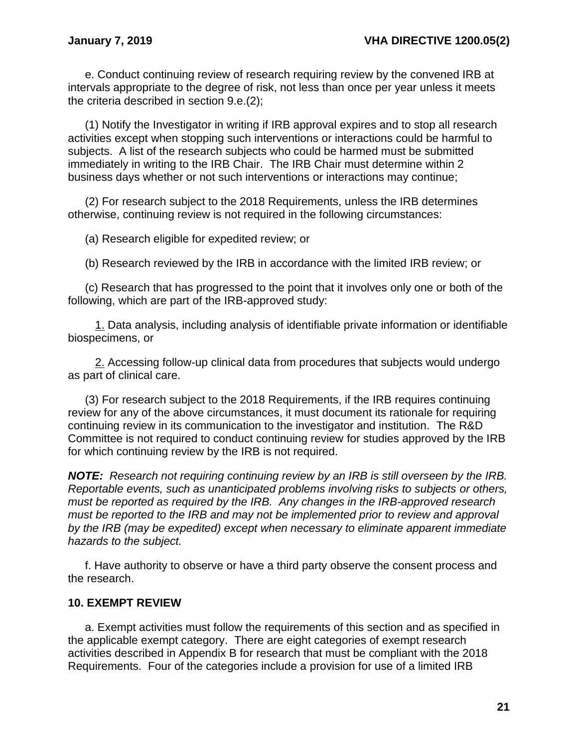e. Conduct continuing review of research requiring review by the convened IRB at intervals appropriate to the degree of risk, not less than once per year unless it meets the criteria described in section 9.e.(2);

(1) Notify the Investigator in writing if IRB approval expires and to stop all research activities except when stopping such interventions or interactions could be harmful to subjects. A list of the research subjects who could be harmed must be submitted immediately in writing to the IRB Chair. The IRB Chair must determine within 2 business days whether or not such interventions or interactions may continue;

(2) For research subject to the 2018 Requirements, unless the IRB determines otherwise, continuing review is not required in the following circumstances:

(a) Research eligible for expedited review; or

(b) Research reviewed by the IRB in accordance with the limited IRB review; or

(c) Research that has progressed to the point that it involves only one or both of the following, which are part of the IRB-approved study:

1. Data analysis, including analysis of identifiable private information or identifiable biospecimens, or

2. Accessing follow-up clinical data from procedures that subjects would undergo as part of clinical care.

(3) For research subject to the 2018 Requirements, if the IRB requires continuing review for any of the above circumstances, it must document its rationale for requiring continuing review in its communication to the investigator and institution. The R&D Committee is not required to conduct continuing review for studies approved by the IRB for which continuing review by the IRB is not required.

***NOTE:*** *Research not requiring continuing review by an IRB is still overseen by the IRB. Reportable events, such as unanticipated problems involving risks to subjects or others, must be reported as required by the IRB. Any changes in the IRB-approved research must be reported to the IRB and may not be implemented prior to review and approval by the IRB (may be expedited) except when necessary to eliminate apparent immediate hazards to the subject.*

f. Have authority to observe or have a third party observe the consent process and the research.

## 10. EXEMPT REVIEW

a. Exempt activities must follow the requirements of this section and as specified in the applicable exempt category. There are eight categories of exempt research activities described in Appendix B for research that must be compliant with the 2018 Requirements. Four of the categories include a provision for use of a limited IRB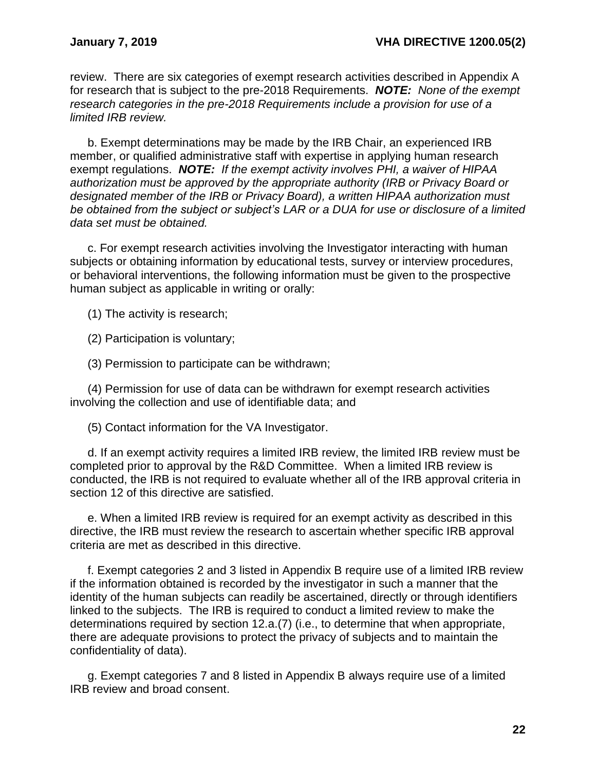review. There are six categories of exempt research activities described in Appendix A for research that is subject to the pre-2018 Requirements. ***NOTE:*** *None of the exempt research categories in the pre-2018 Requirements include a provision for use of a limited IRB review.*

b. Exempt determinations may be made by the IRB Chair, an experienced IRB member, or qualified administrative staff with expertise in applying human research exempt regulations. ***NOTE:*** *If the exempt activity involves PHI, a waiver of HIPAA authorization must be approved by the appropriate authority (IRB or Privacy Board or designated member of the IRB or Privacy Board), a written HIPAA authorization must be obtained from the subject or subject's LAR or a DUA for use or disclosure of a limited data set must be obtained.*

c. For exempt research activities involving the Investigator interacting with human subjects or obtaining information by educational tests, survey or interview procedures, or behavioral interventions, the following information must be given to the prospective human subject as applicable in writing or orally:

(1) The activity is research;

(2) Participation is voluntary;

(3) Permission to participate can be withdrawn;

(4) Permission for use of data can be withdrawn for exempt research activities involving the collection and use of identifiable data; and

(5) Contact information for the VA Investigator.

d. If an exempt activity requires a limited IRB review, the limited IRB review must be completed prior to approval by the R&D Committee. When a limited IRB review is conducted, the IRB is not required to evaluate whether all of the IRB approval criteria in section 12 of this directive are satisfied.

e. When a limited IRB review is required for an exempt activity as described in this directive, the IRB must review the research to ascertain whether specific IRB approval criteria are met as described in this directive.

f. Exempt categories 2 and 3 listed in Appendix B require use of a limited IRB review if the information obtained is recorded by the investigator in such a manner that the identity of the human subjects can readily be ascertained, directly or through identifiers linked to the subjects. The IRB is required to conduct a limited review to make the determinations required by section 12.a.(7) (i.e., to determine that when appropriate, there are adequate provisions to protect the privacy of subjects and to maintain the confidentiality of data).

g. Exempt categories 7 and 8 listed in Appendix B always require use of a limited IRB review and broad consent.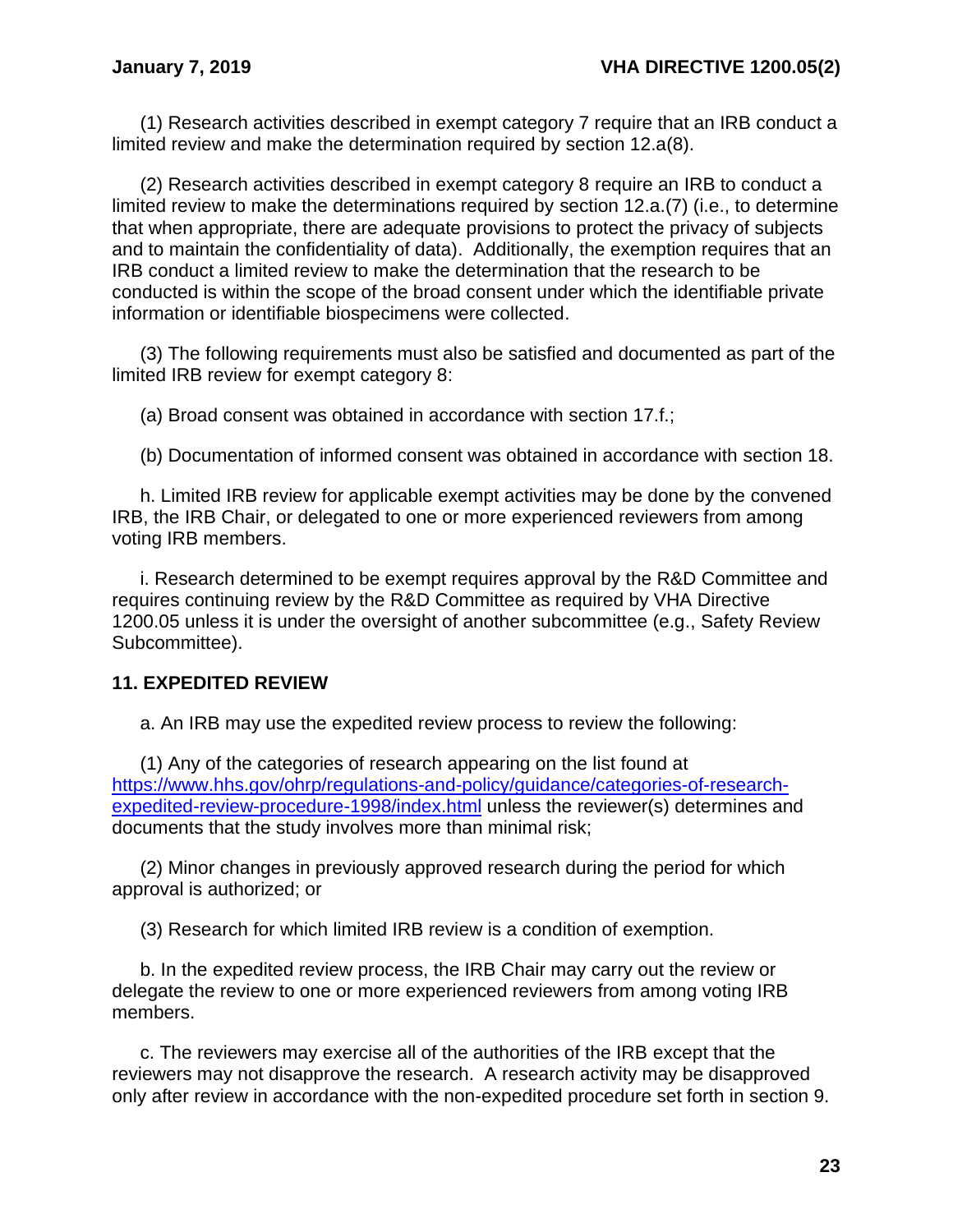(1) Research activities described in exempt category 7 require that an IRB conduct a limited review and make the determination required by section 12.a(8).

(2) Research activities described in exempt category 8 require an IRB to conduct a limited review to make the determinations required by section 12.a.(7) (i.e., to determine that when appropriate, there are adequate provisions to protect the privacy of subjects and to maintain the confidentiality of data). Additionally, the exemption requires that an IRB conduct a limited review to make the determination that the research to be conducted is within the scope of the broad consent under which the identifiable private information or identifiable biospecimens were collected.

(3) The following requirements must also be satisfied and documented as part of the limited IRB review for exempt category 8:

(a) Broad consent was obtained in accordance with section 17.f.;

(b) Documentation of informed consent was obtained in accordance with section 18.

h. Limited IRB review for applicable exempt activities may be done by the convened IRB, the IRB Chair, or delegated to one or more experienced reviewers from among voting IRB members.

i. Research determined to be exempt requires approval by the R&D Committee and requires continuing review by the R&D Committee as required by VHA Directive 1200.05 unless it is under the oversight of another subcommittee (e.g., Safety Review Subcommittee).

## 11. EXPEDITED REVIEW

a. An IRB may use the expedited review process to review the following:

(1) Any of the categories of research appearing on the list found at [https://www.hhs.gov/ohrp/regulations-and-policy/guidance/categories-of-research-expedited-review-procedure-1998/index.html](https://www.hhs.gov/ohrp/regulations-and-policy/guidance/categories-of-research-expedited-review-procedure-1998/index.html) unless the reviewer(s) determines and documents that the study involves more than minimal risk;

(2) Minor changes in previously approved research during the period for which approval is authorized; or

(3) Research for which limited IRB review is a condition of exemption.

b. In the expedited review process, the IRB Chair may carry out the review or delegate the review to one or more experienced reviewers from among voting IRB members.

c. The reviewers may exercise all of the authorities of the IRB except that the reviewers may not disapprove the research. A research activity may be disapproved only after review in accordance with the non-expedited procedure set forth in section 9.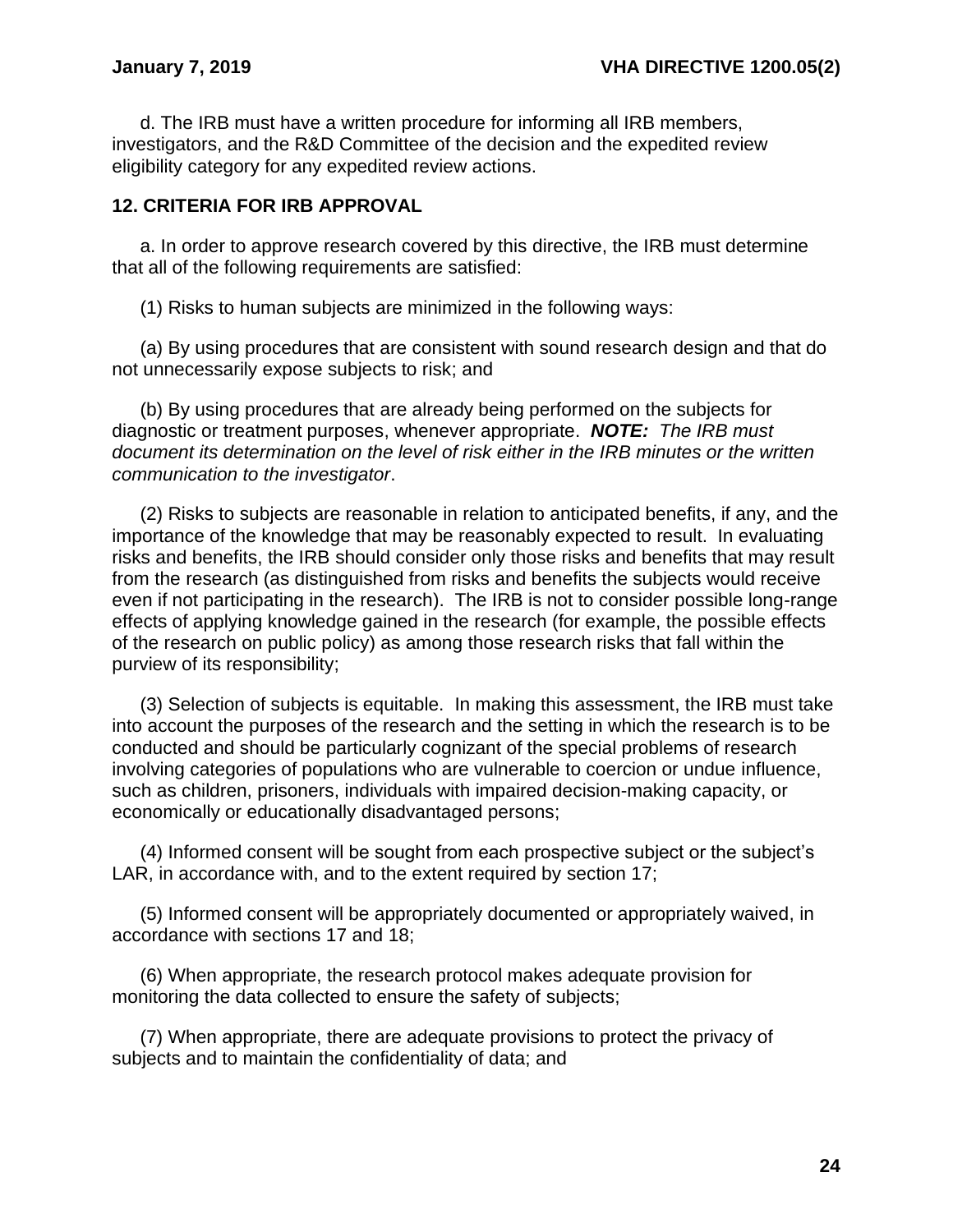d. The IRB must have a written procedure for informing all IRB members, investigators, and the R&D Committee of the decision and the expedited review eligibility category for any expedited review actions.

## 12. CRITERIA FOR IRB APPROVAL

a. In order to approve research covered by this directive, the IRB must determine that all of the following requirements are satisfied:

(1) Risks to human subjects are minimized in the following ways:

(a) By using procedures that are consistent with sound research design and that do not unnecessarily expose subjects to risk; and

(b) By using procedures that are already being performed on the subjects for diagnostic or treatment purposes, whenever appropriate. ***NOTE:*** *The IRB must document its determination on the level of risk either in the IRB minutes or the written communication to the investigator*.

(2) Risks to subjects are reasonable in relation to anticipated benefits, if any, and the importance of the knowledge that may be reasonably expected to result. In evaluating risks and benefits, the IRB should consider only those risks and benefits that may result from the research (as distinguished from risks and benefits the subjects would receive even if not participating in the research). The IRB is not to consider possible long-range effects of applying knowledge gained in the research (for example, the possible effects of the research on public policy) as among those research risks that fall within the purview of its responsibility;

(3) Selection of subjects is equitable. In making this assessment, the IRB must take into account the purposes of the research and the setting in which the research is to be conducted and should be particularly cognizant of the special problems of research involving categories of populations who are vulnerable to coercion or undue influence, such as children, prisoners, individuals with impaired decision-making capacity, or economically or educationally disadvantaged persons;

(4) Informed consent will be sought from each prospective subject or the subject's LAR, in accordance with, and to the extent required by section 17;

(5) Informed consent will be appropriately documented or appropriately waived, in accordance with sections 17 and 18;

(6) When appropriate, the research protocol makes adequate provision for monitoring the data collected to ensure the safety of subjects;

(7) When appropriate, there are adequate provisions to protect the privacy of subjects and to maintain the confidentiality of data; and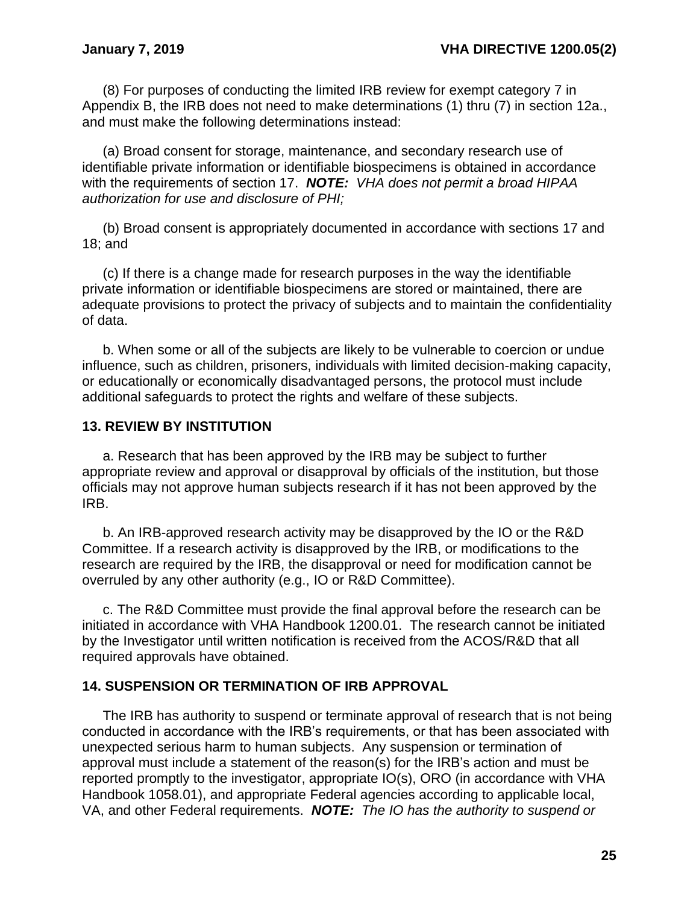(8) For purposes of conducting the limited IRB review for exempt category 7 in Appendix B, the IRB does not need to make determinations (1) thru (7) in section 12a., and must make the following determinations instead:

(a) Broad consent for storage, maintenance, and secondary research use of identifiable private information or identifiable biospecimens is obtained in accordance with the requirements of section 17. ***NOTE:*** *VHA does not permit a broad HIPAA authorization for use and disclosure of PHI;*

(b) Broad consent is appropriately documented in accordance with sections 17 and 18; and

(c) If there is a change made for research purposes in the way the identifiable private information or identifiable biospecimens are stored or maintained, there are adequate provisions to protect the privacy of subjects and to maintain the confidentiality of data.

b. When some or all of the subjects are likely to be vulnerable to coercion or undue influence, such as children, prisoners, individuals with limited decision-making capacity, or educationally or economically disadvantaged persons, the protocol must include additional safeguards to protect the rights and welfare of these subjects.

## 13. REVIEW BY INSTITUTION

a. Research that has been approved by the IRB may be subject to further appropriate review and approval or disapproval by officials of the institution, but those officials may not approve human subjects research if it has not been approved by the IRB.

b. An IRB-approved research activity may be disapproved by the IO or the R&D Committee. If a research activity is disapproved by the IRB, or modifications to the research are required by the IRB, the disapproval or need for modification cannot be overruled by any other authority (e.g., IO or R&D Committee).

c. The R&D Committee must provide the final approval before the research can be initiated in accordance with VHA Handbook 1200.01. The research cannot be initiated by the Investigator until written notification is received from the ACOS/R&D that all required approvals have obtained.

## 14. SUSPENSION OR TERMINATION OF IRB APPROVAL

The IRB has authority to suspend or terminate approval of research that is not being conducted in accordance with the IRB's requirements, or that has been associated with unexpected serious harm to human subjects. Any suspension or termination of approval must include a statement of the reason(s) for the IRB's action and must be reported promptly to the investigator, appropriate IO(s), ORO (in accordance with VHA Handbook 1058.01), and appropriate Federal agencies according to applicable local, VA, and other Federal requirements. ***NOTE:*** *The IO has the authority to suspend or*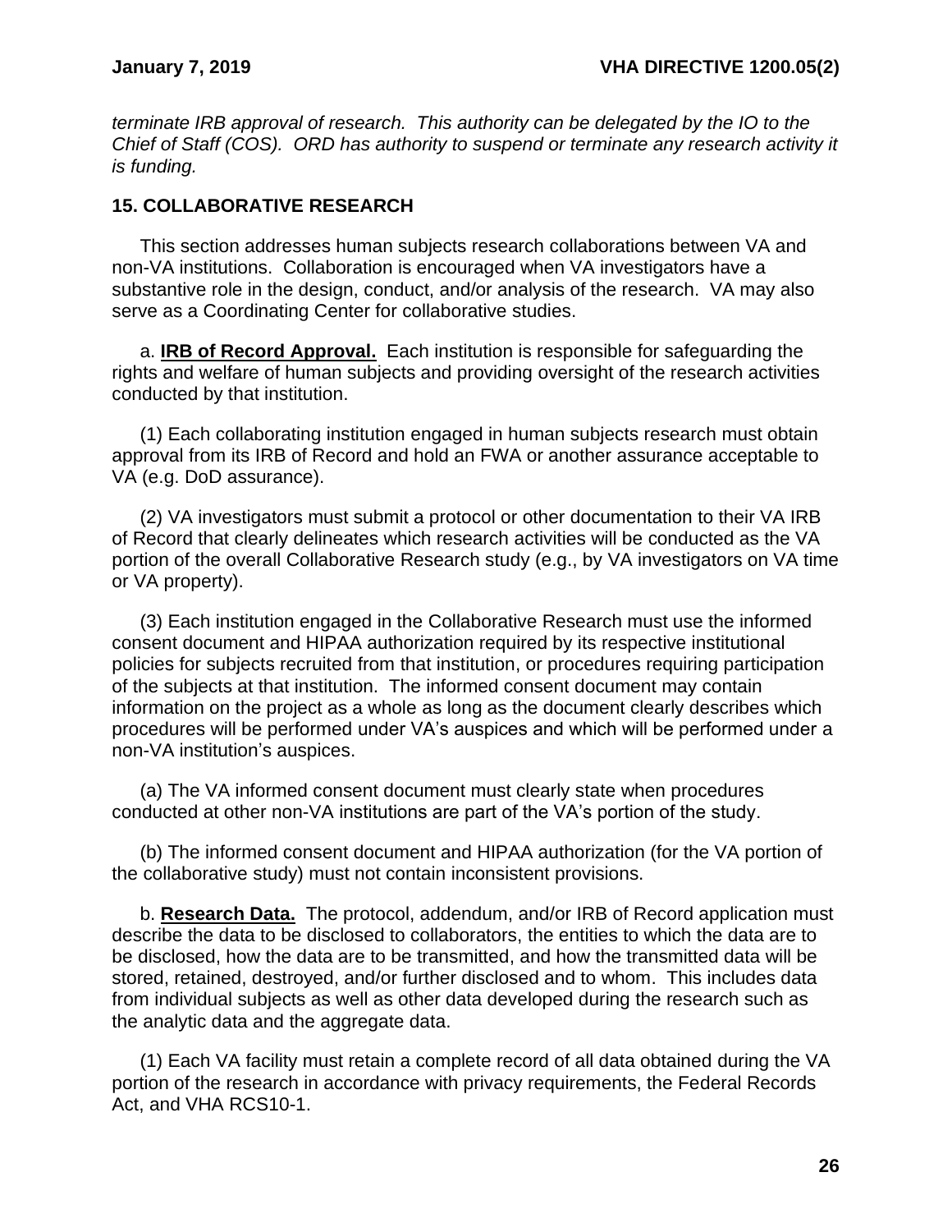*terminate IRB approval of research. This authority can be delegated by the IO to the Chief of Staff (COS). ORD has authority to suspend or terminate any research activity it is funding.*

## 15. COLLABORATIVE RESEARCH

This section addresses human subjects research collaborations between VA and non-VA institutions. Collaboration is encouraged when VA investigators have a substantive role in the design, conduct, and/or analysis of the research. VA may also serve as a Coordinating Center for collaborative studies.

a. **IRB of Record Approval.** Each institution is responsible for safeguarding the rights and welfare of human subjects and providing oversight of the research activities conducted by that institution.

(1) Each collaborating institution engaged in human subjects research must obtain approval from its IRB of Record and hold an FWA or another assurance acceptable to VA (e.g. DoD assurance).

(2) VA investigators must submit a protocol or other documentation to their VA IRB of Record that clearly delineates which research activities will be conducted as the VA portion of the overall Collaborative Research study (e.g., by VA investigators on VA time or VA property).

(3) Each institution engaged in the Collaborative Research must use the informed consent document and HIPAA authorization required by its respective institutional policies for subjects recruited from that institution, or procedures requiring participation of the subjects at that institution. The informed consent document may contain information on the project as a whole as long as the document clearly describes which procedures will be performed under VA's auspices and which will be performed under a non-VA institution's auspices.

(a) The VA informed consent document must clearly state when procedures conducted at other non-VA institutions are part of the VA's portion of the study.

(b) The informed consent document and HIPAA authorization (for the VA portion of the collaborative study) must not contain inconsistent provisions.

b. **Research Data.** The protocol, addendum, and/or IRB of Record application must describe the data to be disclosed to collaborators, the entities to which the data are to be disclosed, how the data are to be transmitted, and how the transmitted data will be stored, retained, destroyed, and/or further disclosed and to whom. This includes data from individual subjects as well as other data developed during the research such as the analytic data and the aggregate data.

(1) Each VA facility must retain a complete record of all data obtained during the VA portion of the research in accordance with privacy requirements, the Federal Records Act, and VHA RCS10-1.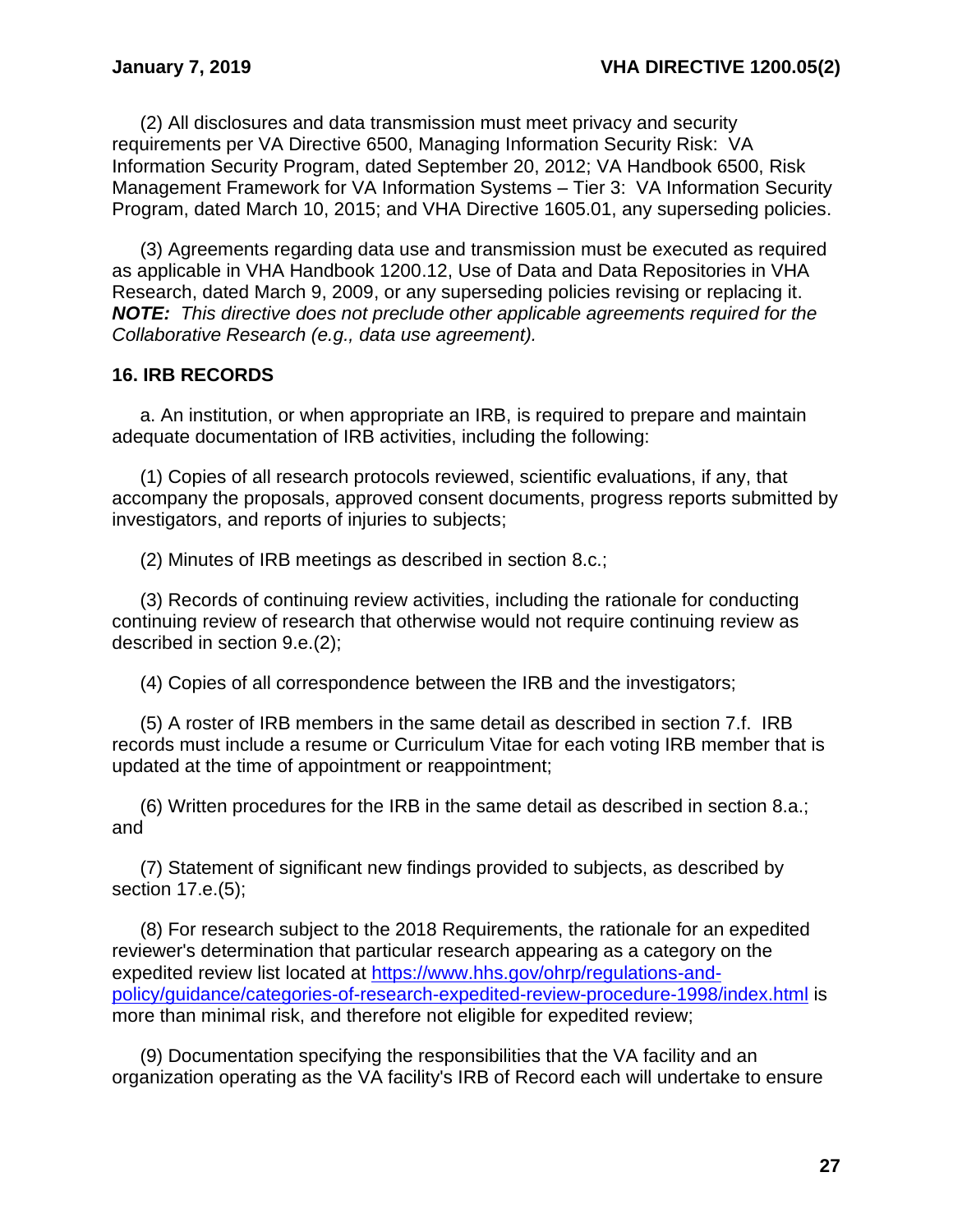(2) All disclosures and data transmission must meet privacy and security requirements per VA Directive 6500, Managing Information Security Risk: VA Information Security Program, dated September 20, 2012; VA Handbook 6500, Risk Management Framework for VA Information Systems – Tier 3: VA Information Security Program, dated March 10, 2015; and VHA Directive 1605.01, any superseding policies.

(3) Agreements regarding data use and transmission must be executed as required as applicable in VHA Handbook 1200.12, Use of Data and Data Repositories in VHA Research, dated March 9, 2009, or any superseding policies revising or replacing it. ***NOTE:*** *This directive does not preclude other applicable agreements required for the Collaborative Research (e.g., data use agreement).*

## 16. IRB RECORDS

a. An institution, or when appropriate an IRB, is required to prepare and maintain adequate documentation of IRB activities, including the following:

(1) Copies of all research protocols reviewed, scientific evaluations, if any, that accompany the proposals, approved consent documents, progress reports submitted by investigators, and reports of injuries to subjects;

(2) Minutes of IRB meetings as described in section 8.c.;

(3) Records of continuing review activities, including the rationale for conducting continuing review of research that otherwise would not require continuing review as described in section 9.e.(2);

(4) Copies of all correspondence between the IRB and the investigators;

(5) A roster of IRB members in the same detail as described in section 7.f. IRB records must include a resume or Curriculum Vitae for each voting IRB member that is updated at the time of appointment or reappointment;

(6) Written procedures for the IRB in the same detail as described in section 8.a.; and

(7) Statement of significant new findings provided to subjects, as described by section 17.e.(5);

(8) For research subject to the 2018 Requirements, the rationale for an expedited reviewer's determination that particular research appearing as a category on the expedited review list located at https://www.hhs.gov/ohrp/regulations-and-policy/guidance/categories-of-research-expedited-review-procedure-1998/index.html is more than minimal risk, and therefore not eligible for expedited review;

(9) Documentation specifying the responsibilities that the VA facility and an organization operating as the VA facility's IRB of Record each will undertake to ensure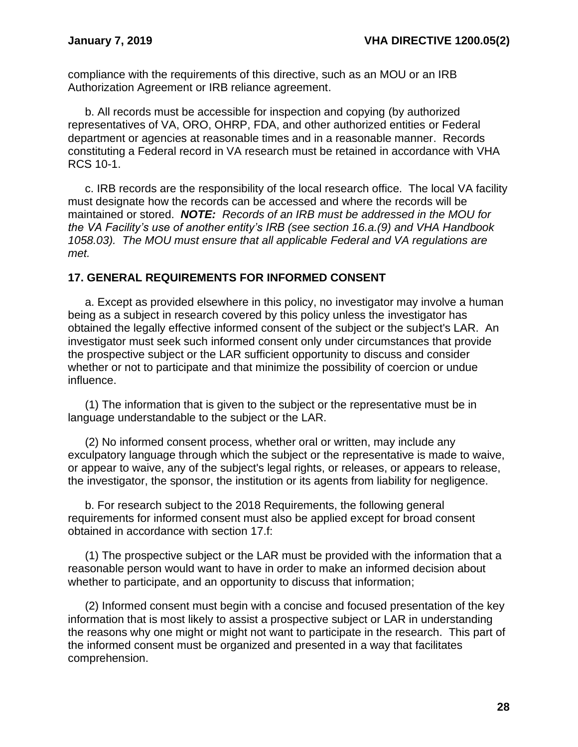compliance with the requirements of this directive, such as an MOU or an IRB Authorization Agreement or IRB reliance agreement.

b. All records must be accessible for inspection and copying (by authorized representatives of VA, ORO, OHRP, FDA, and other authorized entities or Federal department or agencies at reasonable times and in a reasonable manner. Records constituting a Federal record in VA research must be retained in accordance with VHA RCS 10-1.

c. IRB records are the responsibility of the local research office. The local VA facility must designate how the records can be accessed and where the records will be maintained or stored. ***NOTE:*** *Records of an IRB must be addressed in the MOU for the VA Facility's use of another entity's IRB (see section 16.a.(9) and VHA Handbook 1058.03). The MOU must ensure that all applicable Federal and VA regulations are met.*

## 17. GENERAL REQUIREMENTS FOR INFORMED CONSENT

a. Except as provided elsewhere in this policy, no investigator may involve a human being as a subject in research covered by this policy unless the investigator has obtained the legally effective informed consent of the subject or the subject's LAR. An investigator must seek such informed consent only under circumstances that provide the prospective subject or the LAR sufficient opportunity to discuss and consider whether or not to participate and that minimize the possibility of coercion or undue influence.

(1) The information that is given to the subject or the representative must be in language understandable to the subject or the LAR.

(2) No informed consent process, whether oral or written, may include any exculpatory language through which the subject or the representative is made to waive, or appear to waive, any of the subject's legal rights, or releases, or appears to release, the investigator, the sponsor, the institution or its agents from liability for negligence.

b. For research subject to the 2018 Requirements, the following general requirements for informed consent must also be applied except for broad consent obtained in accordance with section 17.f:

(1) The prospective subject or the LAR must be provided with the information that a reasonable person would want to have in order to make an informed decision about whether to participate, and an opportunity to discuss that information;

(2) Informed consent must begin with a concise and focused presentation of the key information that is most likely to assist a prospective subject or LAR in understanding the reasons why one might or might not want to participate in the research. This part of the informed consent must be organized and presented in a way that facilitates comprehension.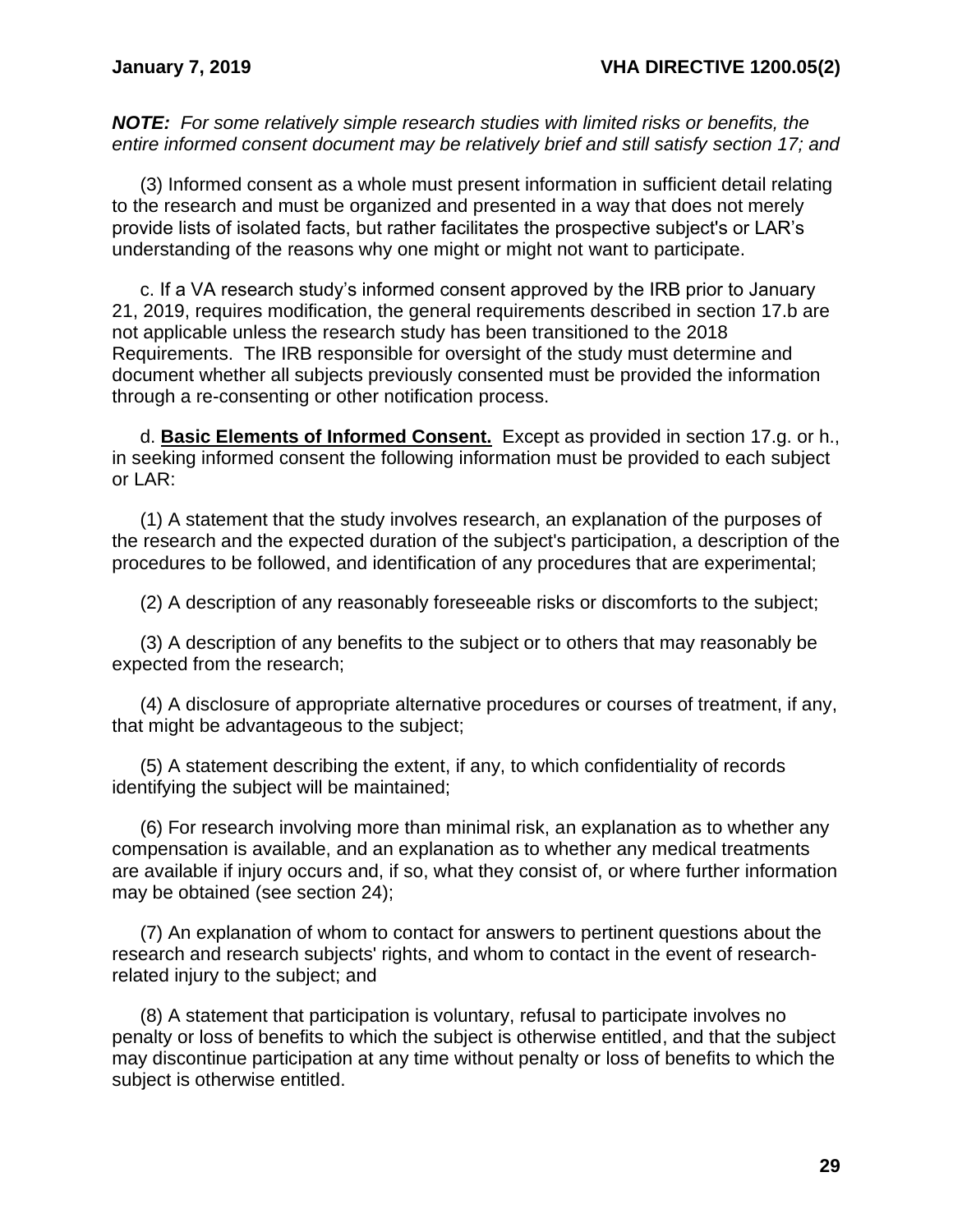***NOTE:** For some relatively simple research studies with limited risks or benefits, the entire informed consent document may be relatively brief and still satisfy section 17; and*

(3) Informed consent as a whole must present information in sufficient detail relating to the research and must be organized and presented in a way that does not merely provide lists of isolated facts, but rather facilitates the prospective subject's or LAR's understanding of the reasons why one might or might not want to participate.

c. If a VA research study's informed consent approved by the IRB prior to January 21, 2019, requires modification, the general requirements described in section 17.b are not applicable unless the research study has been transitioned to the 2018 Requirements. The IRB responsible for oversight of the study must determine and document whether all subjects previously consented must be provided the information through a re-consenting or other notification process.

d. **Basic Elements of Informed Consent.** Except as provided in section 17.g. or h., in seeking informed consent the following information must be provided to each subject or LAR:

(1) A statement that the study involves research, an explanation of the purposes of the research and the expected duration of the subject's participation, a description of the procedures to be followed, and identification of any procedures that are experimental;

(2) A description of any reasonably foreseeable risks or discomforts to the subject;

(3) A description of any benefits to the subject or to others that may reasonably be expected from the research;

(4) A disclosure of appropriate alternative procedures or courses of treatment, if any, that might be advantageous to the subject;

(5) A statement describing the extent, if any, to which confidentiality of records identifying the subject will be maintained;

(6) For research involving more than minimal risk, an explanation as to whether any compensation is available, and an explanation as to whether any medical treatments are available if injury occurs and, if so, what they consist of, or where further information may be obtained (see section 24);

(7) An explanation of whom to contact for answers to pertinent questions about the research and research subjects' rights, and whom to contact in the event of research-related injury to the subject; and

(8) A statement that participation is voluntary, refusal to participate involves no penalty or loss of benefits to which the subject is otherwise entitled, and that the subject may discontinue participation at any time without penalty or loss of benefits to which the subject is otherwise entitled.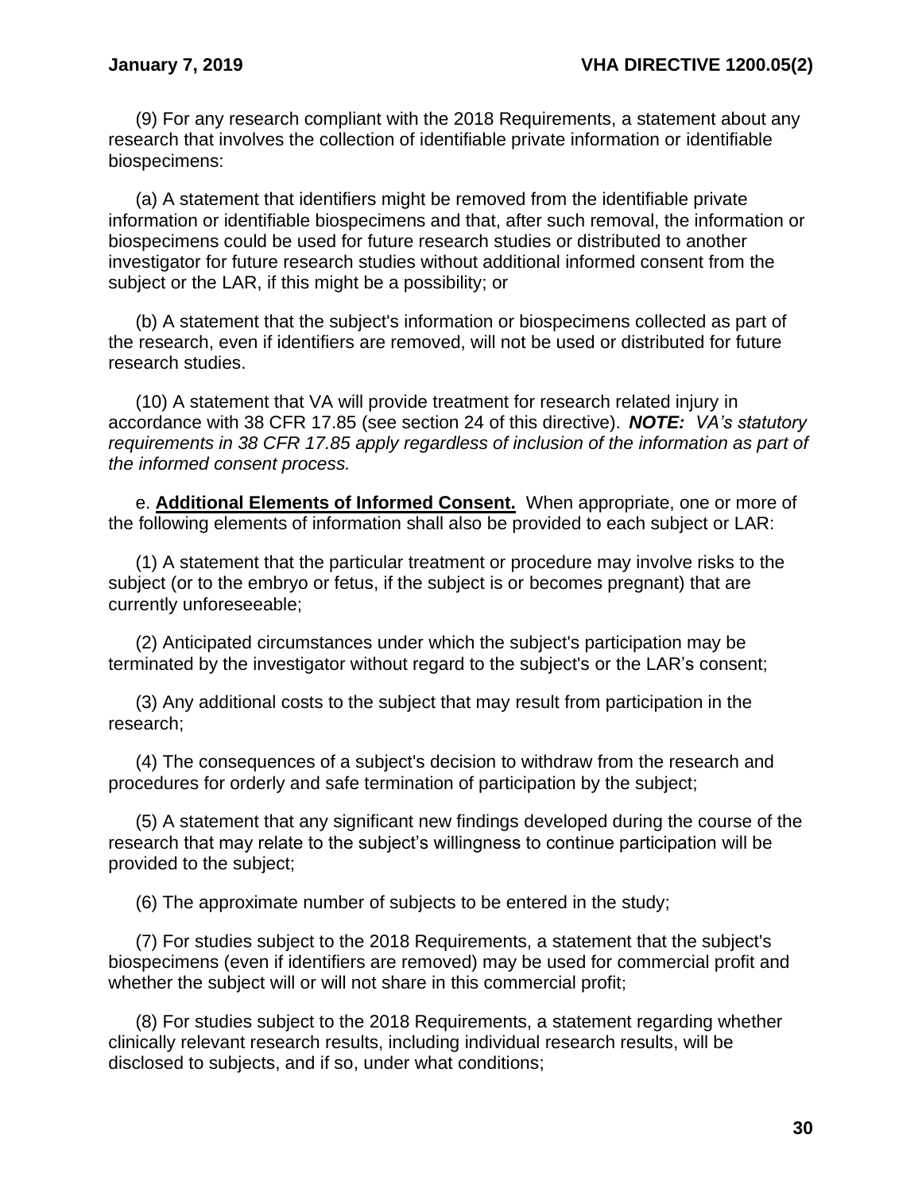(9) For any research compliant with the 2018 Requirements, a statement about any research that involves the collection of identifiable private information or identifiable biospecimens:

(a) A statement that identifiers might be removed from the identifiable private information or identifiable biospecimens and that, after such removal, the information or biospecimens could be used for future research studies or distributed to another investigator for future research studies without additional informed consent from the subject or the LAR, if this might be a possibility; or

(b) A statement that the subject's information or biospecimens collected as part of the research, even if identifiers are removed, will not be used or distributed for future research studies.

(10) A statement that VA will provide treatment for research related injury in accordance with 38 CFR 17.85 (see section 24 of this directive). ***NOTE:*** *VA's statutory requirements in 38 CFR 17.85 apply regardless of inclusion of the information as part of the informed consent process.*

e. **Additional Elements of Informed Consent.** When appropriate, one or more of the following elements of information shall also be provided to each subject or LAR:

(1) A statement that the particular treatment or procedure may involve risks to the subject (or to the embryo or fetus, if the subject is or becomes pregnant) that are currently unforeseeable;

(2) Anticipated circumstances under which the subject's participation may be terminated by the investigator without regard to the subject's or the LAR's consent;

(3) Any additional costs to the subject that may result from participation in the research;

(4) The consequences of a subject's decision to withdraw from the research and procedures for orderly and safe termination of participation by the subject;

(5) A statement that any significant new findings developed during the course of the research that may relate to the subject's willingness to continue participation will be provided to the subject;

(6) The approximate number of subjects to be entered in the study;

(7) For studies subject to the 2018 Requirements, a statement that the subject's biospecimens (even if identifiers are removed) may be used for commercial profit and whether the subject will or will not share in this commercial profit;

(8) For studies subject to the 2018 Requirements, a statement regarding whether clinically relevant research results, including individual research results, will be disclosed to subjects, and if so, under what conditions;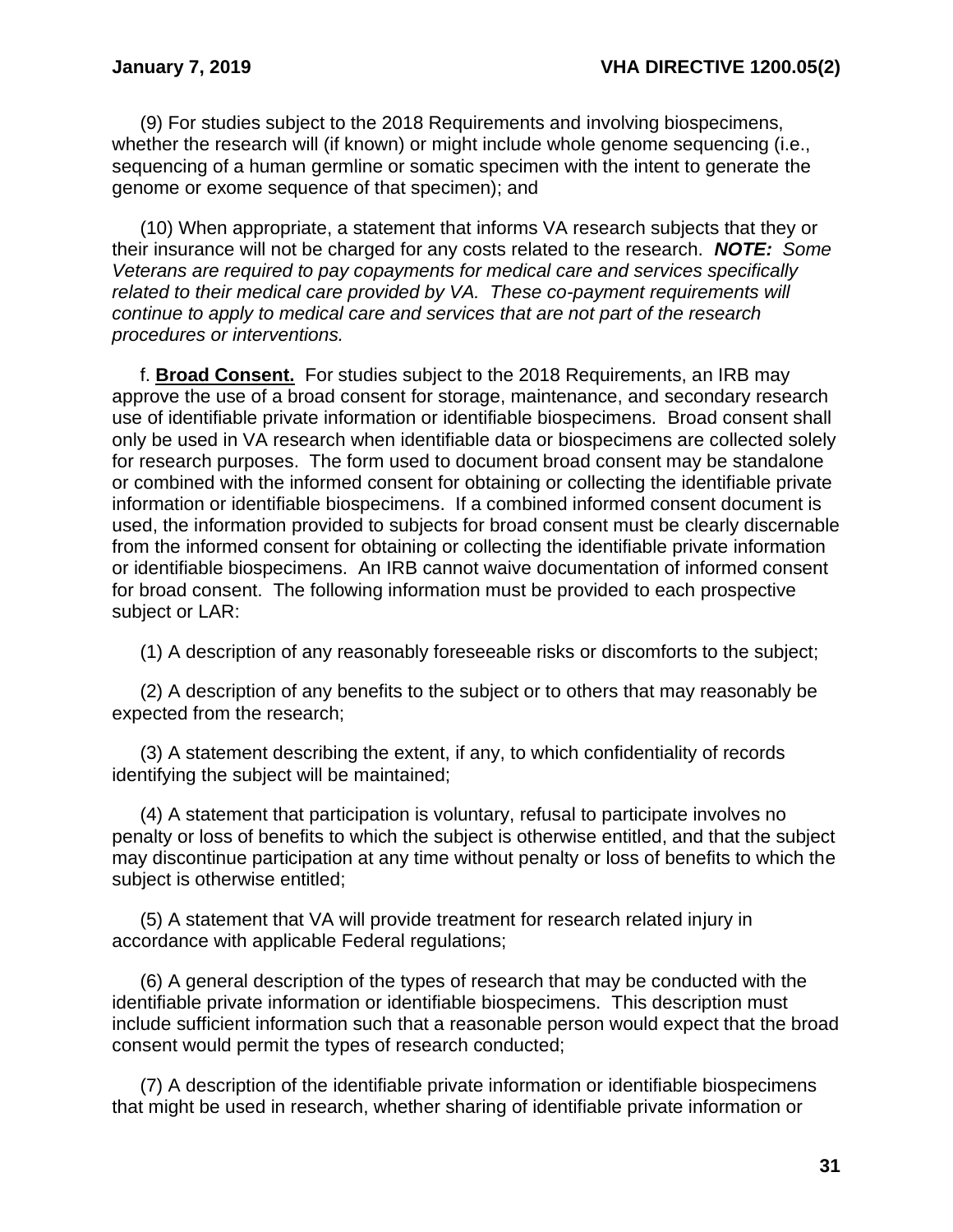(9) For studies subject to the 2018 Requirements and involving biospecimens, whether the research will (if known) or might include whole genome sequencing (i.e., sequencing of a human germline or somatic specimen with the intent to generate the genome or exome sequence of that specimen); and

(10) When appropriate, a statement that informs VA research subjects that they or their insurance will not be charged for any costs related to the research. ***NOTE:*** *Some Veterans are required to pay copayments for medical care and services specifically related to their medical care provided by VA. These co-payment requirements will continue to apply to medical care and services that are not part of the research procedures or interventions.*

f. **Broad Consent.** For studies subject to the 2018 Requirements, an IRB may approve the use of a broad consent for storage, maintenance, and secondary research use of identifiable private information or identifiable biospecimens. Broad consent shall only be used in VA research when identifiable data or biospecimens are collected solely for research purposes. The form used to document broad consent may be standalone or combined with the informed consent for obtaining or collecting the identifiable private information or identifiable biospecimens. If a combined informed consent document is used, the information provided to subjects for broad consent must be clearly discernable from the informed consent for obtaining or collecting the identifiable private information or identifiable biospecimens. An IRB cannot waive documentation of informed consent for broad consent. The following information must be provided to each prospective subject or LAR:

(1) A description of any reasonably foreseeable risks or discomforts to the subject;

(2) A description of any benefits to the subject or to others that may reasonably be expected from the research;

(3) A statement describing the extent, if any, to which confidentiality of records identifying the subject will be maintained;

(4) A statement that participation is voluntary, refusal to participate involves no penalty or loss of benefits to which the subject is otherwise entitled, and that the subject may discontinue participation at any time without penalty or loss of benefits to which the subject is otherwise entitled;

(5) A statement that VA will provide treatment for research related injury in accordance with applicable Federal regulations;

(6) A general description of the types of research that may be conducted with the identifiable private information or identifiable biospecimens. This description must include sufficient information such that a reasonable person would expect that the broad consent would permit the types of research conducted;

(7) A description of the identifiable private information or identifiable biospecimens that might be used in research, whether sharing of identifiable private information or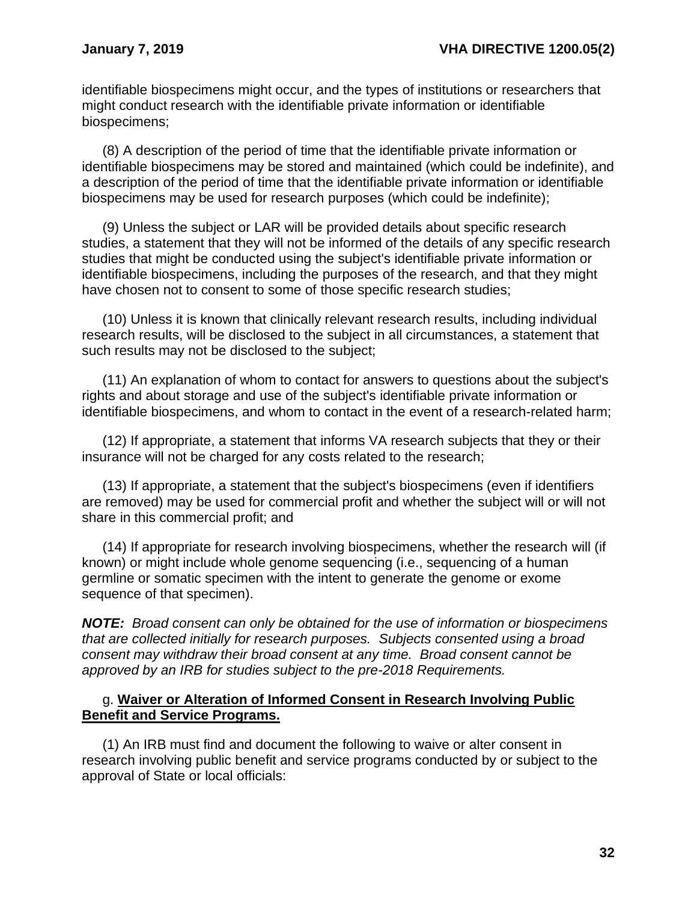identifiable biospecimens might occur, and the types of institutions or researchers that might conduct research with the identifiable private information or identifiable biospecimens;

(8) A description of the period of time that the identifiable private information or identifiable biospecimens may be stored and maintained (which could be indefinite), and a description of the period of time that the identifiable private information or identifiable biospecimens may be used for research purposes (which could be indefinite);

(9) Unless the subject or LAR will be provided details about specific research studies, a statement that they will not be informed of the details of any specific research studies that might be conducted using the subject's identifiable private information or identifiable biospecimens, including the purposes of the research, and that they might have chosen not to consent to some of those specific research studies;

(10) Unless it is known that clinically relevant research results, including individual research results, will be disclosed to the subject in all circumstances, a statement that such results may not be disclosed to the subject;

(11) An explanation of whom to contact for answers to questions about the subject's rights and about storage and use of the subject's identifiable private information or identifiable biospecimens, and whom to contact in the event of a research-related harm;

(12) If appropriate, a statement that informs VA research subjects that they or their insurance will not be charged for any costs related to the research;

(13) If appropriate, a statement that the subject's biospecimens (even if identifiers are removed) may be used for commercial profit and whether the subject will or will not share in this commercial profit; and

(14) If appropriate for research involving biospecimens, whether the research will (if known) or might include whole genome sequencing (i.e., sequencing of a human germline or somatic specimen with the intent to generate the genome or exome sequence of that specimen).

***NOTE:*** *Broad consent can only be obtained for the use of information or biospecimens that are collected initially for research purposes. Subjects consented using a broad consent may withdraw their broad consent at any time. Broad consent cannot be approved by an IRB for studies subject to the pre-2018 Requirements.*

g. **Waiver or Alteration of Informed Consent in Research Involving Public Benefit and Service Programs.**

(1) An IRB must find and document the following to waive or alter consent in research involving public benefit and service programs conducted by or subject to the approval of State or local officials: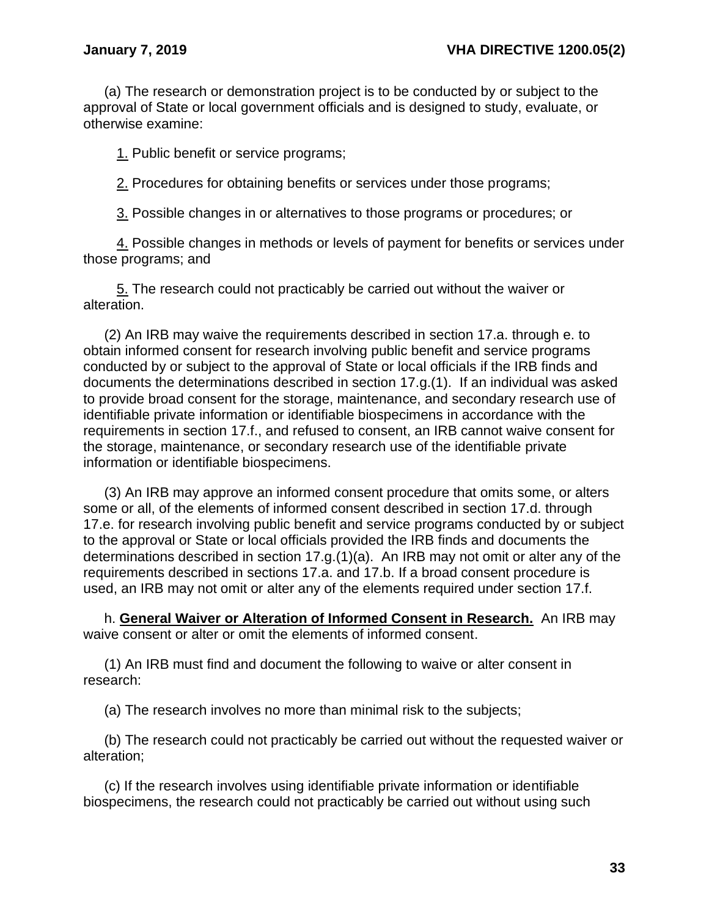(a) The research or demonstration project is to be conducted by or subject to the approval of State or local government officials and is designed to study, evaluate, or otherwise examine:

1. Public benefit or service programs;

2. Procedures for obtaining benefits or services under those programs;

3. Possible changes in or alternatives to those programs or procedures; or

4. Possible changes in methods or levels of payment for benefits or services under those programs; and

5. The research could not practicably be carried out without the waiver or alteration.

(2) An IRB may waive the requirements described in section 17.a. through e. to obtain informed consent for research involving public benefit and service programs conducted by or subject to the approval of State or local officials if the IRB finds and documents the determinations described in section 17.g.(1). If an individual was asked to provide broad consent for the storage, maintenance, and secondary research use of identifiable private information or identifiable biospecimens in accordance with the requirements in section 17.f., and refused to consent, an IRB cannot waive consent for the storage, maintenance, or secondary research use of the identifiable private information or identifiable biospecimens.

(3) An IRB may approve an informed consent procedure that omits some, or alters some or all, of the elements of informed consent described in section 17.d. through 17.e. for research involving public benefit and service programs conducted by or subject to the approval or State or local officials provided the IRB finds and documents the determinations described in section 17.g.(1)(a). An IRB may not omit or alter any of the requirements described in sections 17.a. and 17.b. If a broad consent procedure is used, an IRB may not omit or alter any of the elements required under section 17.f.

h. **General Waiver or Alteration of Informed Consent in Research.** An IRB may waive consent or alter or omit the elements of informed consent.

(1) An IRB must find and document the following to waive or alter consent in research:

(a) The research involves no more than minimal risk to the subjects;

(b) The research could not practicably be carried out without the requested waiver or alteration;

(c) If the research involves using identifiable private information or identifiable biospecimens, the research could not practicably be carried out without using such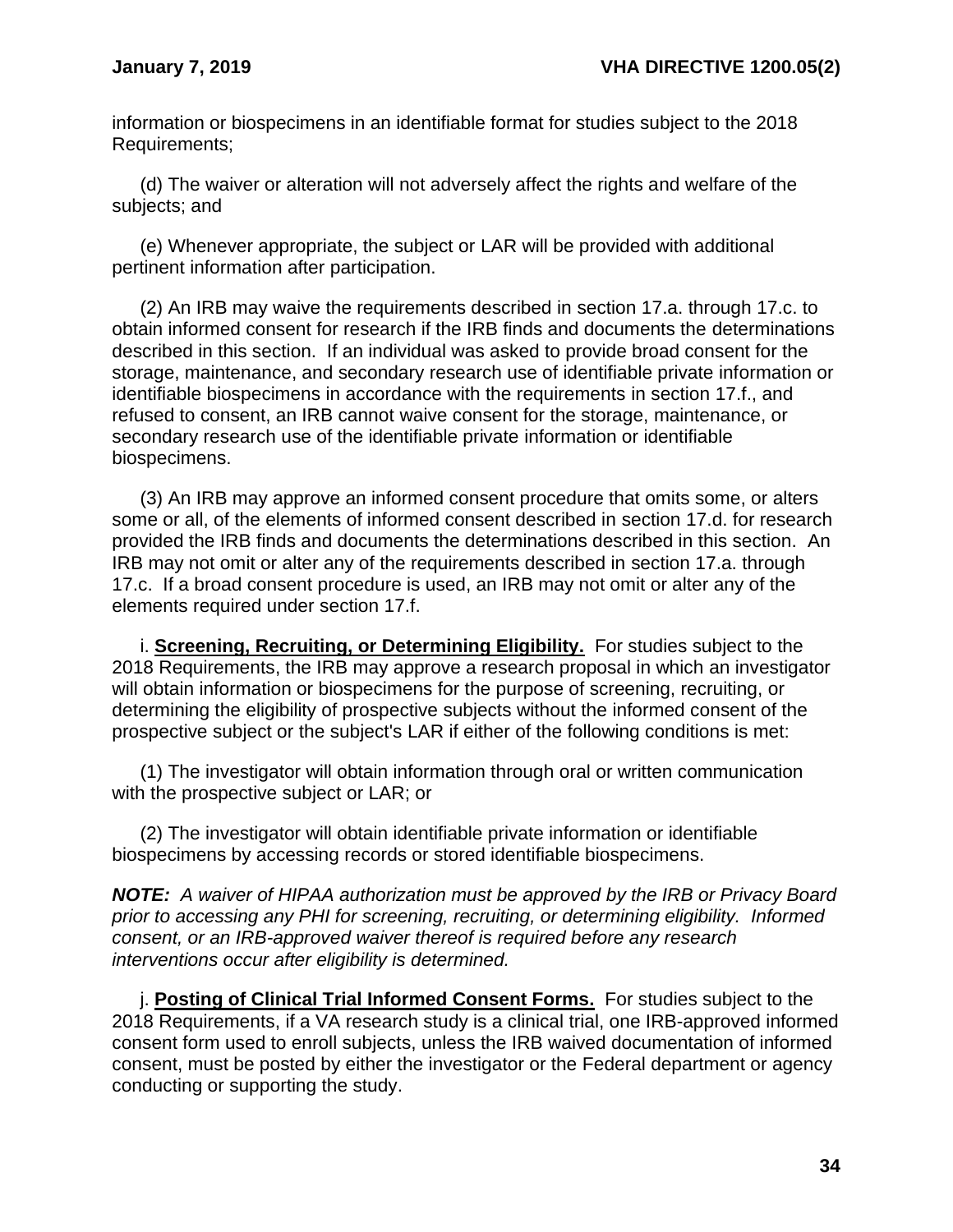information or biospecimens in an identifiable format for studies subject to the 2018 Requirements;

(d) The waiver or alteration will not adversely affect the rights and welfare of the subjects; and

(e) Whenever appropriate, the subject or LAR will be provided with additional pertinent information after participation.

(2) An IRB may waive the requirements described in section 17.a. through 17.c. to obtain informed consent for research if the IRB finds and documents the determinations described in this section. If an individual was asked to provide broad consent for the storage, maintenance, and secondary research use of identifiable private information or identifiable biospecimens in accordance with the requirements in section 17.f., and refused to consent, an IRB cannot waive consent for the storage, maintenance, or secondary research use of the identifiable private information or identifiable biospecimens.

(3) An IRB may approve an informed consent procedure that omits some, or alters some or all, of the elements of informed consent described in section 17.d. for research provided the IRB finds and documents the determinations described in this section. An IRB may not omit or alter any of the requirements described in section 17.a. through 17.c. If a broad consent procedure is used, an IRB may not omit or alter any of the elements required under section 17.f.

i. **Screening, Recruiting, or Determining Eligibility.** For studies subject to the 2018 Requirements, the IRB may approve a research proposal in which an investigator will obtain information or biospecimens for the purpose of screening, recruiting, or determining the eligibility of prospective subjects without the informed consent of the prospective subject or the subject's LAR if either of the following conditions is met:

(1) The investigator will obtain information through oral or written communication with the prospective subject or LAR; or

(2) The investigator will obtain identifiable private information or identifiable biospecimens by accessing records or stored identifiable biospecimens.

***NOTE:*** *A waiver of HIPAA authorization must be approved by the IRB or Privacy Board prior to accessing any PHI for screening, recruiting, or determining eligibility. Informed consent, or an IRB-approved waiver thereof is required before any research interventions occur after eligibility is determined.*

j. **Posting of Clinical Trial Informed Consent Forms.** For studies subject to the 2018 Requirements, if a VA research study is a clinical trial, one IRB-approved informed consent form used to enroll subjects, unless the IRB waived documentation of informed consent, must be posted by either the investigator or the Federal department or agency conducting or supporting the study.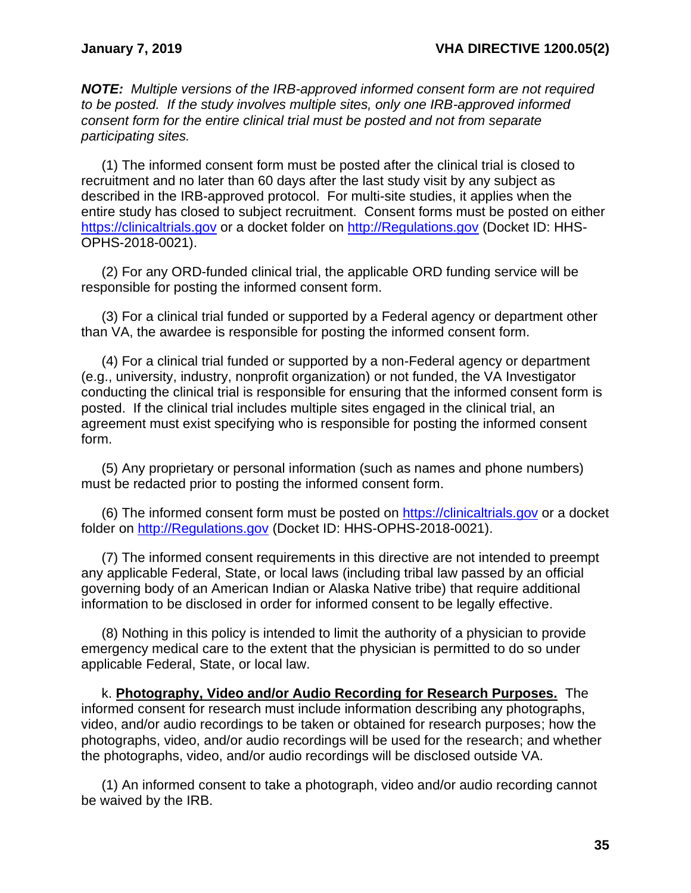***NOTE:*** *Multiple versions of the IRB-approved informed consent form are not required to be posted. If the study involves multiple sites, only one IRB-approved informed consent form for the entire clinical trial must be posted and not from separate participating sites.*

(1) The informed consent form must be posted after the clinical trial is closed to recruitment and no later than 60 days after the last study visit by any subject as described in the IRB-approved protocol. For multi-site studies, it applies when the entire study has closed to subject recruitment. Consent forms must be posted on either https://clinicaltrials.gov or a docket folder on http://Regulations.gov (Docket ID: HHS-OPHS-2018-0021).

(2) For any ORD-funded clinical trial, the applicable ORD funding service will be responsible for posting the informed consent form.

(3) For a clinical trial funded or supported by a Federal agency or department other than VA, the awardee is responsible for posting the informed consent form.

(4) For a clinical trial funded or supported by a non-Federal agency or department (e.g., university, industry, nonprofit organization) or not funded, the VA Investigator conducting the clinical trial is responsible for ensuring that the informed consent form is posted. If the clinical trial includes multiple sites engaged in the clinical trial, an agreement must exist specifying who is responsible for posting the informed consent form.

(5) Any proprietary or personal information (such as names and phone numbers) must be redacted prior to posting the informed consent form.

(6) The informed consent form must be posted on https://clinicaltrials.gov or a docket folder on http://Regulations.gov (Docket ID: HHS-OPHS-2018-0021).

(7) The informed consent requirements in this directive are not intended to preempt any applicable Federal, State, or local laws (including tribal law passed by an official governing body of an American Indian or Alaska Native tribe) that require additional information to be disclosed in order for informed consent to be legally effective.

(8) Nothing in this policy is intended to limit the authority of a physician to provide emergency medical care to the extent that the physician is permitted to do so under applicable Federal, State, or local law.

k. **Photography, Video and/or Audio Recording for Research Purposes.** The informed consent for research must include information describing any photographs, video, and/or audio recordings to be taken or obtained for research purposes; how the photographs, video, and/or audio recordings will be used for the research; and whether the photographs, video, and/or audio recordings will be disclosed outside VA.

(1) An informed consent to take a photograph, video and/or audio recording cannot be waived by the IRB.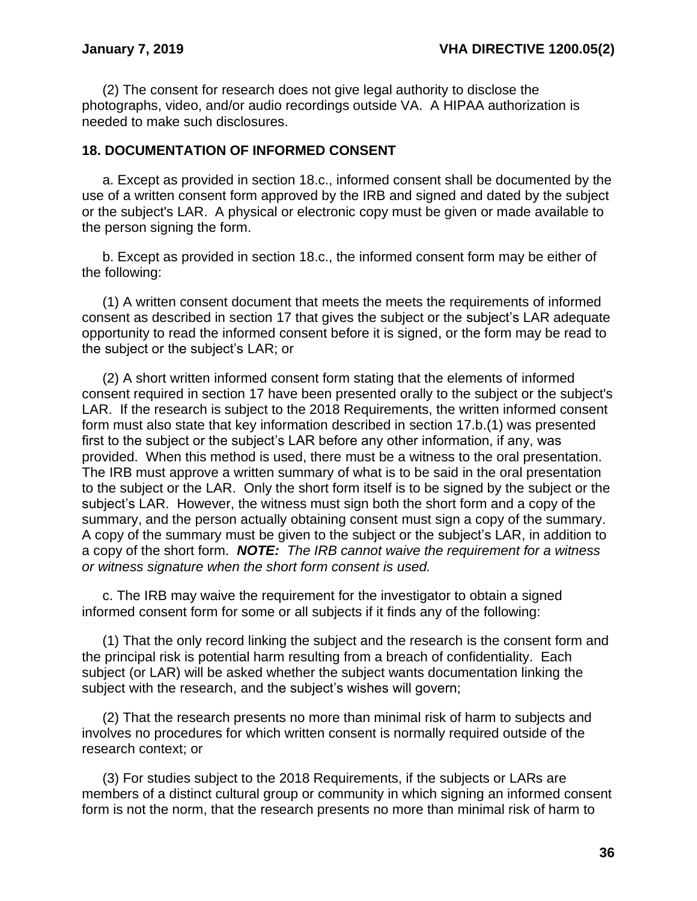(2) The consent for research does not give legal authority to disclose the photographs, video, and/or audio recordings outside VA. A HIPAA authorization is needed to make such disclosures.

## 18. DOCUMENTATION OF INFORMED CONSENT

a. Except as provided in section 18.c., informed consent shall be documented by the use of a written consent form approved by the IRB and signed and dated by the subject or the subject's LAR. A physical or electronic copy must be given or made available to the person signing the form.

b. Except as provided in section 18.c., the informed consent form may be either of the following:

(1) A written consent document that meets the meets the requirements of informed consent as described in section 17 that gives the subject or the subject's LAR adequate opportunity to read the informed consent before it is signed, or the form may be read to the subject or the subject's LAR; or

(2) A short written informed consent form stating that the elements of informed consent required in section 17 have been presented orally to the subject or the subject's LAR. If the research is subject to the 2018 Requirements, the written informed consent form must also state that key information described in section 17.b.(1) was presented first to the subject or the subject's LAR before any other information, if any, was provided. When this method is used, there must be a witness to the oral presentation. The IRB must approve a written summary of what is to be said in the oral presentation to the subject or the LAR. Only the short form itself is to be signed by the subject or the subject's LAR. However, the witness must sign both the short form and a copy of the summary, and the person actually obtaining consent must sign a copy of the summary. A copy of the summary must be given to the subject or the subject's LAR, in addition to a copy of the short form. ***NOTE:*** *The IRB cannot waive the requirement for a witness or witness signature when the short form consent is used.*

c. The IRB may waive the requirement for the investigator to obtain a signed informed consent form for some or all subjects if it finds any of the following:

(1) That the only record linking the subject and the research is the consent form and the principal risk is potential harm resulting from a breach of confidentiality. Each subject (or LAR) will be asked whether the subject wants documentation linking the subject with the research, and the subject's wishes will govern;

(2) That the research presents no more than minimal risk of harm to subjects and involves no procedures for which written consent is normally required outside of the research context; or

(3) For studies subject to the 2018 Requirements, if the subjects or LARs are members of a distinct cultural group or community in which signing an informed consent form is not the norm, that the research presents no more than minimal risk of harm to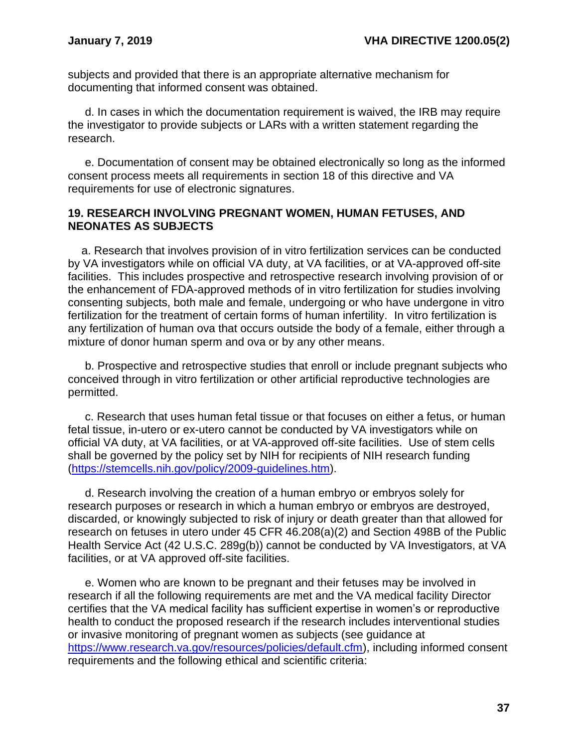subjects and provided that there is an appropriate alternative mechanism for documenting that informed consent was obtained.

d. In cases in which the documentation requirement is waived, the IRB may require the investigator to provide subjects or LARs with a written statement regarding the research.

e. Documentation of consent may be obtained electronically so long as the informed consent process meets all requirements in section 18 of this directive and VA requirements for use of electronic signatures.

## 19. RESEARCH INVOLVING PREGNANT WOMEN, HUMAN FETUSES, AND NEONATES AS SUBJECTS

a. Research that involves provision of in vitro fertilization services can be conducted by VA investigators while on official VA duty, at VA facilities, or at VA-approved off-site facilities. This includes prospective and retrospective research involving provision of or the enhancement of FDA-approved methods of in vitro fertilization for studies involving consenting subjects, both male and female, undergoing or who have undergone in vitro fertilization for the treatment of certain forms of human infertility. In vitro fertilization is any fertilization of human ova that occurs outside the body of a female, either through a mixture of donor human sperm and ova or by any other means.

b. Prospective and retrospective studies that enroll or include pregnant subjects who conceived through in vitro fertilization or other artificial reproductive technologies are permitted.

c. Research that uses human fetal tissue or that focuses on either a fetus, or human fetal tissue, in-utero or ex-utero cannot be conducted by VA investigators while on official VA duty, at VA facilities, or at VA-approved off-site facilities. Use of stem cells shall be governed by the policy set by NIH for recipients of NIH research funding (https://stemcells.nih.gov/policy/2009-guidelines.htm).

d. Research involving the creation of a human embryo or embryos solely for research purposes or research in which a human embryo or embryos are destroyed, discarded, or knowingly subjected to risk of injury or death greater than that allowed for research on fetuses in utero under 45 CFR 46.208(a)(2) and Section 498B of the Public Health Service Act (42 U.S.C. 289g(b)) cannot be conducted by VA Investigators, at VA facilities, or at VA approved off-site facilities.

e. Women who are known to be pregnant and their fetuses may be involved in research if all the following requirements are met and the VA medical facility Director certifies that the VA medical facility has sufficient expertise in women's or reproductive health to conduct the proposed research if the research includes interventional studies or invasive monitoring of pregnant women as subjects (see guidance at https://www.research.va.gov/resources/policies/default.cfm), including informed consent requirements and the following ethical and scientific criteria: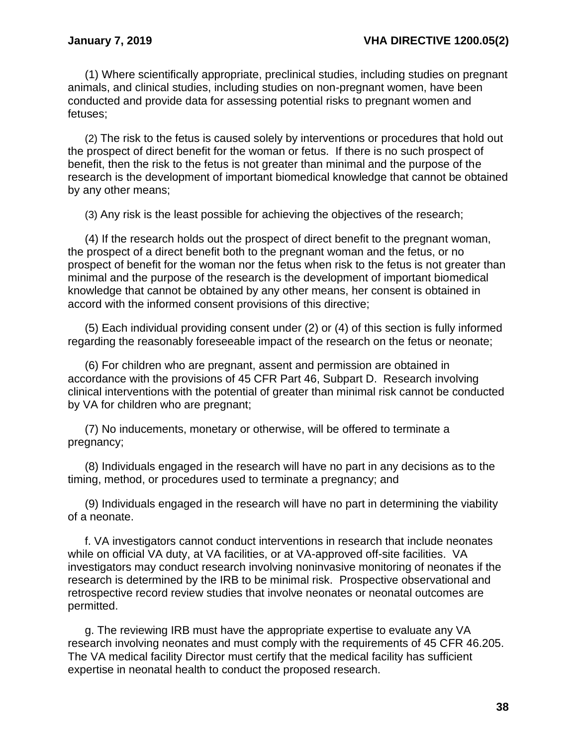(1) Where scientifically appropriate, preclinical studies, including studies on pregnant animals, and clinical studies, including studies on non-pregnant women, have been conducted and provide data for assessing potential risks to pregnant women and fetuses;

(2) The risk to the fetus is caused solely by interventions or procedures that hold out the prospect of direct benefit for the woman or fetus. If there is no such prospect of benefit, then the risk to the fetus is not greater than minimal and the purpose of the research is the development of important biomedical knowledge that cannot be obtained by any other means;

(3) Any risk is the least possible for achieving the objectives of the research;

(4) If the research holds out the prospect of direct benefit to the pregnant woman, the prospect of a direct benefit both to the pregnant woman and the fetus, or no prospect of benefit for the woman nor the fetus when risk to the fetus is not greater than minimal and the purpose of the research is the development of important biomedical knowledge that cannot be obtained by any other means, her consent is obtained in accord with the informed consent provisions of this directive;

(5) Each individual providing consent under (2) or (4) of this section is fully informed regarding the reasonably foreseeable impact of the research on the fetus or neonate;

(6) For children who are pregnant, assent and permission are obtained in accordance with the provisions of 45 CFR Part 46, Subpart D. Research involving clinical interventions with the potential of greater than minimal risk cannot be conducted by VA for children who are pregnant;

(7) No inducements, monetary or otherwise, will be offered to terminate a pregnancy;

(8) Individuals engaged in the research will have no part in any decisions as to the timing, method, or procedures used to terminate a pregnancy; and

(9) Individuals engaged in the research will have no part in determining the viability of a neonate.

f. VA investigators cannot conduct interventions in research that include neonates while on official VA duty, at VA facilities, or at VA-approved off-site facilities. VA investigators may conduct research involving noninvasive monitoring of neonates if the research is determined by the IRB to be minimal risk. Prospective observational and retrospective record review studies that involve neonates or neonatal outcomes are permitted.

g. The reviewing IRB must have the appropriate expertise to evaluate any VA research involving neonates and must comply with the requirements of 45 CFR 46.205. The VA medical facility Director must certify that the medical facility has sufficient expertise in neonatal health to conduct the proposed research.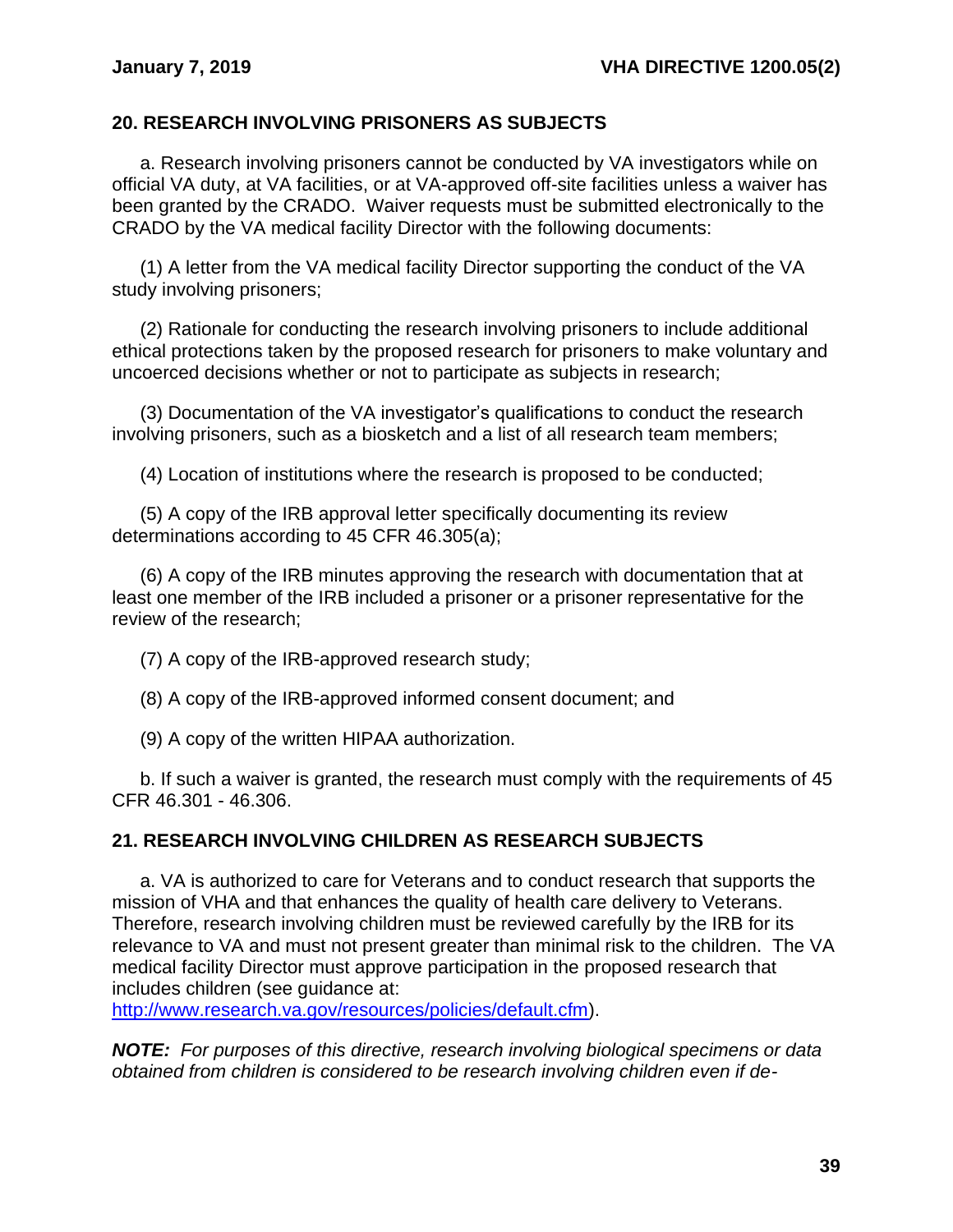## 20. RESEARCH INVOLVING PRISONERS AS SUBJECTS

a. Research involving prisoners cannot be conducted by VA investigators while on official VA duty, at VA facilities, or at VA-approved off-site facilities unless a waiver has been granted by the CRADO. Waiver requests must be submitted electronically to the CRADO by the VA medical facility Director with the following documents:

(1) A letter from the VA medical facility Director supporting the conduct of the VA study involving prisoners;

(2) Rationale for conducting the research involving prisoners to include additional ethical protections taken by the proposed research for prisoners to make voluntary and uncoerced decisions whether or not to participate as subjects in research;

(3) Documentation of the VA investigator's qualifications to conduct the research involving prisoners, such as a biosketch and a list of all research team members;

(4) Location of institutions where the research is proposed to be conducted;

(5) A copy of the IRB approval letter specifically documenting its review determinations according to 45 CFR 46.305(a);

(6) A copy of the IRB minutes approving the research with documentation that at least one member of the IRB included a prisoner or a prisoner representative for the review of the research;

(7) A copy of the IRB-approved research study;

(8) A copy of the IRB-approved informed consent document; and

(9) A copy of the written HIPAA authorization.

b. If such a waiver is granted, the research must comply with the requirements of 45 CFR 46.301 - 46.306.

## 21. RESEARCH INVOLVING CHILDREN AS RESEARCH SUBJECTS

a. VA is authorized to care for Veterans and to conduct research that supports the mission of VHA and that enhances the quality of health care delivery to Veterans. Therefore, research involving children must be reviewed carefully by the IRB for its relevance to VA and must not present greater than minimal risk to the children. The VA medical facility Director must approve participation in the proposed research that includes children (see guidance at: http://www.research.va.gov/resources/policies/default.cfm).

***NOTE:*** *For purposes of this directive, research involving biological specimens or data obtained from children is considered to be research involving children even if de-*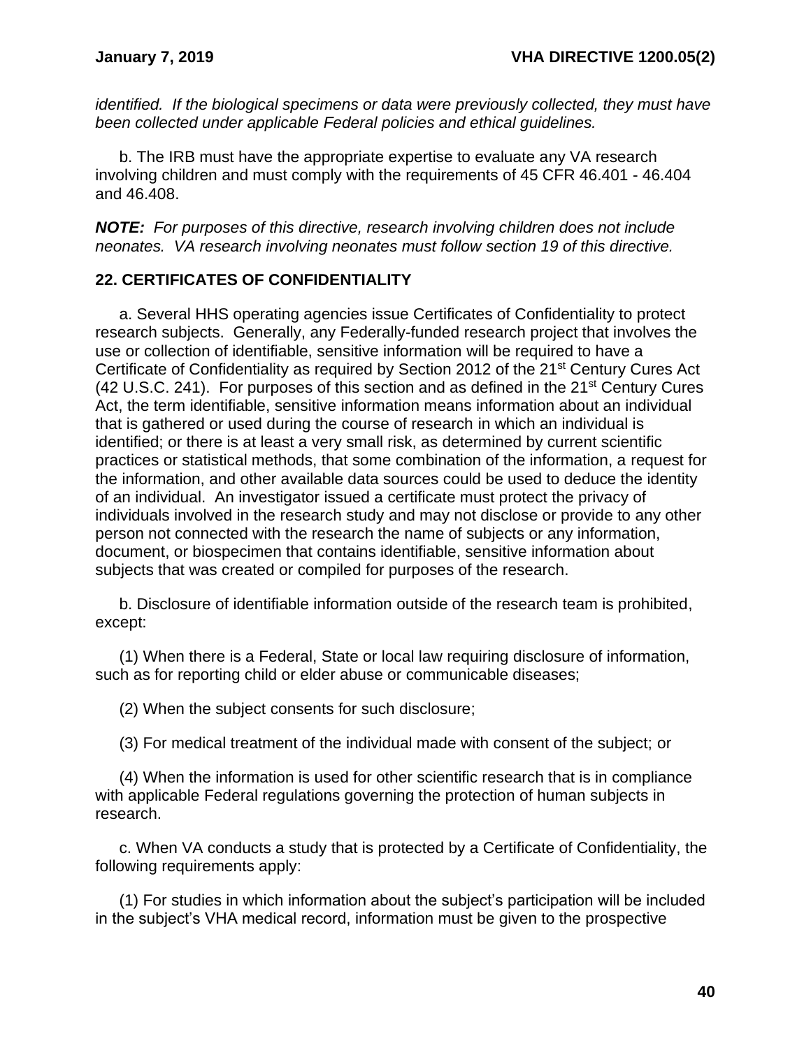*identified. If the biological specimens or data were previously collected, they must have been collected under applicable Federal policies and ethical guidelines.*

b. The IRB must have the appropriate expertise to evaluate any VA research involving children and must comply with the requirements of 45 CFR 46.401 - 46.404 and 46.408.

***NOTE:*** *For purposes of this directive, research involving children does not include neonates. VA research involving neonates must follow section 19 of this directive.*

## 22. CERTIFICATES OF CONFIDENTIALITY

a. Several HHS operating agencies issue Certificates of Confidentiality to protect research subjects. Generally, any Federally-funded research project that involves the use or collection of identifiable, sensitive information will be required to have a Certificate of Confidentiality as required by Section 2012 of the 21st Century Cures Act (42 U.S.C. 241). For purposes of this section and as defined in the 21st Century Cures Act, the term identifiable, sensitive information means information about an individual that is gathered or used during the course of research in which an individual is identified; or there is at least a very small risk, as determined by current scientific practices or statistical methods, that some combination of the information, a request for the information, and other available data sources could be used to deduce the identity of an individual. An investigator issued a certificate must protect the privacy of individuals involved in the research study and may not disclose or provide to any other person not connected with the research the name of subjects or any information, document, or biospecimen that contains identifiable, sensitive information about subjects that was created or compiled for purposes of the research.

b. Disclosure of identifiable information outside of the research team is prohibited, except:

(1) When there is a Federal, State or local law requiring disclosure of information, such as for reporting child or elder abuse or communicable diseases;

(2) When the subject consents for such disclosure;

(3) For medical treatment of the individual made with consent of the subject; or

(4) When the information is used for other scientific research that is in compliance with applicable Federal regulations governing the protection of human subjects in research.

c. When VA conducts a study that is protected by a Certificate of Confidentiality, the following requirements apply:

(1) For studies in which information about the subject's participation will be included in the subject's VHA medical record, information must be given to the prospective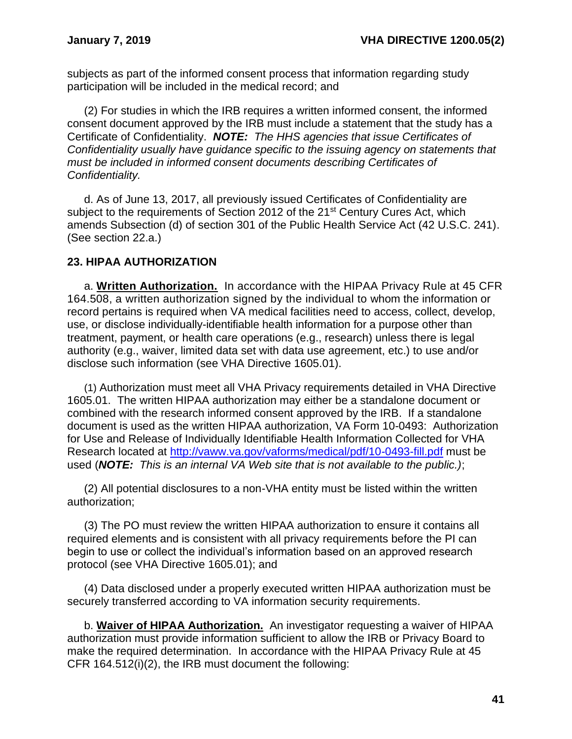subjects as part of the informed consent process that information regarding study participation will be included in the medical record; and

(2) For studies in which the IRB requires a written informed consent, the informed consent document approved by the IRB must include a statement that the study has a Certificate of Confidentiality. ***NOTE:*** *The HHS agencies that issue Certificates of Confidentiality usually have guidance specific to the issuing agency on statements that must be included in informed consent documents describing Certificates of Confidentiality.*

d. As of June 13, 2017, all previously issued Certificates of Confidentiality are subject to the requirements of Section 2012 of the 21st Century Cures Act, which amends Subsection (d) of section 301 of the Public Health Service Act (42 U.S.C. 241). (See section 22.a.)

## 23. HIPAA AUTHORIZATION

a. **Written Authorization.** In accordance with the HIPAA Privacy Rule at 45 CFR 164.508, a written authorization signed by the individual to whom the information or record pertains is required when VA medical facilities need to access, collect, develop, use, or disclose individually-identifiable health information for a purpose other than treatment, payment, or health care operations (e.g., research) unless there is legal authority (e.g., waiver, limited data set with data use agreement, etc.) to use and/or disclose such information (see VHA Directive 1605.01).

(1) Authorization must meet all VHA Privacy requirements detailed in VHA Directive 1605.01. The written HIPAA authorization may either be a standalone document or combined with the research informed consent approved by the IRB. If a standalone document is used as the written HIPAA authorization, VA Form 10-0493: Authorization for Use and Release of Individually Identifiable Health Information Collected for VHA Research located at http://vaww.va.gov/vaforms/medical/pdf/10-0493-fill.pdf must be used (***NOTE:*** *This is an internal VA Web site that is not available to the public.)*;

(2) All potential disclosures to a non-VHA entity must be listed within the written authorization;

(3) The PO must review the written HIPAA authorization to ensure it contains all required elements and is consistent with all privacy requirements before the PI can begin to use or collect the individual's information based on an approved research protocol (see VHA Directive 1605.01); and

(4) Data disclosed under a properly executed written HIPAA authorization must be securely transferred according to VA information security requirements.

b. **Waiver of HIPAA Authorization.** An investigator requesting a waiver of HIPAA authorization must provide information sufficient to allow the IRB or Privacy Board to make the required determination. In accordance with the HIPAA Privacy Rule at 45 CFR 164.512(i)(2), the IRB must document the following: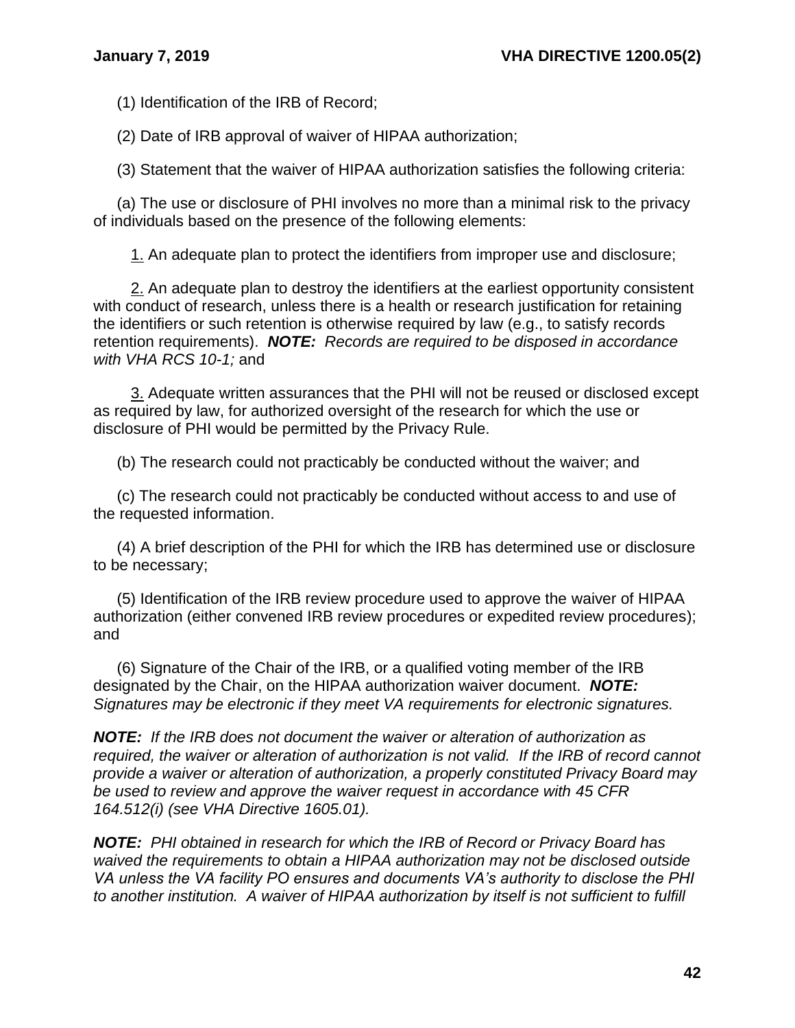(1) Identification of the IRB of Record;

(2) Date of IRB approval of waiver of HIPAA authorization;

(3) Statement that the waiver of HIPAA authorization satisfies the following criteria:

(a) The use or disclosure of PHI involves no more than a minimal risk to the privacy of individuals based on the presence of the following elements:

<u>1.</u> An adequate plan to protect the identifiers from improper use and disclosure;

<u>2.</u> An adequate plan to destroy the identifiers at the earliest opportunity consistent with conduct of research, unless there is a health or research justification for retaining the identifiers or such retention is otherwise required by law (e.g., to satisfy records retention requirements). ***NOTE:*** *Records are required to be disposed in accordance with VHA RCS 10-1;* and

<u>3.</u> Adequate written assurances that the PHI will not be reused or disclosed except as required by law, for authorized oversight of the research for which the use or disclosure of PHI would be permitted by the Privacy Rule.

(b) The research could not practicably be conducted without the waiver; and

(c) The research could not practicably be conducted without access to and use of the requested information.

(4) A brief description of the PHI for which the IRB has determined use or disclosure to be necessary;

(5) Identification of the IRB review procedure used to approve the waiver of HIPAA authorization (either convened IRB review procedures or expedited review procedures); and

(6) Signature of the Chair of the IRB, or a qualified voting member of the IRB designated by the Chair, on the HIPAA authorization waiver document. ***NOTE:*** *Signatures may be electronic if they meet VA requirements for electronic signatures.*

***NOTE:*** *If the IRB does not document the waiver or alteration of authorization as required, the waiver or alteration of authorization is not valid. If the IRB of record cannot provide a waiver or alteration of authorization, a properly constituted Privacy Board may be used to review and approve the waiver request in accordance with 45 CFR 164.512(i) (see VHA Directive 1605.01).*

***NOTE:*** *PHI obtained in research for which the IRB of Record or Privacy Board has waived the requirements to obtain a HIPAA authorization may not be disclosed outside VA unless the VA facility PO ensures and documents VA's authority to disclose the PHI to another institution. A waiver of HIPAA authorization by itself is not sufficient to fulfill*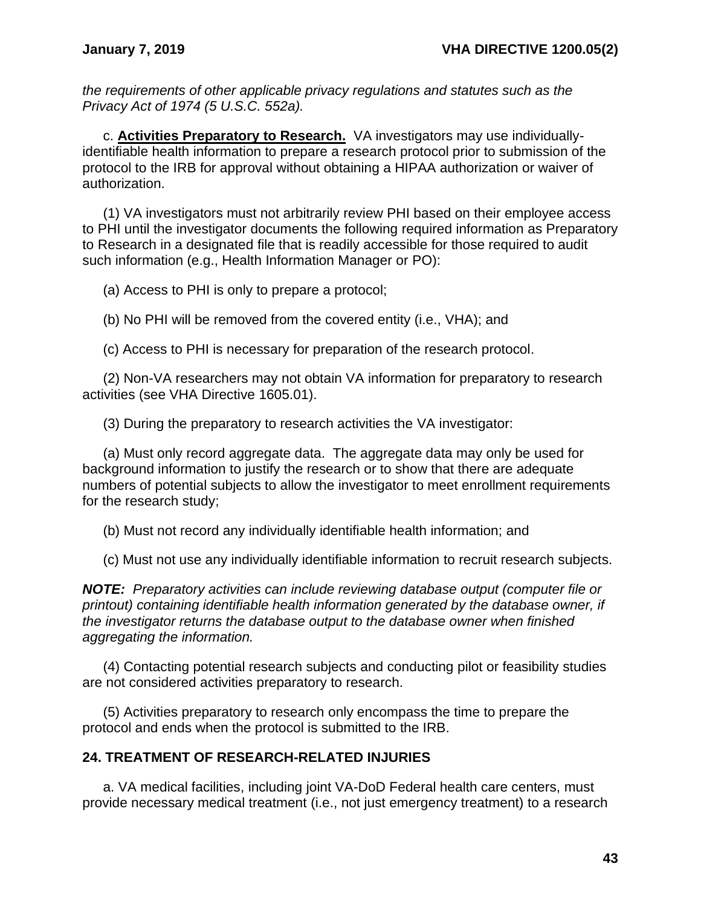*the requirements of other applicable privacy regulations and statutes such as the Privacy Act of 1974 (5 U.S.C. 552a).*

c. **Activities Preparatory to Research.** VA investigators may use individually-identifiable health information to prepare a research protocol prior to submission of the protocol to the IRB for approval without obtaining a HIPAA authorization or waiver of authorization.

(1) VA investigators must not arbitrarily review PHI based on their employee access to PHI until the investigator documents the following required information as Preparatory to Research in a designated file that is readily accessible for those required to audit such information (e.g., Health Information Manager or PO):

(a) Access to PHI is only to prepare a protocol;

(b) No PHI will be removed from the covered entity (i.e., VHA); and

(c) Access to PHI is necessary for preparation of the research protocol.

(2) Non-VA researchers may not obtain VA information for preparatory to research activities (see VHA Directive 1605.01).

(3) During the preparatory to research activities the VA investigator:

(a) Must only record aggregate data. The aggregate data may only be used for background information to justify the research or to show that there are adequate numbers of potential subjects to allow the investigator to meet enrollment requirements for the research study;

(b) Must not record any individually identifiable health information; and

(c) Must not use any individually identifiable information to recruit research subjects.

***NOTE:*** *Preparatory activities can include reviewing database output (computer file or printout) containing identifiable health information generated by the database owner, if the investigator returns the database output to the database owner when finished aggregating the information.*

(4) Contacting potential research subjects and conducting pilot or feasibility studies are not considered activities preparatory to research.

(5) Activities preparatory to research only encompass the time to prepare the protocol and ends when the protocol is submitted to the IRB.

## 24. TREATMENT OF RESEARCH-RELATED INJURIES

a. VA medical facilities, including joint VA-DoD Federal health care centers, must provide necessary medical treatment (i.e., not just emergency treatment) to a research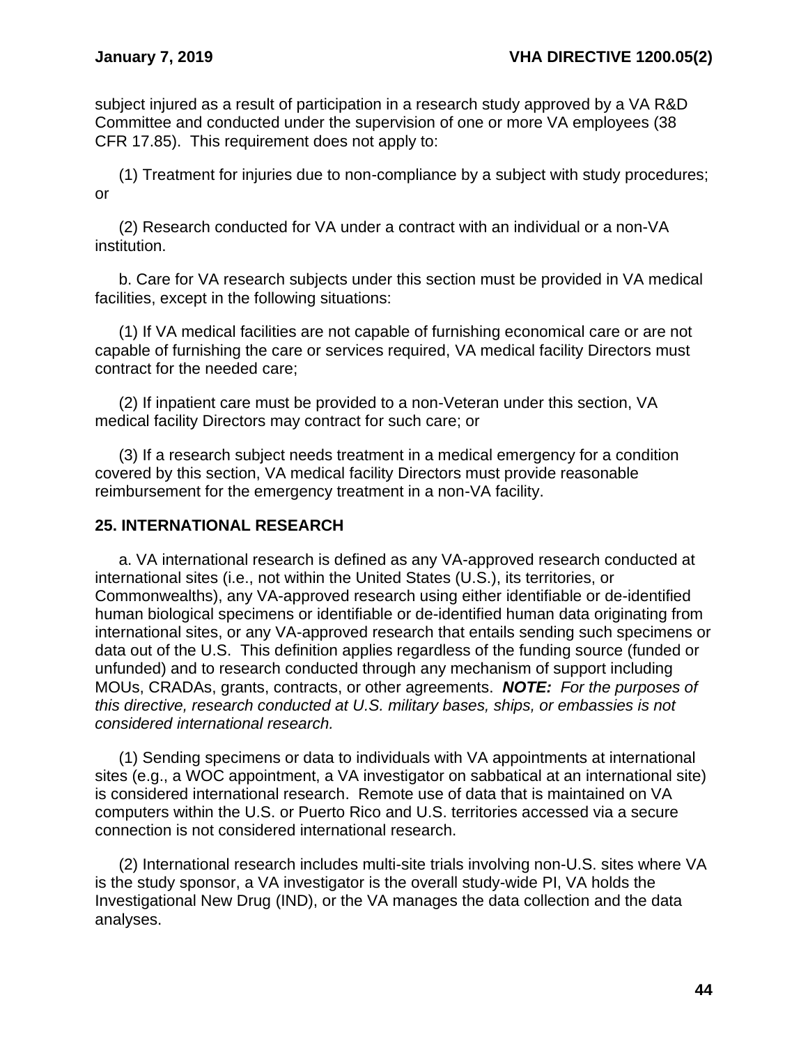subject injured as a result of participation in a research study approved by a VA R&D Committee and conducted under the supervision of one or more VA employees (38 CFR 17.85). This requirement does not apply to:

(1) Treatment for injuries due to non-compliance by a subject with study procedures; or

(2) Research conducted for VA under a contract with an individual or a non-VA institution.

b. Care for VA research subjects under this section must be provided in VA medical facilities, except in the following situations:

(1) If VA medical facilities are not capable of furnishing economical care or are not capable of furnishing the care or services required, VA medical facility Directors must contract for the needed care;

(2) If inpatient care must be provided to a non-Veteran under this section, VA medical facility Directors may contract for such care; or

(3) If a research subject needs treatment in a medical emergency for a condition covered by this section, VA medical facility Directors must provide reasonable reimbursement for the emergency treatment in a non-VA facility.

## 25. INTERNATIONAL RESEARCH

a. VA international research is defined as any VA-approved research conducted at international sites (i.e., not within the United States (U.S.), its territories, or Commonwealths), any VA-approved research using either identifiable or de-identified human biological specimens or identifiable or de-identified human data originating from international sites, or any VA-approved research that entails sending such specimens or data out of the U.S. This definition applies regardless of the funding source (funded or unfunded) and to research conducted through any mechanism of support including MOUs, CRADAs, grants, contracts, or other agreements. ***NOTE:*** *For the purposes of this directive, research conducted at U.S. military bases, ships, or embassies is not considered international research.*

(1) Sending specimens or data to individuals with VA appointments at international sites (e.g., a WOC appointment, a VA investigator on sabbatical at an international site) is considered international research. Remote use of data that is maintained on VA computers within the U.S. or Puerto Rico and U.S. territories accessed via a secure connection is not considered international research.

(2) International research includes multi-site trials involving non-U.S. sites where VA is the study sponsor, a VA investigator is the overall study-wide PI, VA holds the Investigational New Drug (IND), or the VA manages the data collection and the data analyses.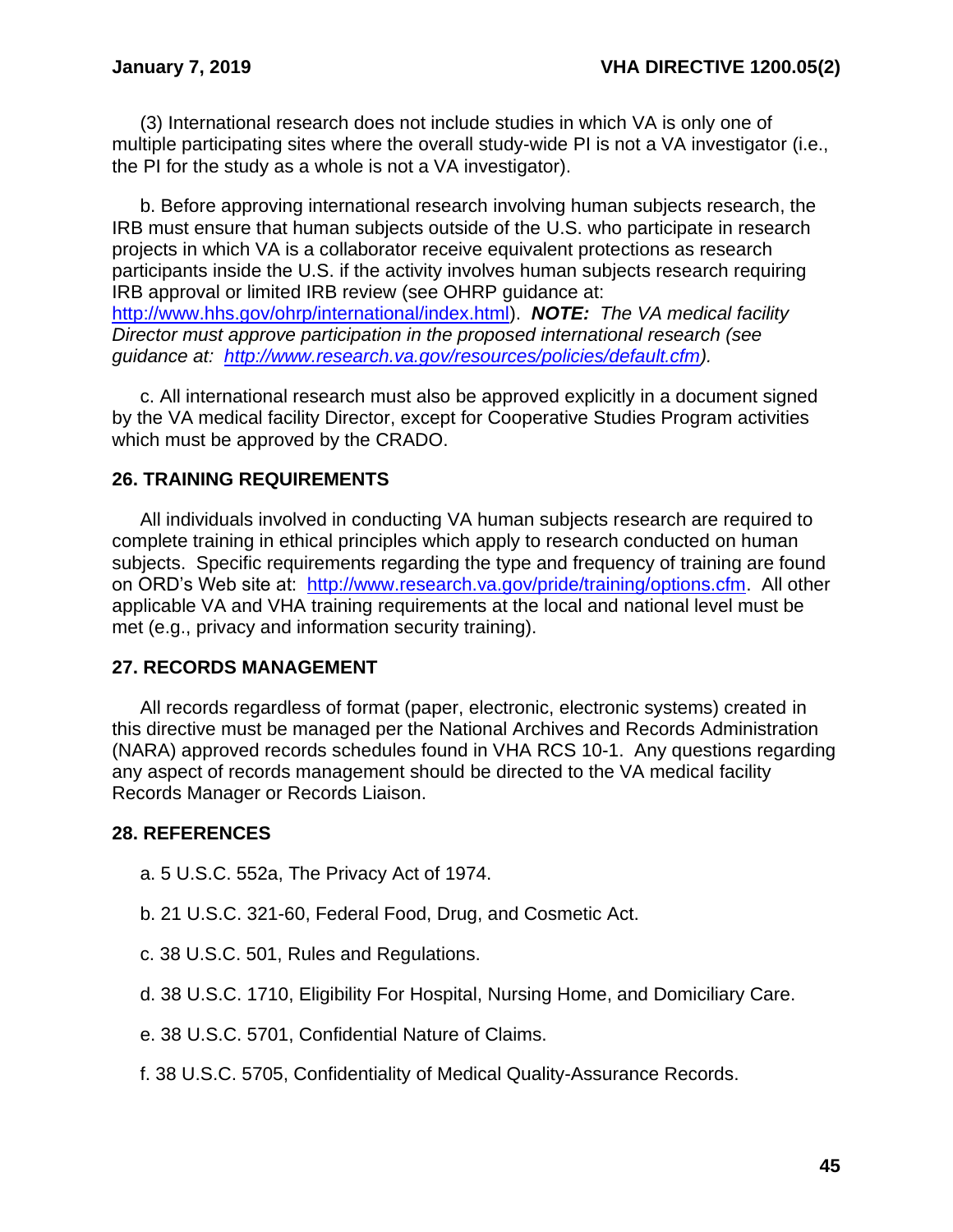(3) International research does not include studies in which VA is only one of multiple participating sites where the overall study-wide PI is not a VA investigator (i.e., the PI for the study as a whole is not a VA investigator).

b. Before approving international research involving human subjects research, the IRB must ensure that human subjects outside of the U.S. who participate in research projects in which VA is a collaborator receive equivalent protections as research participants inside the U.S. if the activity involves human subjects research requiring IRB approval or limited IRB review (see OHRP guidance at: http://www.hhs.gov/ohrp/international/index.html). ***NOTE:*** *The VA medical facility Director must approve participation in the proposed international research (see guidance at: http://www.research.va.gov/resources/policies/default.cfm).*

c. All international research must also be approved explicitly in a document signed by the VA medical facility Director, except for Cooperative Studies Program activities which must be approved by the CRADO.

## 26. TRAINING REQUIREMENTS

All individuals involved in conducting VA human subjects research are required to complete training in ethical principles which apply to research conducted on human subjects. Specific requirements regarding the type and frequency of training are found on ORD's Web site at: http://www.research.va.gov/pride/training/options.cfm. All other applicable VA and VHA training requirements at the local and national level must be met (e.g., privacy and information security training).

## 27. RECORDS MANAGEMENT

All records regardless of format (paper, electronic, electronic systems) created in this directive must be managed per the National Archives and Records Administration (NARA) approved records schedules found in VHA RCS 10-1. Any questions regarding any aspect of records management should be directed to the VA medical facility Records Manager or Records Liaison.

## 28. REFERENCES

a. 5 U.S.C. 552a, The Privacy Act of 1974.

b. 21 U.S.C. 321-60, Federal Food, Drug, and Cosmetic Act.

c. 38 U.S.C. 501, Rules and Regulations.

d. 38 U.S.C. 1710, Eligibility For Hospital, Nursing Home, and Domiciliary Care.

e. 38 U.S.C. 5701, Confidential Nature of Claims.

f. 38 U.S.C. 5705, Confidentiality of Medical Quality-Assurance Records.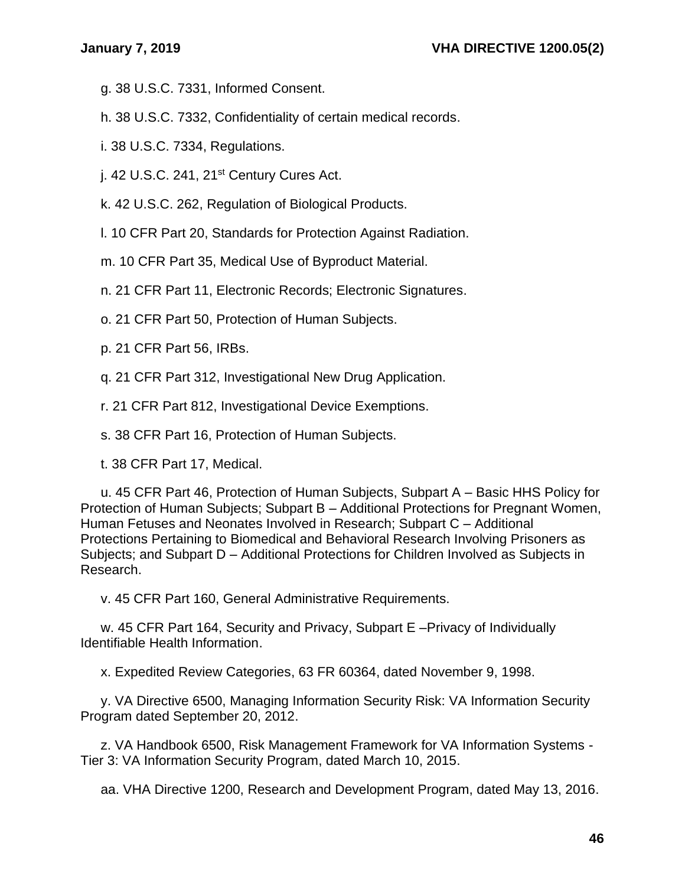g. 38 U.S.C. 7331, Informed Consent.

h. 38 U.S.C. 7332, Confidentiality of certain medical records.

i. 38 U.S.C. 7334, Regulations.

j. 42 U.S.C. 241, 21st Century Cures Act.

k. 42 U.S.C. 262, Regulation of Biological Products.

l. 10 CFR Part 20, Standards for Protection Against Radiation.

m. 10 CFR Part 35, Medical Use of Byproduct Material.

n. 21 CFR Part 11, Electronic Records; Electronic Signatures.

o. 21 CFR Part 50, Protection of Human Subjects.

p. 21 CFR Part 56, IRBs.

q. 21 CFR Part 312, Investigational New Drug Application.

r. 21 CFR Part 812, Investigational Device Exemptions.

s. 38 CFR Part 16, Protection of Human Subjects.

t. 38 CFR Part 17, Medical.

u. 45 CFR Part 46, Protection of Human Subjects, Subpart A – Basic HHS Policy for Protection of Human Subjects; Subpart B – Additional Protections for Pregnant Women, Human Fetuses and Neonates Involved in Research; Subpart C – Additional Protections Pertaining to Biomedical and Behavioral Research Involving Prisoners as Subjects; and Subpart D – Additional Protections for Children Involved as Subjects in Research.

v. 45 CFR Part 160, General Administrative Requirements.

w. 45 CFR Part 164, Security and Privacy, Subpart E –Privacy of Individually Identifiable Health Information.

x. Expedited Review Categories, 63 FR 60364, dated November 9, 1998.

y. VA Directive 6500, Managing Information Security Risk: VA Information Security Program dated September 20, 2012.

z. VA Handbook 6500, Risk Management Framework for VA Information Systems - Tier 3: VA Information Security Program, dated March 10, 2015.

aa. VHA Directive 1200, Research and Development Program, dated May 13, 2016.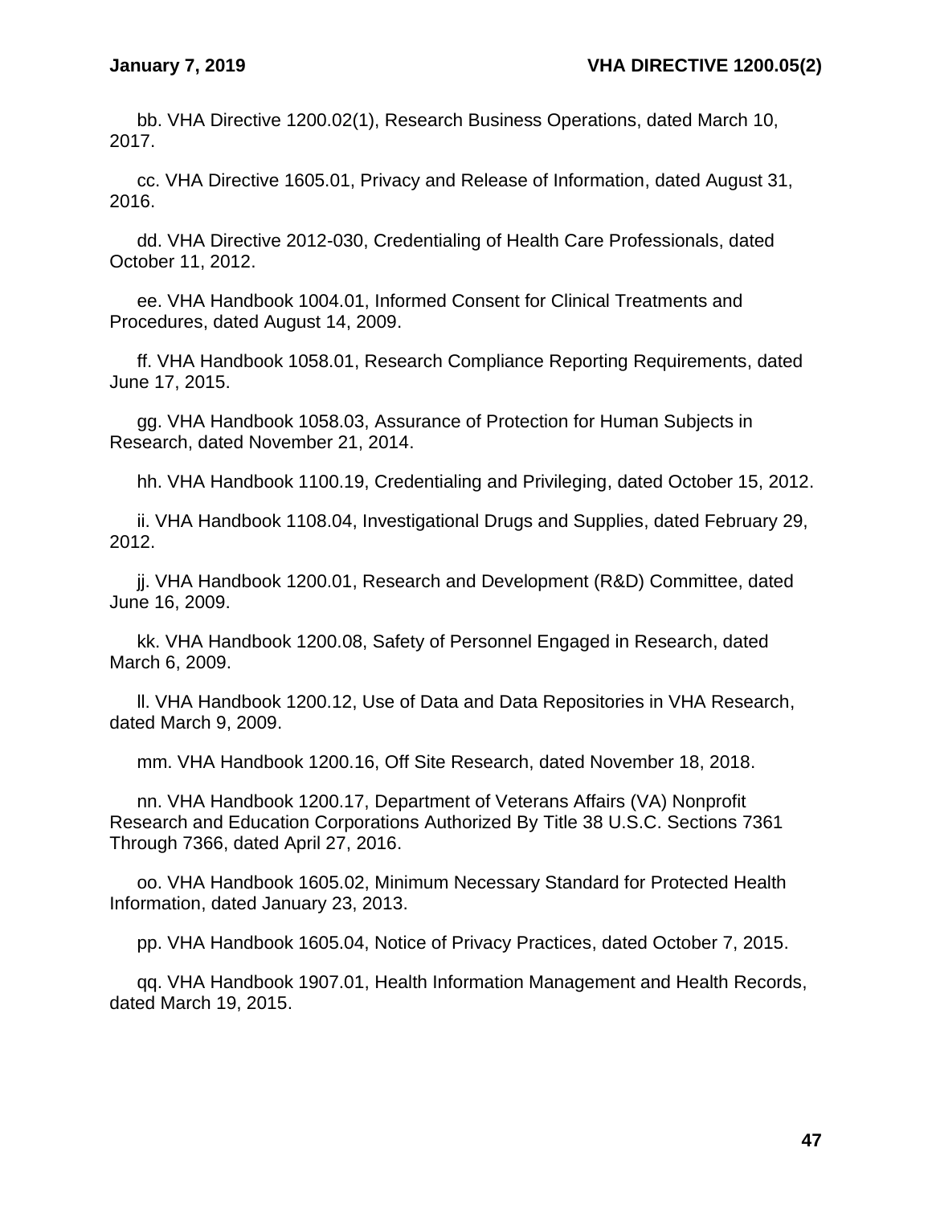bb. VHA Directive 1200.02(1), Research Business Operations, dated March 10, 2017.

cc. VHA Directive 1605.01, Privacy and Release of Information, dated August 31, 2016.

dd. VHA Directive 2012-030, Credentialing of Health Care Professionals, dated October 11, 2012.

ee. VHA Handbook 1004.01, Informed Consent for Clinical Treatments and Procedures, dated August 14, 2009.

ff. VHA Handbook 1058.01, Research Compliance Reporting Requirements, dated June 17, 2015.

gg. VHA Handbook 1058.03, Assurance of Protection for Human Subjects in Research, dated November 21, 2014.

hh. VHA Handbook 1100.19, Credentialing and Privileging, dated October 15, 2012.

ii. VHA Handbook 1108.04, Investigational Drugs and Supplies, dated February 29, 2012.

jj. VHA Handbook 1200.01, Research and Development (R&D) Committee, dated June 16, 2009.

kk. VHA Handbook 1200.08, Safety of Personnel Engaged in Research, dated March 6, 2009.

ll. VHA Handbook 1200.12, Use of Data and Data Repositories in VHA Research, dated March 9, 2009.

mm. VHA Handbook 1200.16, Off Site Research, dated November 18, 2018.

nn. VHA Handbook 1200.17, Department of Veterans Affairs (VA) Nonprofit Research and Education Corporations Authorized By Title 38 U.S.C. Sections 7361 Through 7366, dated April 27, 2016.

oo. VHA Handbook 1605.02, Minimum Necessary Standard for Protected Health Information, dated January 23, 2013.

pp. VHA Handbook 1605.04, Notice of Privacy Practices, dated October 7, 2015.

qq. VHA Handbook 1907.01, Health Information Management and Health Records, dated March 19, 2015.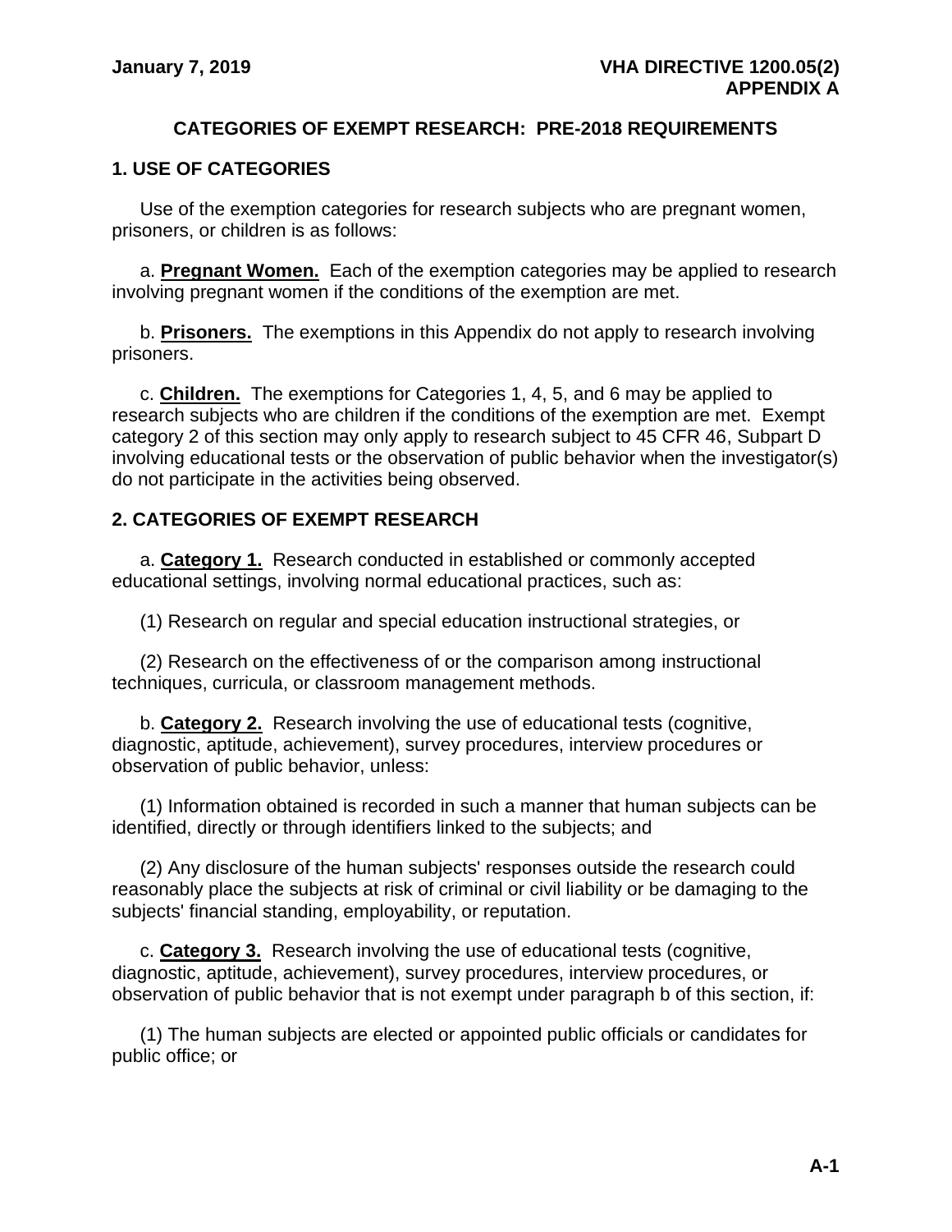## CATEGORIES OF EXEMPT RESEARCH: PRE-2018 REQUIREMENTS

### 1. USE OF CATEGORIES

Use of the exemption categories for research subjects who are pregnant women, prisoners, or children is as follows:

a. **Pregnant Women.** Each of the exemption categories may be applied to research involving pregnant women if the conditions of the exemption are met.

b. **Prisoners.** The exemptions in this Appendix do not apply to research involving prisoners.

c. **Children.** The exemptions for Categories 1, 4, 5, and 6 may be applied to research subjects who are children if the conditions of the exemption are met. Exempt category 2 of this section may only apply to research subject to 45 CFR 46, Subpart D involving educational tests or the observation of public behavior when the investigator(s) do not participate in the activities being observed.

### 2. CATEGORIES OF EXEMPT RESEARCH

a. **Category 1.** Research conducted in established or commonly accepted educational settings, involving normal educational practices, such as:

(1) Research on regular and special education instructional strategies, or

(2) Research on the effectiveness of or the comparison among instructional techniques, curricula, or classroom management methods.

b. **Category 2.** Research involving the use of educational tests (cognitive, diagnostic, aptitude, achievement), survey procedures, interview procedures or observation of public behavior, unless:

(1) Information obtained is recorded in such a manner that human subjects can be identified, directly or through identifiers linked to the subjects; and

(2) Any disclosure of the human subjects' responses outside the research could reasonably place the subjects at risk of criminal or civil liability or be damaging to the subjects' financial standing, employability, or reputation.

c. **Category 3.** Research involving the use of educational tests (cognitive, diagnostic, aptitude, achievement), survey procedures, interview procedures, or observation of public behavior that is not exempt under paragraph b of this section, if:

(1) The human subjects are elected or appointed public officials or candidates for public office; or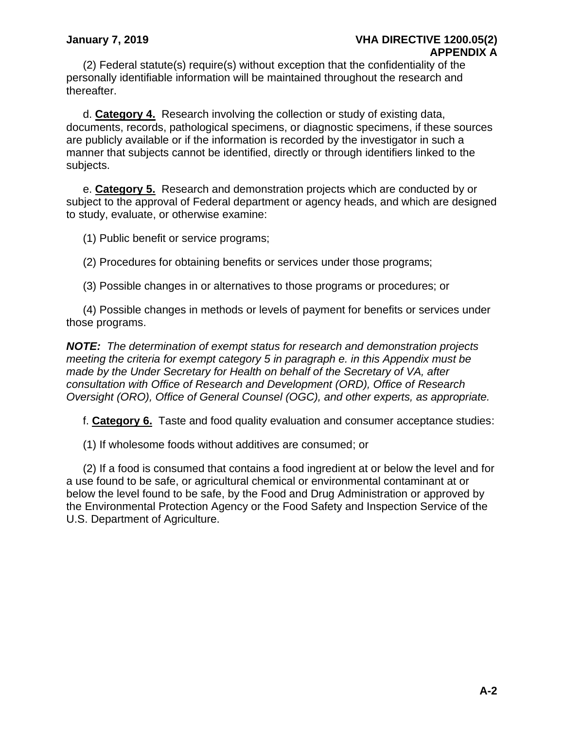(2) Federal statute(s) require(s) without exception that the confidentiality of the personally identifiable information will be maintained throughout the research and thereafter.

d. **Category 4.** Research involving the collection or study of existing data, documents, records, pathological specimens, or diagnostic specimens, if these sources are publicly available or if the information is recorded by the investigator in such a manner that subjects cannot be identified, directly or through identifiers linked to the subjects.

e. **Category 5.** Research and demonstration projects which are conducted by or subject to the approval of Federal department or agency heads, and which are designed to study, evaluate, or otherwise examine:

(1) Public benefit or service programs;

(2) Procedures for obtaining benefits or services under those programs;

(3) Possible changes in or alternatives to those programs or procedures; or

(4) Possible changes in methods or levels of payment for benefits or services under those programs.

***NOTE:*** *The determination of exempt status for research and demonstration projects meeting the criteria for exempt category 5 in paragraph e. in this Appendix must be made by the Under Secretary for Health on behalf of the Secretary of VA, after consultation with Office of Research and Development (ORD), Office of Research Oversight (ORO), Office of General Counsel (OGC), and other experts, as appropriate.*

f. **Category 6.** Taste and food quality evaluation and consumer acceptance studies:

(1) If wholesome foods without additives are consumed; or

(2) If a food is consumed that contains a food ingredient at or below the level and for a use found to be safe, or agricultural chemical or environmental contaminant at or below the level found to be safe, by the Food and Drug Administration or approved by the Environmental Protection Agency or the Food Safety and Inspection Service of the U.S. Department of Agriculture.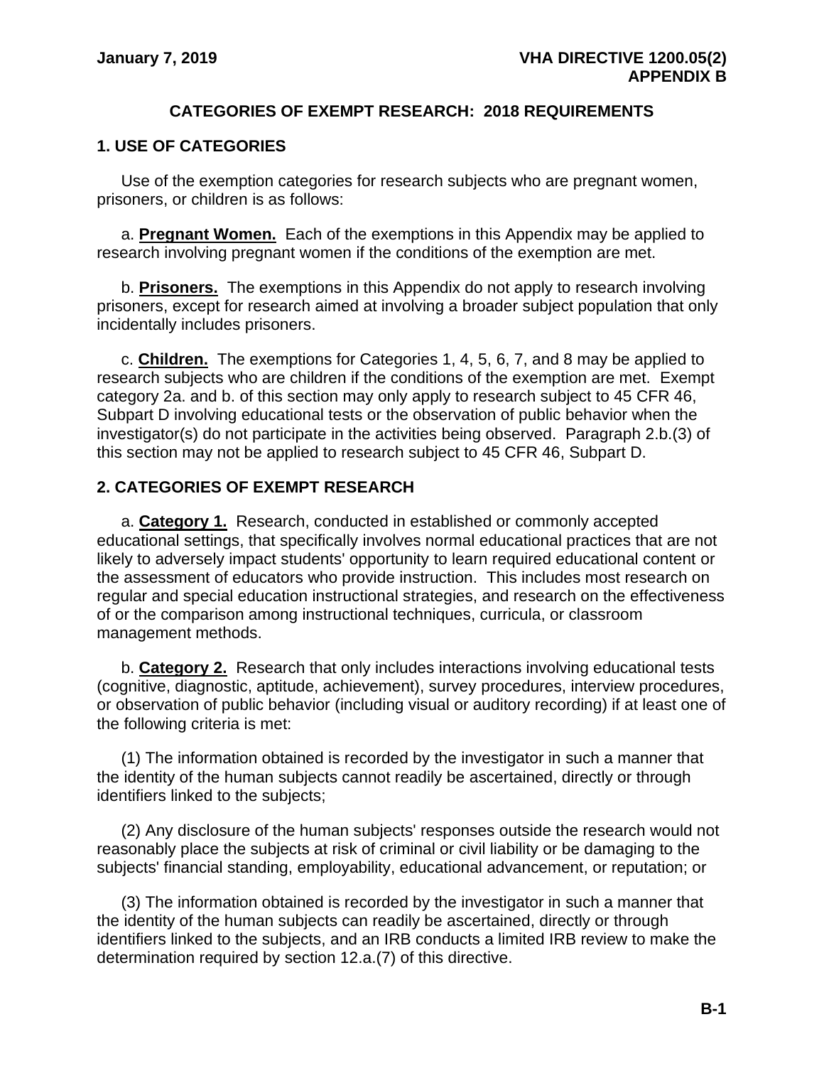# CATEGORIES OF EXEMPT RESEARCH: 2018 REQUIREMENTS

## 1. USE OF CATEGORIES

Use of the exemption categories for research subjects who are pregnant women, prisoners, or children is as follows:

a. **Pregnant Women.** Each of the exemptions in this Appendix may be applied to research involving pregnant women if the conditions of the exemption are met.

b. **Prisoners.** The exemptions in this Appendix do not apply to research involving prisoners, except for research aimed at involving a broader subject population that only incidentally includes prisoners.

c. **Children.** The exemptions for Categories 1, 4, 5, 6, 7, and 8 may be applied to research subjects who are children if the conditions of the exemption are met. Exempt category 2a. and b. of this section may only apply to research subject to 45 CFR 46, Subpart D involving educational tests or the observation of public behavior when the investigator(s) do not participate in the activities being observed. Paragraph 2.b.(3) of this section may not be applied to research subject to 45 CFR 46, Subpart D.

## 2. CATEGORIES OF EXEMPT RESEARCH

a. **Category 1.** Research, conducted in established or commonly accepted educational settings, that specifically involves normal educational practices that are not likely to adversely impact students' opportunity to learn required educational content or the assessment of educators who provide instruction. This includes most research on regular and special education instructional strategies, and research on the effectiveness of or the comparison among instructional techniques, curricula, or classroom management methods.

b. **Category 2.** Research that only includes interactions involving educational tests (cognitive, diagnostic, aptitude, achievement), survey procedures, interview procedures, or observation of public behavior (including visual or auditory recording) if at least one of the following criteria is met:

(1) The information obtained is recorded by the investigator in such a manner that the identity of the human subjects cannot readily be ascertained, directly or through identifiers linked to the subjects;

(2) Any disclosure of the human subjects' responses outside the research would not reasonably place the subjects at risk of criminal or civil liability or be damaging to the subjects' financial standing, employability, educational advancement, or reputation; or

(3) The information obtained is recorded by the investigator in such a manner that the identity of the human subjects can readily be ascertained, directly or through identifiers linked to the subjects, and an IRB conducts a limited IRB review to make the determination required by section 12.a.(7) of this directive.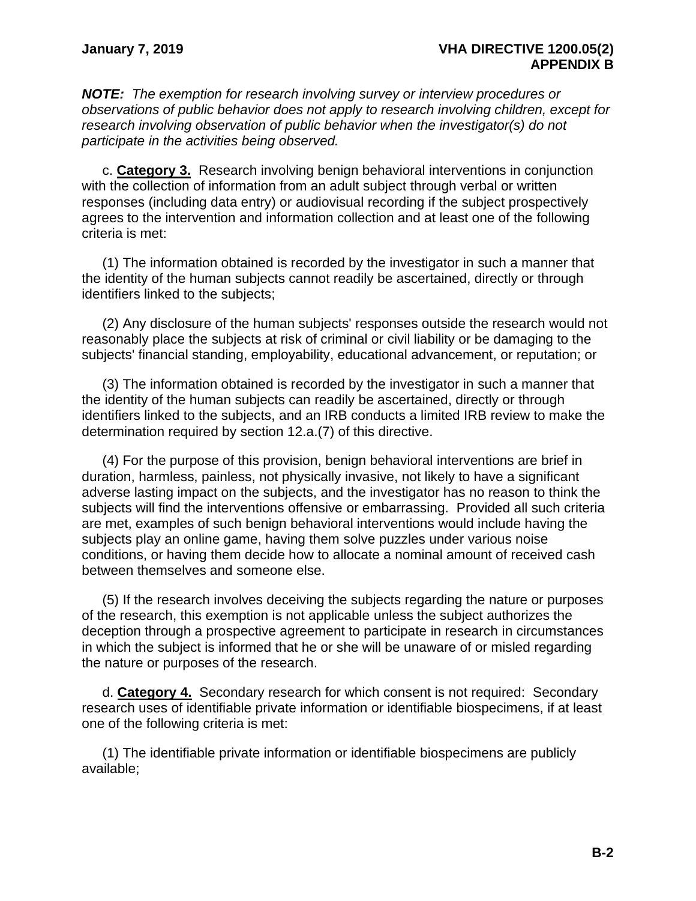***NOTE:*** *The exemption for research involving survey or interview procedures or observations of public behavior does not apply to research involving children, except for research involving observation of public behavior when the investigator(s) do not participate in the activities being observed.*

c. **Category 3.** Research involving benign behavioral interventions in conjunction with the collection of information from an adult subject through verbal or written responses (including data entry) or audiovisual recording if the subject prospectively agrees to the intervention and information collection and at least one of the following criteria is met:

(1) The information obtained is recorded by the investigator in such a manner that the identity of the human subjects cannot readily be ascertained, directly or through identifiers linked to the subjects;

(2) Any disclosure of the human subjects' responses outside the research would not reasonably place the subjects at risk of criminal or civil liability or be damaging to the subjects' financial standing, employability, educational advancement, or reputation; or

(3) The information obtained is recorded by the investigator in such a manner that the identity of the human subjects can readily be ascertained, directly or through identifiers linked to the subjects, and an IRB conducts a limited IRB review to make the determination required by section 12.a.(7) of this directive.

(4) For the purpose of this provision, benign behavioral interventions are brief in duration, harmless, painless, not physically invasive, not likely to have a significant adverse lasting impact on the subjects, and the investigator has no reason to think the subjects will find the interventions offensive or embarrassing. Provided all such criteria are met, examples of such benign behavioral interventions would include having the subjects play an online game, having them solve puzzles under various noise conditions, or having them decide how to allocate a nominal amount of received cash between themselves and someone else.

(5) If the research involves deceiving the subjects regarding the nature or purposes of the research, this exemption is not applicable unless the subject authorizes the deception through a prospective agreement to participate in research in circumstances in which the subject is informed that he or she will be unaware of or misled regarding the nature or purposes of the research.

d. **Category 4.** Secondary research for which consent is not required: Secondary research uses of identifiable private information or identifiable biospecimens, if at least one of the following criteria is met:

(1) The identifiable private information or identifiable biospecimens are publicly available;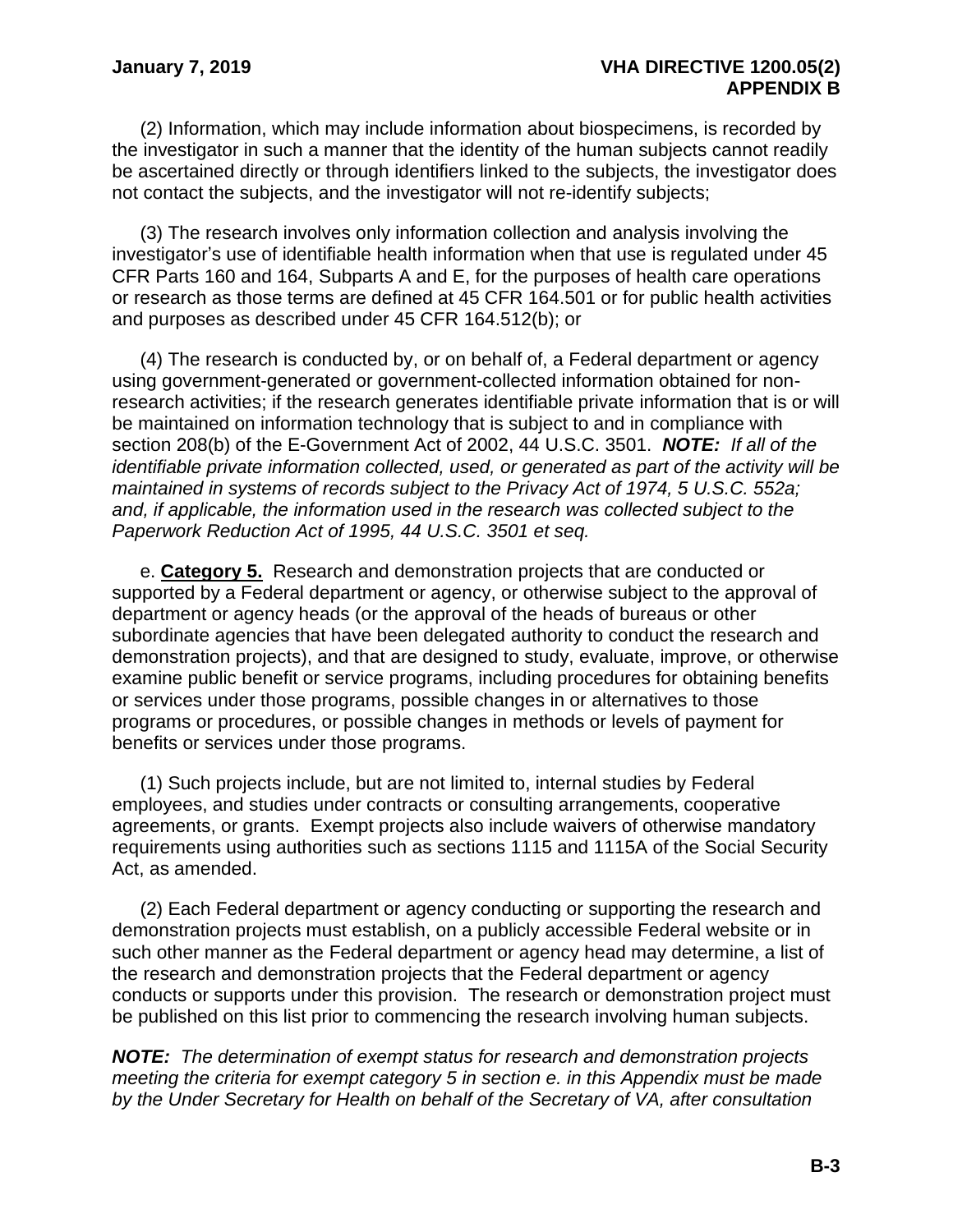(2) Information, which may include information about biospecimens, is recorded by the investigator in such a manner that the identity of the human subjects cannot readily be ascertained directly or through identifiers linked to the subjects, the investigator does not contact the subjects, and the investigator will not re-identify subjects;

(3) The research involves only information collection and analysis involving the investigator's use of identifiable health information when that use is regulated under 45 CFR Parts 160 and 164, Subparts A and E, for the purposes of health care operations or research as those terms are defined at 45 CFR 164.501 or for public health activities and purposes as described under 45 CFR 164.512(b); or

(4) The research is conducted by, or on behalf of, a Federal department or agency using government-generated or government-collected information obtained for non-research activities; if the research generates identifiable private information that is or will be maintained on information technology that is subject to and in compliance with section 208(b) of the E-Government Act of 2002, 44 U.S.C. 3501. ***NOTE:*** *If all of the identifiable private information collected, used, or generated as part of the activity will be maintained in systems of records subject to the Privacy Act of 1974, 5 U.S.C. 552a; and, if applicable, the information used in the research was collected subject to the Paperwork Reduction Act of 1995, 44 U.S.C. 3501 et seq.*

e. **Category 5.** Research and demonstration projects that are conducted or supported by a Federal department or agency, or otherwise subject to the approval of department or agency heads (or the approval of the heads of bureaus or other subordinate agencies that have been delegated authority to conduct the research and demonstration projects), and that are designed to study, evaluate, improve, or otherwise examine public benefit or service programs, including procedures for obtaining benefits or services under those programs, possible changes in or alternatives to those programs or procedures, or possible changes in methods or levels of payment for benefits or services under those programs.

(1) Such projects include, but are not limited to, internal studies by Federal employees, and studies under contracts or consulting arrangements, cooperative agreements, or grants. Exempt projects also include waivers of otherwise mandatory requirements using authorities such as sections 1115 and 1115A of the Social Security Act, as amended.

(2) Each Federal department or agency conducting or supporting the research and demonstration projects must establish, on a publicly accessible Federal website or in such other manner as the Federal department or agency head may determine, a list of the research and demonstration projects that the Federal department or agency conducts or supports under this provision. The research or demonstration project must be published on this list prior to commencing the research involving human subjects.

***NOTE:*** *The determination of exempt status for research and demonstration projects meeting the criteria for exempt category 5 in section e. in this Appendix must be made by the Under Secretary for Health on behalf of the Secretary of VA, after consultation*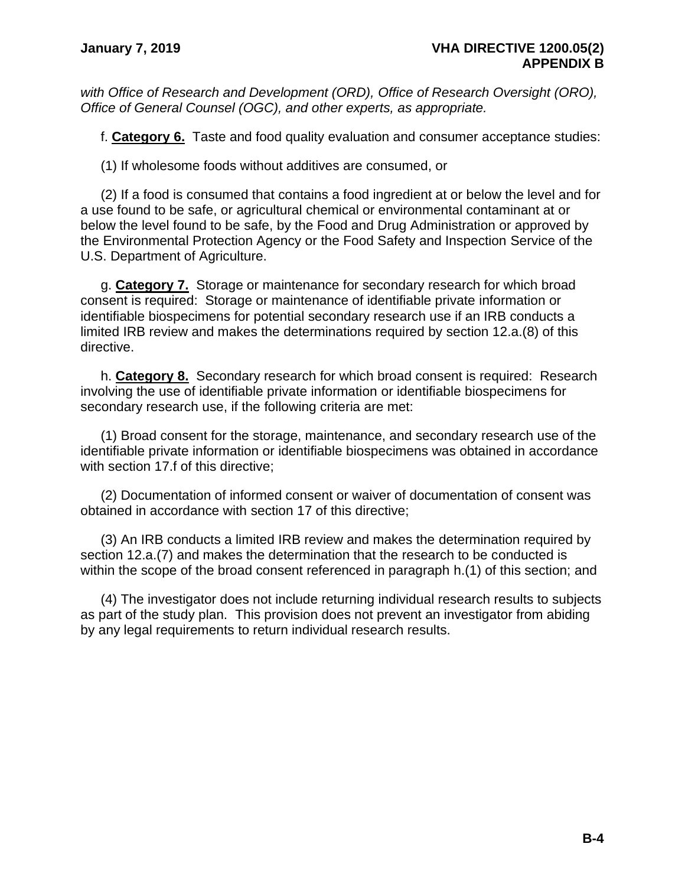*with Office of Research and Development (ORD), Office of Research Oversight (ORO), Office of General Counsel (OGC), and other experts, as appropriate.*

f. **Category 6.** Taste and food quality evaluation and consumer acceptance studies:

(1) If wholesome foods without additives are consumed, or

(2) If a food is consumed that contains a food ingredient at or below the level and for a use found to be safe, or agricultural chemical or environmental contaminant at or below the level found to be safe, by the Food and Drug Administration or approved by the Environmental Protection Agency or the Food Safety and Inspection Service of the U.S. Department of Agriculture.

g. **Category 7.** Storage or maintenance for secondary research for which broad consent is required: Storage or maintenance of identifiable private information or identifiable biospecimens for potential secondary research use if an IRB conducts a limited IRB review and makes the determinations required by section 12.a.(8) of this directive.

h. **Category 8.** Secondary research for which broad consent is required: Research involving the use of identifiable private information or identifiable biospecimens for secondary research use, if the following criteria are met:

(1) Broad consent for the storage, maintenance, and secondary research use of the identifiable private information or identifiable biospecimens was obtained in accordance with section 17.f of this directive;

(2) Documentation of informed consent or waiver of documentation of consent was obtained in accordance with section 17 of this directive;

(3) An IRB conducts a limited IRB review and makes the determination required by section 12.a.(7) and makes the determination that the research to be conducted is within the scope of the broad consent referenced in paragraph h.(1) of this section; and

(4) The investigator does not include returning individual research results to subjects as part of the study plan. This provision does not prevent an investigator from abiding by any legal requirements to return individual research results.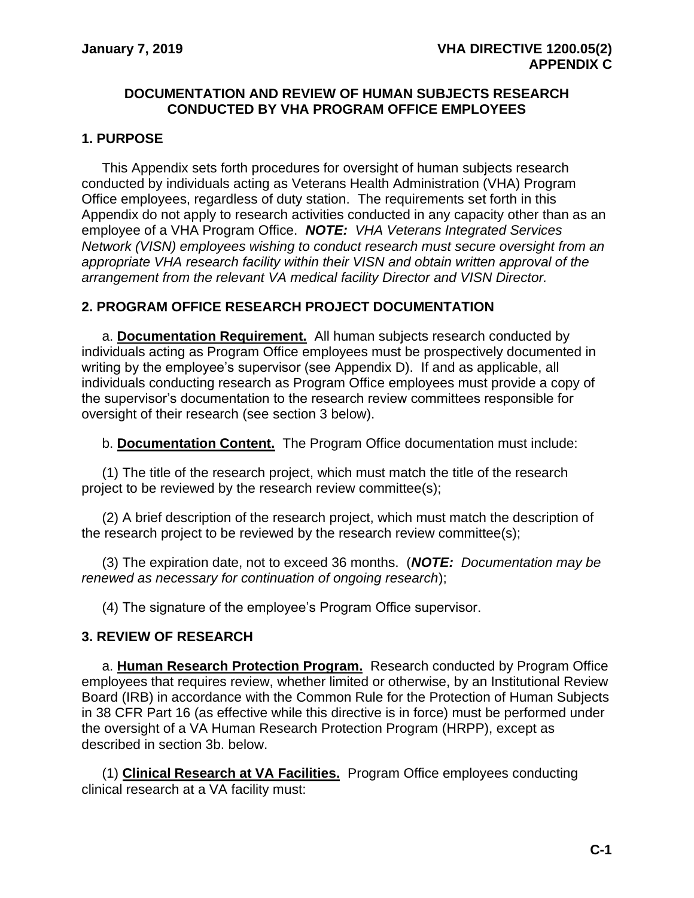## DOCUMENTATION AND REVIEW OF HUMAN SUBJECTS RESEARCH CONDUCTED BY VHA PROGRAM OFFICE EMPLOYEES

### 1. PURPOSE

This Appendix sets forth procedures for oversight of human subjects research conducted by individuals acting as Veterans Health Administration (VHA) Program Office employees, regardless of duty station. The requirements set forth in this Appendix do not apply to research activities conducted in any capacity other than as an employee of a VHA Program Office. ***NOTE:*** *VHA Veterans Integrated Services Network (VISN) employees wishing to conduct research must secure oversight from an appropriate VHA research facility within their VISN and obtain written approval of the arrangement from the relevant VA medical facility Director and VISN Director.*

### 2. PROGRAM OFFICE RESEARCH PROJECT DOCUMENTATION

a. **Documentation Requirement.** All human subjects research conducted by individuals acting as Program Office employees must be prospectively documented in writing by the employee's supervisor (see Appendix D). If and as applicable, all individuals conducting research as Program Office employees must provide a copy of the supervisor's documentation to the research review committees responsible for oversight of their research (see section 3 below).

b. **Documentation Content.** The Program Office documentation must include:

(1) The title of the research project, which must match the title of the research project to be reviewed by the research review committee(s);

(2) A brief description of the research project, which must match the description of the research project to be reviewed by the research review committee(s);

(3) The expiration date, not to exceed 36 months. (***NOTE:*** *Documentation may be renewed as necessary for continuation of ongoing research*);

(4) The signature of the employee's Program Office supervisor.

### 3. REVIEW OF RESEARCH

a. **Human Research Protection Program.** Research conducted by Program Office employees that requires review, whether limited or otherwise, by an Institutional Review Board (IRB) in accordance with the Common Rule for the Protection of Human Subjects in 38 CFR Part 16 (as effective while this directive is in force) must be performed under the oversight of a VA Human Research Protection Program (HRPP), except as described in section 3b. below.

(1) **Clinical Research at VA Facilities.** Program Office employees conducting clinical research at a VA facility must: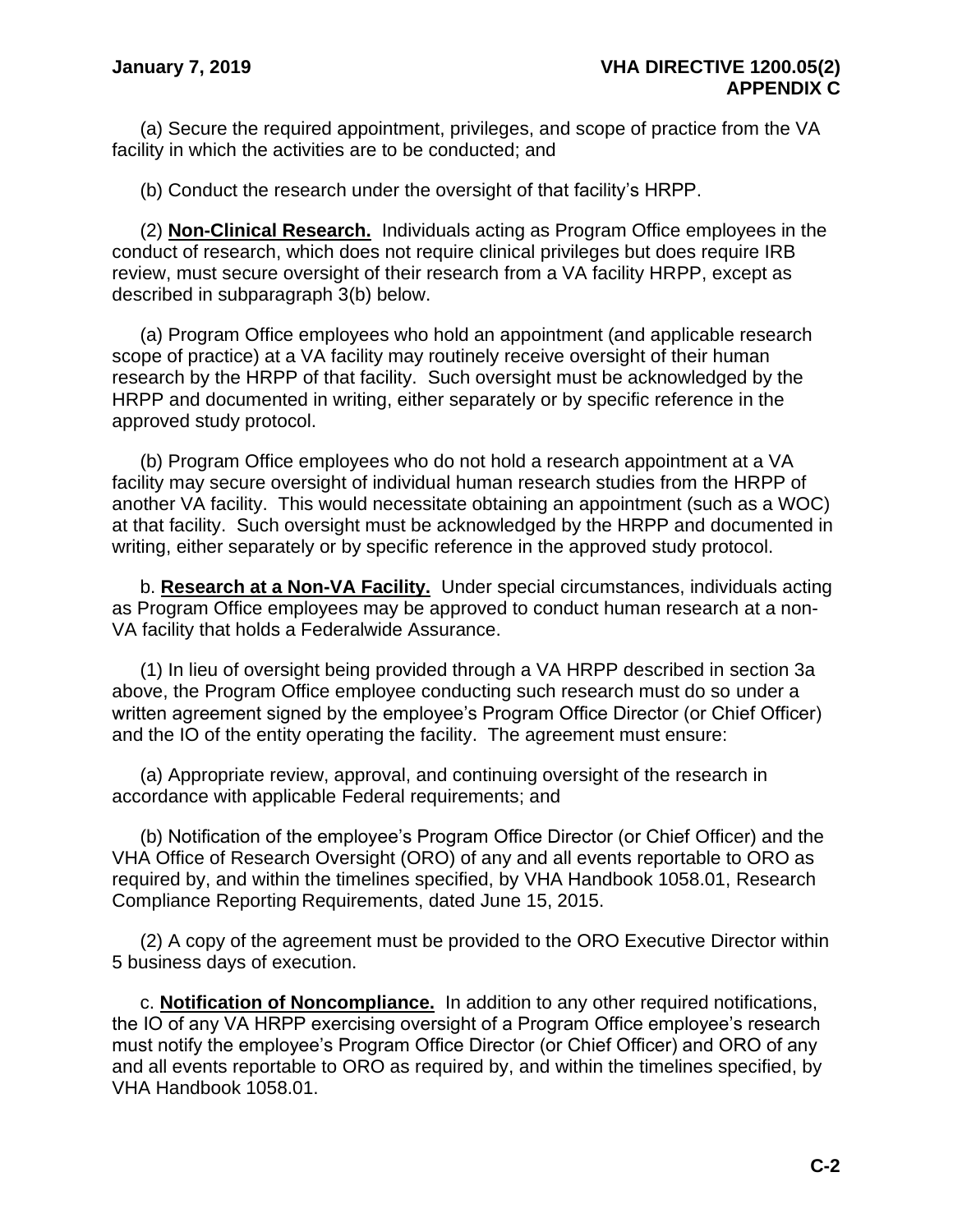(a) Secure the required appointment, privileges, and scope of practice from the VA facility in which the activities are to be conducted; and

(b) Conduct the research under the oversight of that facility's HRPP.

(2) **Non-Clinical Research.** Individuals acting as Program Office employees in the conduct of research, which does not require clinical privileges but does require IRB review, must secure oversight of their research from a VA facility HRPP, except as described in subparagraph 3(b) below.

(a) Program Office employees who hold an appointment (and applicable research scope of practice) at a VA facility may routinely receive oversight of their human research by the HRPP of that facility. Such oversight must be acknowledged by the HRPP and documented in writing, either separately or by specific reference in the approved study protocol.

(b) Program Office employees who do not hold a research appointment at a VA facility may secure oversight of individual human research studies from the HRPP of another VA facility. This would necessitate obtaining an appointment (such as a WOC) at that facility. Such oversight must be acknowledged by the HRPP and documented in writing, either separately or by specific reference in the approved study protocol.

b. **Research at a Non-VA Facility.** Under special circumstances, individuals acting as Program Office employees may be approved to conduct human research at a non-VA facility that holds a Federalwide Assurance.

(1) In lieu of oversight being provided through a VA HRPP described in section 3a above, the Program Office employee conducting such research must do so under a written agreement signed by the employee's Program Office Director (or Chief Officer) and the IO of the entity operating the facility. The agreement must ensure:

(a) Appropriate review, approval, and continuing oversight of the research in accordance with applicable Federal requirements; and

(b) Notification of the employee's Program Office Director (or Chief Officer) and the VHA Office of Research Oversight (ORO) of any and all events reportable to ORO as required by, and within the timelines specified, by VHA Handbook 1058.01, Research Compliance Reporting Requirements, dated June 15, 2015.

(2) A copy of the agreement must be provided to the ORO Executive Director within 5 business days of execution.

c. **Notification of Noncompliance.** In addition to any other required notifications, the IO of any VA HRPP exercising oversight of a Program Office employee's research must notify the employee's Program Office Director (or Chief Officer) and ORO of any and all events reportable to ORO as required by, and within the timelines specified, by VHA Handbook 1058.01.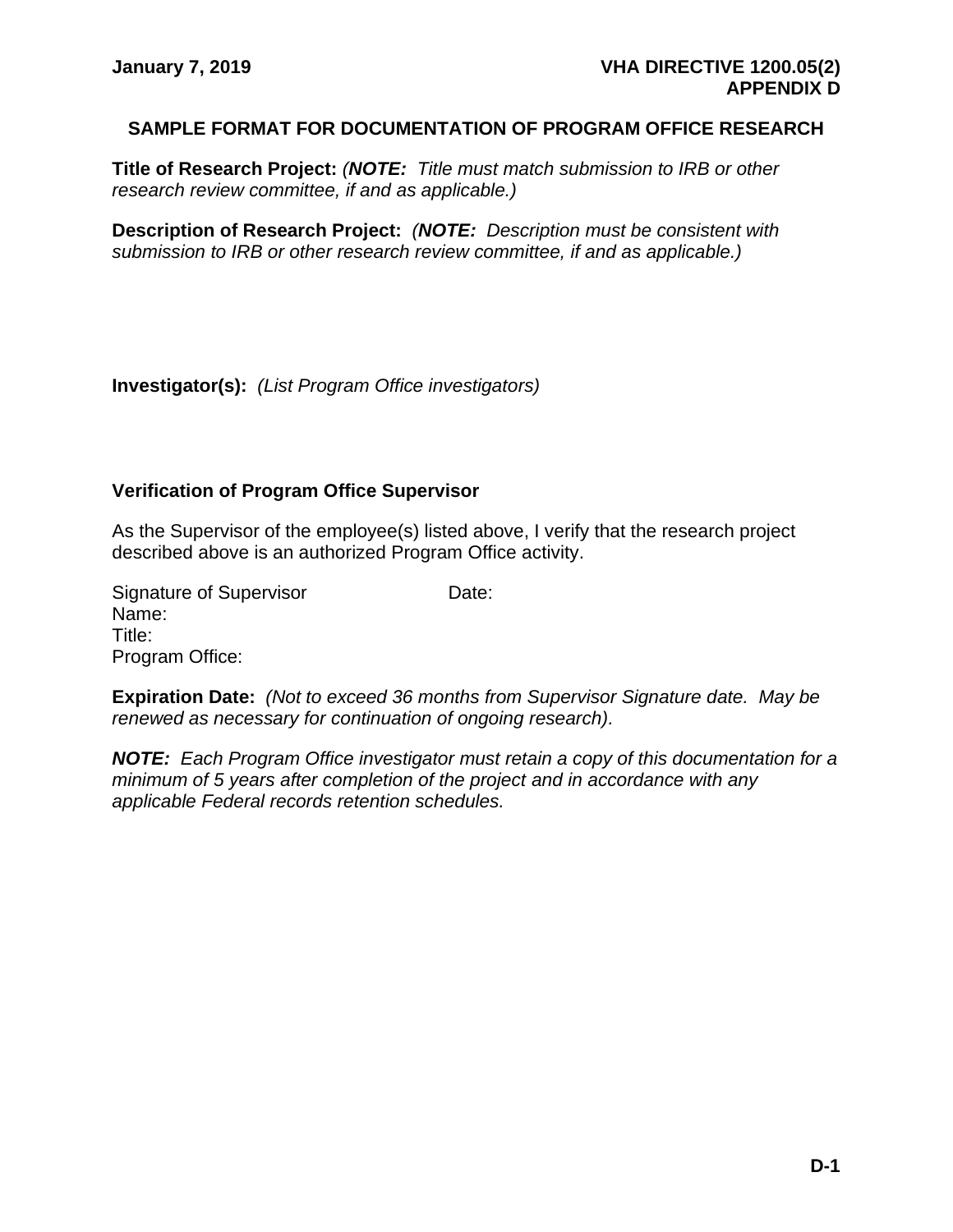**APPENDIX D**

## SAMPLE FORMAT FOR DOCUMENTATION OF PROGRAM OFFICE RESEARCH

**Title of Research Project:** *(**NOTE:** Title must match submission to IRB or other research review committee, if and as applicable.)*

**Description of Research Project:** *(**NOTE:** Description must be consistent with submission to IRB or other research review committee, if and as applicable.)*

**Investigator(s):** *(List Program Office investigators)*

### Verification of Program Office Supervisor

As the Supervisor of the employee(s) listed above, I verify that the research project described above is an authorized Program Office activity.

Signature of Supervisor Date:
Name:
Title:
Program Office:

**Expiration Date:** *(Not to exceed 36 months from Supervisor Signature date. May be renewed as necessary for continuation of ongoing research).*

***NOTE:** Each Program Office investigator must retain a copy of this documentation for a minimum of 5 years after completion of the project and in accordance with any applicable Federal records retention schedules.*